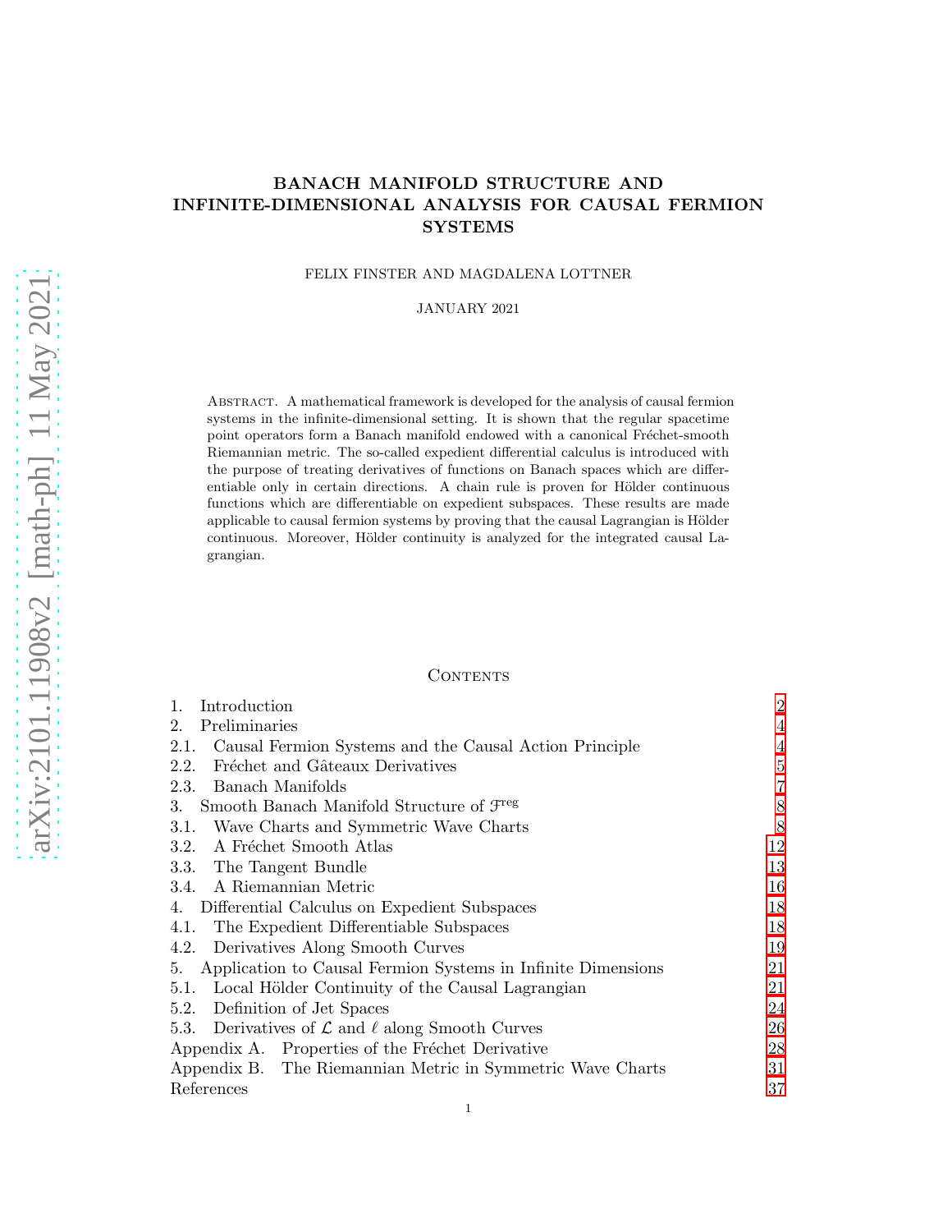# BANACH MANIFOLD STRUCTURE AND INFINITE-DIMENSIONAL ANALYSIS FOR CAUSAL FERMION SYSTEMS

FELIX FINSTER AND MAGDALENA LOTTNER

JANUARY 2021

Abstract. A mathematical framework is developed for the analysis of causal fermion systems in the infinite-dimensional setting. It is shown that the regular spacetime point operators form a Banach manifold endowed with a canonical Fréchet-smooth Riemannian metric. The so-called expedient differential calculus is introduced with the purpose of treating derivatives of functions on Banach spaces which are differentiable only in certain directions. A chain rule is proven for Hölder continuous functions which are differentiable on expedient subspaces. These results are made applicable to causal fermion systems by proving that the causal Lagrangian is Hölder continuous. Moreover, Hölder continuity is analyzed for the integrated causal Lagrangian.

Contents

| | |
|---|---|
| 1. Introduction | 2 |
| 2. Preliminaries | 4 |
| 2.1. Causal Fermion Systems and the Causal Action Principle | 4 |
| 2.2. Fréchet and Gâteaux Derivatives | 5 |
| 2.3. Banach Manifolds | 7 |
| 3. Smooth Banach Manifold Structure of $\mathscr{F}^{\text{reg}}$ | 8 |
| 3.1. Wave Charts and Symmetric Wave Charts | 8 |
| 3.2. A Fréchet Smooth Atlas | 12 |
| 3.3. The Tangent Bundle | 13 |
| 3.4. A Riemannian Metric | 16 |
| 4. Differential Calculus on Expedient Subspaces | 18 |
| 4.1. The Expedient Differentiable Subspaces | 18 |
| 4.2. Derivatives Along Smooth Curves | 19 |
| 5. Application to Causal Fermion Systems in Infinite Dimensions | 21 |
| 5.1. Local Hölder Continuity of the Causal Lagrangian | 21 |
| 5.2. Definition of Jet Spaces | 24 |
| 5.3. Derivatives of $\mathcal{L}$ and $\ell$ along Smooth Curves | 26 |
| Appendix A. Properties of the Fréchet Derivative | 28 |
| Appendix B. The Riemannian Metric in Symmetric Wave Charts | 31 |
| References | 37 |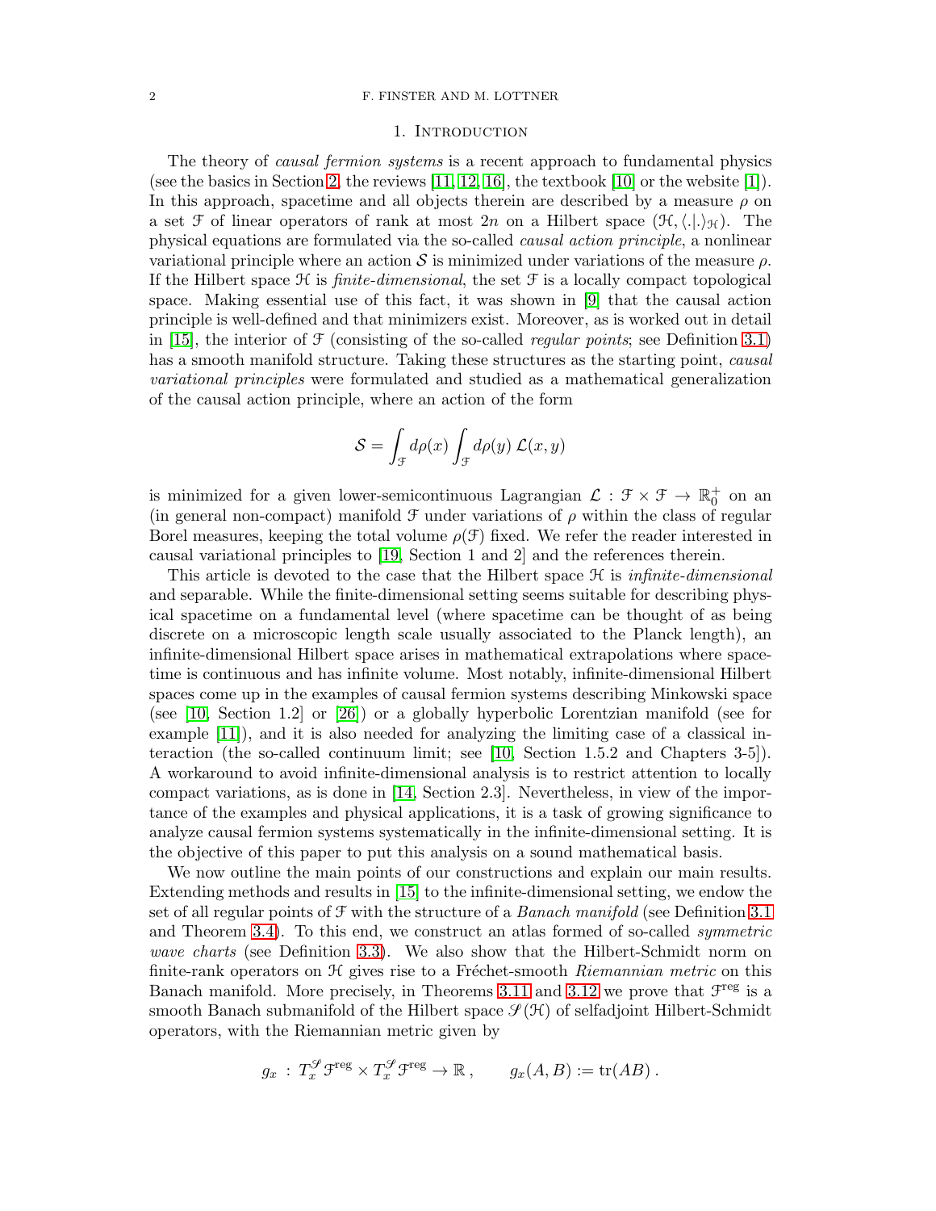## 1. Introduction

The theory of *causal fermion systems* is a recent approach to fundamental physics (see the basics in Section 2, the reviews [11, 12, 16], the textbook [10] or the website [1]). In this approach, spacetime and all objects therein are described by a measure $\rho$ on a set $\mathcal{F}$ of linear operators of rank at most $2n$ on a Hilbert space $(\mathcal{H}, \langle .|. \rangle_{\mathcal{H}})$. The physical equations are formulated via the so-called *causal action principle*, a nonlinear variational principle where an action $\mathcal{S}$ is minimized under variations of the measure $\rho$. If the Hilbert space $\mathcal{H}$ is *finite-dimensional*, the set $\mathcal{F}$ is a locally compact topological space. Making essential use of this fact, it was shown in [9] that the causal action principle is well-defined and that minimizers exist. Moreover, as is worked out in detail in [15], the interior of $\mathcal{F}$ (consisting of the so-called *regular points*; see Definition 3.1) has a smooth manifold structure. Taking these structures as the starting point, *causal variational principles* were formulated and studied as a mathematical generalization of the causal action principle, where an action of the form

$$\mathcal{S} = \int_{\mathcal{F}} d\rho(x) \int_{\mathcal{F}} d\rho(y)\, \mathcal{L}(x,y)$$

is minimized for a given lower-semicontinuous Lagrangian $\mathcal{L} : \mathcal{F} \times \mathcal{F} \to \mathbb{R}^+_0$ on an (in general non-compact) manifold $\mathcal{F}$ under variations of $\rho$ within the class of regular Borel measures, keeping the total volume $\rho(\mathcal{F})$ fixed. We refer the reader interested in causal variational principles to [19, Section 1 and 2] and the references therein.

This article is devoted to the case that the Hilbert space $\mathcal{H}$ is *infinite-dimensional* and separable. While the finite-dimensional setting seems suitable for describing physical spacetime on a fundamental level (where spacetime can be thought of as being discrete on a microscopic length scale usually associated to the Planck length), an infinite-dimensional Hilbert space arises in mathematical extrapolations where spacetime is continuous and has infinite volume. Most notably, infinite-dimensional Hilbert spaces come up in the examples of causal fermion systems describing Minkowski space (see [10, Section 1.2] or [26]) or a globally hyperbolic Lorentzian manifold (see for example [11]), and it is also needed for analyzing the limiting case of a classical interaction (the so-called continuum limit; see [10, Section 1.5.2 and Chapters 3-5]). A workaround to avoid infinite-dimensional analysis is to restrict attention to locally compact variations, as is done in [14, Section 2.3]. Nevertheless, in view of the importance of the examples and physical applications, it is a task of growing significance to analyze causal fermion systems systematically in the infinite-dimensional setting. It is the objective of this paper to put this analysis on a sound mathematical basis.

We now outline the main points of our constructions and explain our main results. Extending methods and results in [15] to the infinite-dimensional setting, we endow the set of all regular points of $\mathcal{F}$ with the structure of a *Banach manifold* (see Definition 3.1 and Theorem 3.4). To this end, we construct an atlas formed of so-called *symmetric wave charts* (see Definition 3.3). We also show that the Hilbert-Schmidt norm on finite-rank operators on $\mathcal{H}$ gives rise to a Fréchet-smooth *Riemannian metric* on this Banach manifold. More precisely, in Theorems 3.11 and 3.12 we prove that $\mathcal{F}^{\text{reg}}$ is a smooth Banach submanifold of the Hilbert space $\mathscr{S}(\mathcal{H})$ of selfadjoint Hilbert-Schmidt operators, with the Riemannian metric given by

$$g_x \;:\; T^{\mathscr{S}}_x \mathcal{F}^{\text{reg}} \times T^{\mathscr{S}}_x \mathcal{F}^{\text{reg}} \to \mathbb{R}\,, \qquad g_x(A,B) := \text{tr}(AB)\,.$$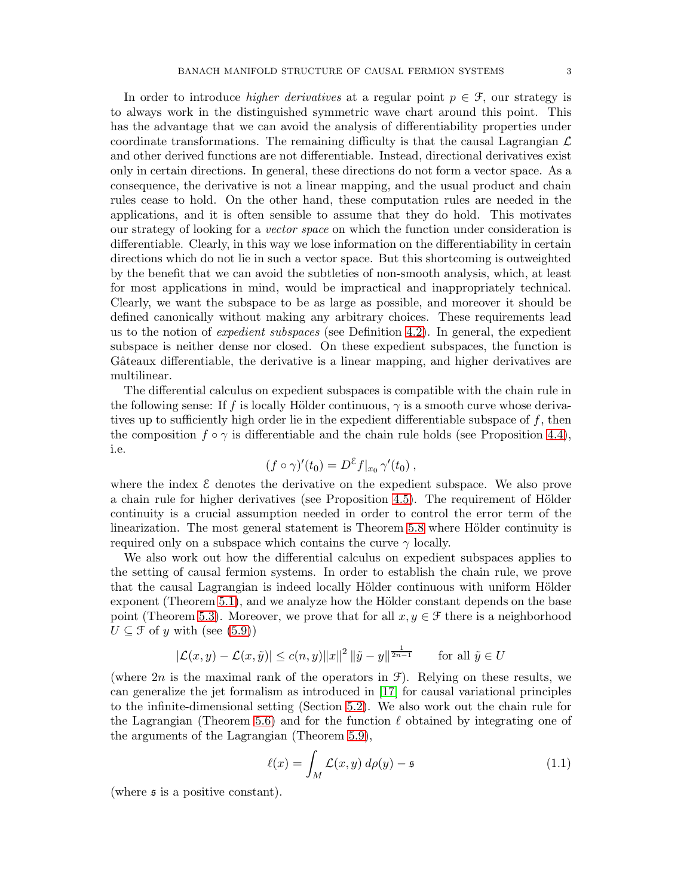In order to introduce *higher derivatives* at a regular point $p \in \mathcal{F}$, our strategy is to always work in the distinguished symmetric wave chart around this point. This has the advantage that we can avoid the analysis of differentiability properties under coordinate transformations. The remaining difficulty is that the causal Lagrangian $\mathcal{L}$ and other derived functions are not differentiable. Instead, directional derivatives exist only in certain directions. In general, these directions do not form a vector space. As a consequence, the derivative is not a linear mapping, and the usual product and chain rules cease to hold. On the other hand, these computation rules are needed in the applications, and it is often sensible to assume that they do hold. This motivates our strategy of looking for a *vector space* on which the function under consideration is differentiable. Clearly, in this way we lose information on the differentiability in certain directions which do not lie in such a vector space. But this shortcoming is outweighted by the benefit that we can avoid the subtleties of non-smooth analysis, which, at least for most applications in mind, would be impractical and inappropriately technical. Clearly, we want the subspace to be as large as possible, and moreover it should be defined canonically without making any arbitrary choices. These requirements lead us to the notion of *expedient subspaces* (see Definition 4.2). In general, the expedient subspace is neither dense nor closed. On these expedient subspaces, the function is Gâteaux differentiable, the derivative is a linear mapping, and higher derivatives are multilinear.

The differential calculus on expedient subspaces is compatible with the chain rule in the following sense: If $f$ is locally Hölder continuous, $\gamma$ is a smooth curve whose derivatives up to sufficiently high order lie in the expedient differentiable subspace of $f$, then the composition $f \circ \gamma$ is differentiable and the chain rule holds (see Proposition 4.4), i.e.

$$(f \circ \gamma)'(t_0) = D^{\mathcal{E}} f|_{x_0} \, \gamma'(t_0) \,,$$

where the index $\mathcal{E}$ denotes the derivative on the expedient subspace. We also prove a chain rule for higher derivatives (see Proposition 4.5). The requirement of Hölder continuity is a crucial assumption needed in order to control the error term of the linearization. The most general statement is Theorem 5.8 where Hölder continuity is required only on a subspace which contains the curve $\gamma$ locally.

We also work out how the differential calculus on expedient subspaces applies to the setting of causal fermion systems. In order to establish the chain rule, we prove that the causal Lagrangian is indeed locally Hölder continuous with uniform Hölder exponent (Theorem 5.1), and we analyze how the Hölder constant depends on the base point (Theorem 5.3). Moreover, we prove that for all $x, y \in \mathcal{F}$ there is a neighborhood $U \subseteq \mathcal{F}$ of $y$ with (see (5.9))

$$|\mathcal{L}(x,y) - \mathcal{L}(x,\tilde{y})| \leq c(n,y) \|x\|^2 \, \|\tilde{y} - y\|^{\frac{1}{2n-1}} \qquad \text{for all } \tilde{y} \in U$$

(where $2n$ is the maximal rank of the operators in $\mathcal{F}$). Relying on these results, we can generalize the jet formalism as introduced in [17] for causal variational principles to the infinite-dimensional setting (Section 5.2). We also work out the chain rule for the Lagrangian (Theorem 5.6) and for the function $\ell$ obtained by integrating one of the arguments of the Lagrangian (Theorem 5.9),

$$\ell(x) = \int_M \mathcal{L}(x,y) \, d\rho(y) - \mathfrak{s} \tag{1.1}$$

(where $\mathfrak{s}$ is a positive constant).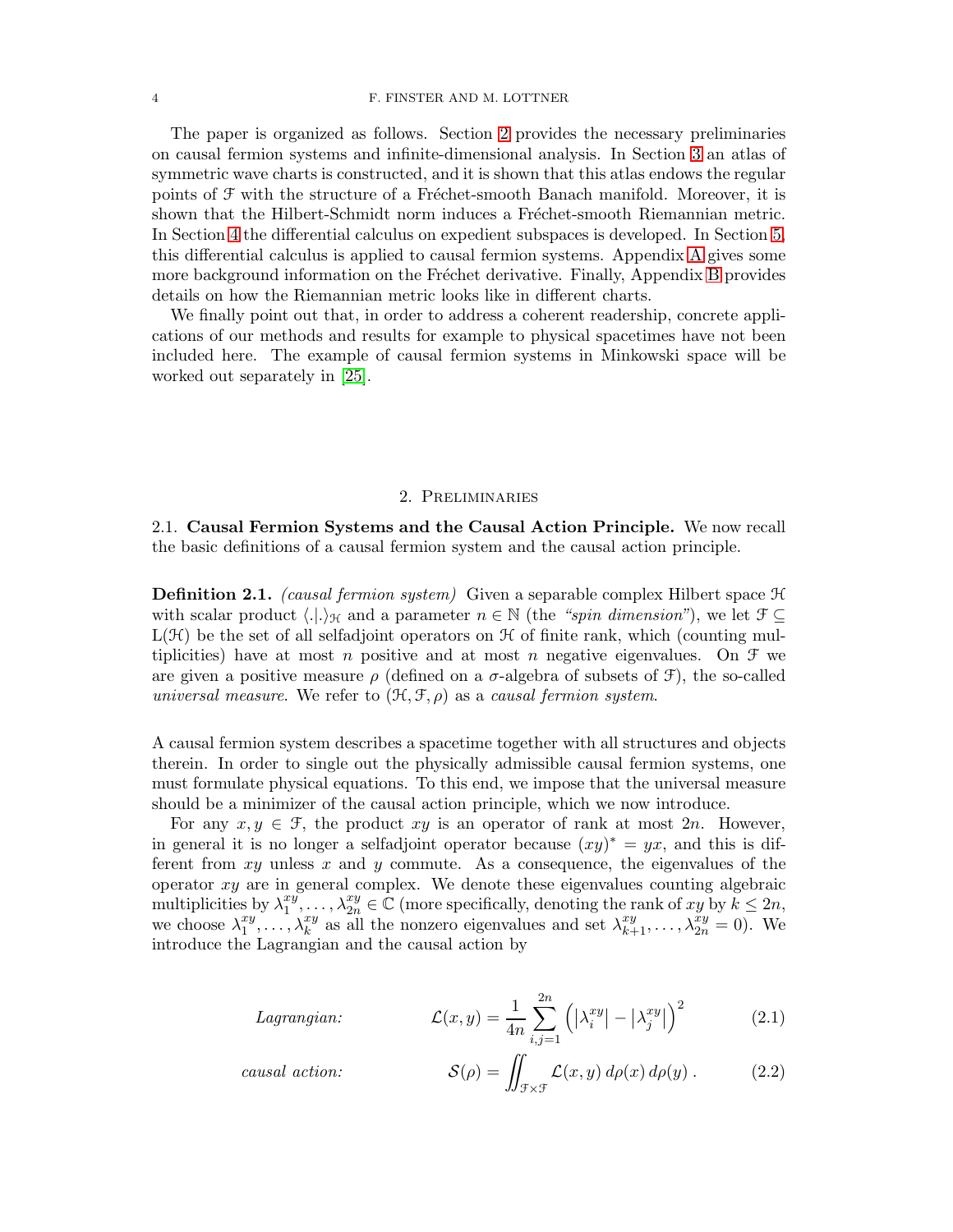The paper is organized as follows. Section 2 provides the necessary preliminaries on causal fermion systems and infinite-dimensional analysis. In Section 3 an atlas of symmetric wave charts is constructed, and it is shown that this atlas endows the regular points of $\mathcal{F}$ with the structure of a Fréchet-smooth Banach manifold. Moreover, it is shown that the Hilbert-Schmidt norm induces a Fréchet-smooth Riemannian metric. In Section 4 the differential calculus on expedient subspaces is developed. In Section 5, this differential calculus is applied to causal fermion systems. Appendix A gives some more background information on the Fréchet derivative. Finally, Appendix B provides details on how the Riemannian metric looks like in different charts.

We finally point out that, in order to address a coherent readership, concrete applications of our methods and results for example to physical spacetimes have not been included here. The example of causal fermion systems in Minkowski space will be worked out separately in [25].

## 2. Preliminaries

### 2.1. Causal Fermion Systems and the Causal Action Principle.

We now recall the basic definitions of a causal fermion system and the causal action principle.

**Definition 2.1.** *(causal fermion system)* Given a separable complex Hilbert space $\mathcal{H}$ with scalar product $\langle .|. \rangle_{\mathcal{H}}$ and a parameter $n \in \mathbb{N}$ (the *"spin dimension"*), we let $\mathcal{F} \subseteq \mathrm{L}(\mathcal{H})$ be the set of all selfadjoint operators on $\mathcal{H}$ of finite rank, which (counting multiplicities) have at most $n$ positive and at most $n$ negative eigenvalues. On $\mathcal{F}$ we are given a positive measure $\rho$ (defined on a $\sigma$-algebra of subsets of $\mathcal{F}$), the so-called *universal measure*. We refer to $(\mathcal{H}, \mathcal{F}, \rho)$ as a *causal fermion system*.

A causal fermion system describes a spacetime together with all structures and objects therein. In order to single out the physically admissible causal fermion systems, one must formulate physical equations. To this end, we impose that the universal measure should be a minimizer of the causal action principle, which we now introduce.

For any $x, y \in \mathcal{F}$, the product $xy$ is an operator of rank at most $2n$. However, in general it is no longer a selfadjoint operator because $(xy)^* = yx$, and this is different from $xy$ unless $x$ and $y$ commute. As a consequence, the eigenvalues of the operator $xy$ are in general complex. We denote these eigenvalues counting algebraic multiplicities by $\lambda_1^{xy}, \ldots, \lambda_{2n}^{xy} \in \mathbb{C}$ (more specifically, denoting the rank of $xy$ by $k \leq 2n$, we choose $\lambda_1^{xy}, \ldots, \lambda_k^{xy}$ as all the nonzero eigenvalues and set $\lambda_{k+1}^{xy}, \ldots, \lambda_{2n}^{xy} = 0$). We introduce the Lagrangian and the causal action by

$$\textit{Lagrangian:} \qquad \mathcal{L}(x,y) = \frac{1}{4n} \sum_{i,j=1}^{2n} \Big( \big|\lambda_i^{xy}\big| - \big|\lambda_j^{xy}\big| \Big)^2 \tag{2.1}$$

$$\textit{causal action:} \qquad \mathcal{S}(\rho) = \iint_{\mathcal{F} \times \mathcal{F}} \mathcal{L}(x,y) \, d\rho(x) \, d\rho(y) \,. \tag{2.2}$$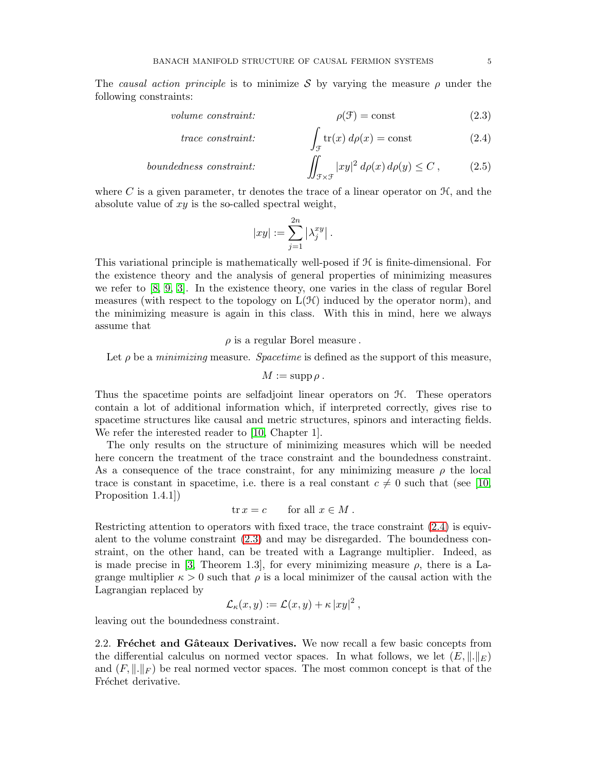The *causal action principle* is to minimize $\mathcal{S}$ by varying the measure $\rho$ under the following constraints:

$$\text{volume constraint:} \qquad \rho(\mathcal{F}) = \text{const} \tag{2.3}$$

$$\text{trace constraint:} \qquad \int_{\mathcal{F}} \operatorname{tr}(x)\, d\rho(x) = \text{const} \tag{2.4}$$

$$\text{boundedness constraint:} \qquad \iint_{\mathcal{F}\times\mathcal{F}} |xy|^2 \, d\rho(x)\, d\rho(y) \leq C\,, \tag{2.5}$$

where $C$ is a given parameter, tr denotes the trace of a linear operator on $\mathcal{H}$, and the absolute value of $xy$ is the so-called spectral weight,

$$|xy| := \sum_{j=1}^{2n} \big|\lambda^{xy}_j\big|\,.$$

This variational principle is mathematically well-posed if $\mathcal{H}$ is finite-dimensional. For the existence theory and the analysis of general properties of minimizing measures we refer to [8, 9, 3]. In the existence theory, one varies in the class of regular Borel measures (with respect to the topology on $\mathrm{L}(\mathcal{H})$ induced by the operator norm), and the minimizing measure is again in this class. With this in mind, here we always assume that

$$\rho \text{ is a regular Borel measure}\,.$$

Let $\rho$ be a *minimizing* measure. *Spacetime* is defined as the support of this measure,

$$M := \operatorname{supp} \rho\,.$$

Thus the spacetime points are selfadjoint linear operators on $\mathcal{H}$. These operators contain a lot of additional information which, if interpreted correctly, gives rise to spacetime structures like causal and metric structures, spinors and interacting fields. We refer the interested reader to [10, Chapter 1].

The only results on the structure of minimizing measures which will be needed here concern the treatment of the trace constraint and the boundedness constraint. As a consequence of the trace constraint, for any minimizing measure $\rho$ the local trace is constant in spacetime, i.e. there is a real constant $c \neq 0$ such that (see [10, Proposition 1.4.1])

$$\operatorname{tr} x = c \qquad \text{for all } x \in M\,.$$

Restricting attention to operators with fixed trace, the trace constraint (2.4) is equivalent to the volume constraint (2.3) and may be disregarded. The boundedness constraint, on the other hand, can be treated with a Lagrange multiplier. Indeed, as is made precise in [3, Theorem 1.3], for every minimizing measure $\rho$, there is a Lagrange multiplier $\kappa > 0$ such that $\rho$ is a local minimizer of the causal action with the Lagrangian replaced by

$$\mathcal{L}_\kappa(x,y) := \mathcal{L}(x,y) + \kappa\, |xy|^2\,,$$

leaving out the boundedness constraint.

### 2.2. Fréchet and Gâteaux Derivatives.

We now recall a few basic concepts from the differential calculus on normed vector spaces. In what follows, we let $(E, \|.\|_E)$ and $(F, \|.\|_F)$ be real normed vector spaces. The most common concept is that of the Fréchet derivative.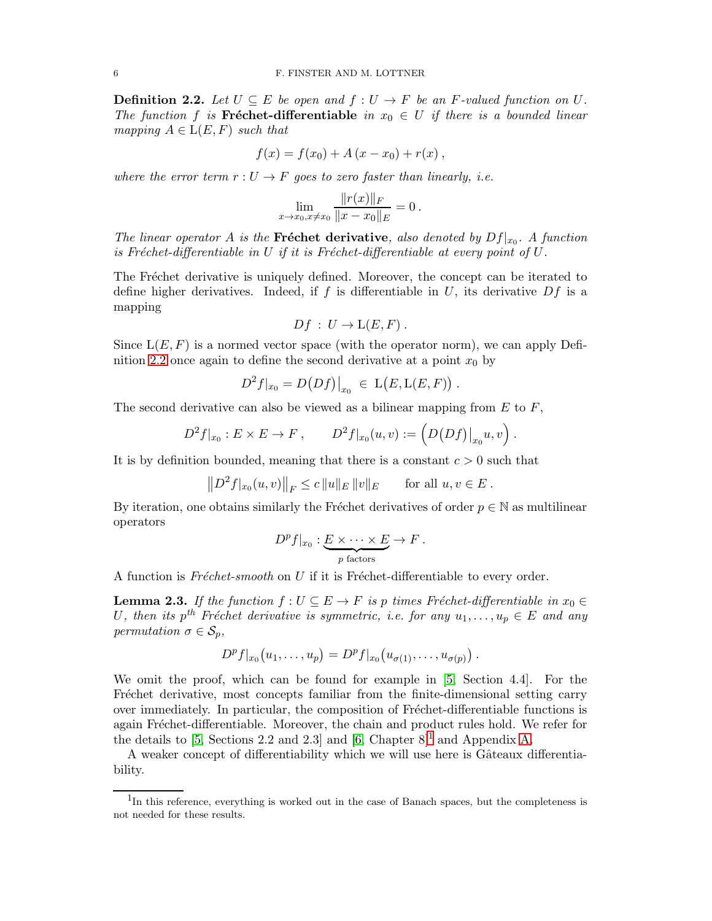**Definition 2.2.** *Let $U \subseteq E$ be open and $f : U \to F$ be an $F$-valued function on $U$. The function $f$ is* **Fréchet-differentiable** *in $x_0 \in U$ if there is a bounded linear mapping $A \in \mathrm{L}(E,F)$ such that*

$$f(x) = f(x_0) + A\,(x - x_0) + r(x)\,,$$

*where the error term $r : U \to F$ goes to zero faster than linearly, i.e.*

$$\lim_{x \to x_0, x \neq x_0} \frac{\|r(x)\|_F}{\|x - x_0\|_E} = 0\,.$$

*The linear operator $A$ is the* **Fréchet derivative***, also denoted by $Df|_{x_0}$. A function is Fréchet-differentiable in $U$ if it is Fréchet-differentiable at every point of $U$.*

The Fréchet derivative is uniquely defined. Moreover, the concept can be iterated to define higher derivatives. Indeed, if $f$ is differentiable in $U$, its derivative $Df$ is a mapping

$$Df \,:\, U \to \mathrm{L}(E,F)\,.$$

Since $\mathrm{L}(E,F)$ is a normed vector space (with the operator norm), we can apply Definition 2.2 once again to define the second derivative at a point $x_0$ by

$$D^2 f|_{x_0} = D\big(Df\big)\big|_{x_0} \;\in\; \mathrm{L}\big(E, \mathrm{L}(E,F)\big)\,.$$

The second derivative can also be viewed as a bilinear mapping from $E$ to $F$,

$$D^2 f|_{x_0} : E \times E \to F\,, \qquad D^2 f|_{x_0}(u,v) := \Big( D\big(Df\big)\big|_{x_0} u, v \Big)\,.$$

It is by definition bounded, meaning that there is a constant $c > 0$ such that

$$\big\| D^2 f|_{x_0}(u,v) \big\|_F \leq c\, \|u\|_E\, \|v\|_E \qquad \text{for all } u,v \in E\,.$$

By iteration, one obtains similarly the Fréchet derivatives of order $p \in \mathbb{N}$ as multilinear operators

$$D^p f|_{x_0} : \underbrace{E \times \cdots \times E}_{p \text{ factors}} \to F\,.$$

A function is *Fréchet-smooth* on $U$ if it is Fréchet-differentiable to every order.

**Lemma 2.3.** *If the function $f : U \subseteq E \to F$ is $p$ times Fréchet-differentiable in $x_0 \in U$, then its $p^{th}$ Fréchet derivative is symmetric, i.e. for any $u_1, \ldots, u_p \in E$ and any permutation $\sigma \in \mathcal{S}_p$,*

$$D^p f|_{x_0}\big(u_1, \ldots, u_p\big) = D^p f|_{x_0}\big(u_{\sigma(1)}, \ldots, u_{\sigma(p)}\big)\,.$$

We omit the proof, which can be found for example in [5, Section 4.4]. For the Fréchet derivative, most concepts familiar from the finite-dimensional setting carry over immediately. In particular, the composition of Fréchet-differentiable functions is again Fréchet-differentiable. Moreover, the chain and product rules hold. We refer for the details to [5, Sections 2.2 and 2.3] and [6, Chapter 8][1] and Appendix A.

A weaker concept of differentiability which we will use here is Gâteaux differentiability.

[1] In this reference, everything is worked out in the case of Banach spaces, but the completeness is not needed for these results.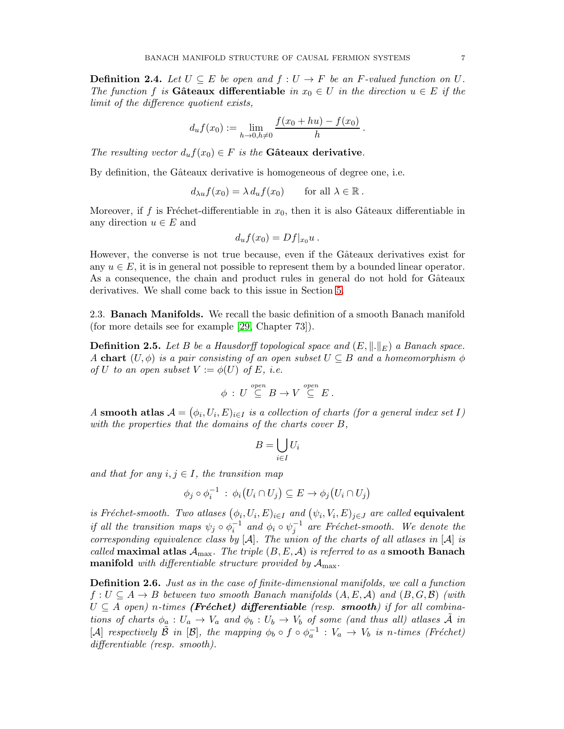**Definition 2.4.** *Let $U \subseteq E$ be open and $f : U \to F$ be an $F$-valued function on $U$. The function $f$ is* **Gâteaux differentiable** *in $x_0 \in U$ in the direction $u \in E$ if the limit of the difference quotient exists,*

$$d_u f(x_0) := \lim_{h \to 0, h \neq 0} \frac{f(x_0 + hu) - f(x_0)}{h} .$$

*The resulting vector $d_u f(x_0) \in F$ is the* **Gâteaux derivative**.

By definition, the Gâteaux derivative is homogeneous of degree one, i.e.

$$d_{\lambda u} f(x_0) = \lambda \, d_u f(x_0) \qquad \text{for all } \lambda \in \mathbb{R} .$$

Moreover, if $f$ is Fréchet-differentiable in $x_0$, then it is also Gâteaux differentiable in any direction $u \in E$ and

$$d_u f(x_0) = Df|_{x_0} u .$$

However, the converse is not true because, even if the Gâteaux derivatives exist for any $u \in E$, it is in general not possible to represent them by a bounded linear operator. As a consequence, the chain and product rules in general do not hold for Gâteaux derivatives. We shall come back to this issue in Section 5.

## 2.3. Banach Manifolds.

We recall the basic definition of a smooth Banach manifold (for more details see for example [29, Chapter 73]).

**Definition 2.5.** *Let $B$ be a Hausdorff topological space and $(E, \|.\|_E)$ a Banach space. A* **chart** *$(U, \phi)$ is a pair consisting of an open subset $U \subseteq B$ and a homeomorphism $\phi$ of $U$ to an open subset $V := \phi(U)$ of $E$, i.e.*

$$\phi \,:\, U \overset{open}{\subseteq} B \to V \overset{open}{\subseteq} E .$$

*A* **smooth atlas** *$\mathcal{A} = \big(\phi_i, U_i, E\big)_{i \in I}$ is a collection of charts (for a general index set $I$) with the properties that the domains of the charts cover $B$,*

$$B = \bigcup_{i \in I} U_i$$

*and that for any $i, j \in I$, the transition map*

$$\phi_j \circ \phi_i^{-1} \,:\, \phi_i\big(U_i \cap U_j\big) \subseteq E \to \phi_j\big(U_i \cap U_j\big)$$

*is Fréchet-smooth. Two atlases $\big(\phi_i, U_i, E\big)_{i \in I}$ and $\big(\psi_i, V_i, E\big)_{j \in J}$ are called* **equivalent** *if all the transition maps $\psi_j \circ \phi_i^{-1}$ and $\phi_i \circ \psi_j^{-1}$ are Fréchet-smooth. We denote the corresponding equivalence class by $[\mathcal{A}]$. The union of the charts of all atlases in $[\mathcal{A}]$ is called* **maximal atlas** *$\mathcal{A}_{\max}$. The triple $(B, E, \mathcal{A})$ is referred to as a* **smooth Banach manifold** *with differentiable structure provided by $\mathcal{A}_{\max}$.*

**Definition 2.6.** *Just as in the case of finite-dimensional manifolds, we call a function $f : U \subseteq A \to B$ between two smooth Banach manifolds $(A, E, \mathcal{A})$ and $(B, G, \mathcal{B})$ (with $U \subseteq A$ open) $n$-times* ***(Fréchet) differentiable*** *(resp.* ***smooth****) if for all combinations of charts $\phi_a : U_a \to V_a$ and $\phi_b : U_b \to V_b$ of some (and thus all) atlases $\tilde{\mathcal{A}}$ in $[\mathcal{A}]$ respectively $\tilde{\mathcal{B}}$ in $[\mathcal{B}]$, the mapping $\phi_b \circ f \circ \phi_a^{-1} : V_a \to V_b$ is $n$-times (Fréchet) differentiable (resp. smooth).*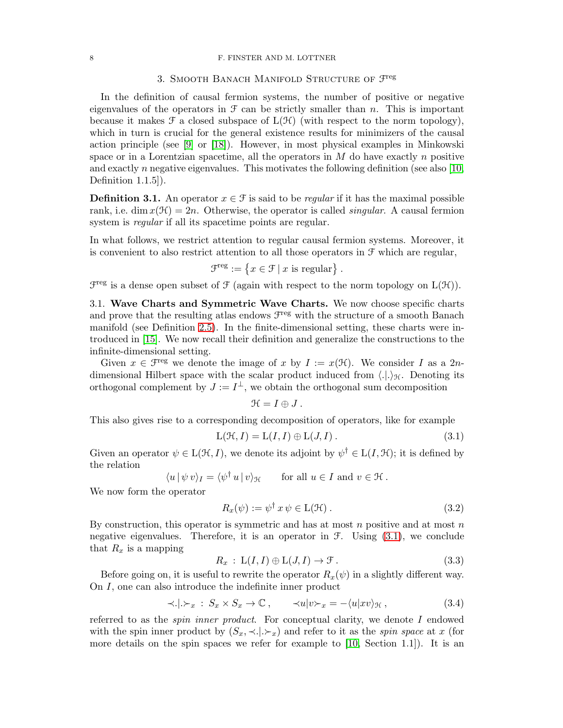## 3. Smooth Banach Manifold Structure of $\mathcal{F}^{\text{reg}}$

In the definition of causal fermion systems, the number of positive or negative eigenvalues of the operators in $\mathcal{F}$ can be strictly smaller than $n$. This is important because it makes $\mathcal{F}$ a closed subspace of $\mathrm{L}(\mathcal{H})$ (with respect to the norm topology), which in turn is crucial for the general existence results for minimizers of the causal action principle (see [9] or [18]). However, in most physical examples in Minkowski space or in a Lorentzian spacetime, all the operators in $M$ do have exactly $n$ positive and exactly $n$ negative eigenvalues. This motivates the following definition (see also [10, Definition 1.1.5]).

**Definition 3.1.** An operator $x \in \mathcal{F}$ is said to be *regular* if it has the maximal possible rank, i.e. $\dim x(\mathcal{H}) = 2n$. Otherwise, the operator is called *singular*. A causal fermion system is *regular* if all its spacetime points are regular.

In what follows, we restrict attention to regular causal fermion systems. Moreover, it is convenient to also restrict attention to all those operators in $\mathcal{F}$ which are regular,

$$\mathcal{F}^{\text{reg}} := \big\{ x \in \mathcal{F} \,|\, x \text{ is regular} \big\} .$$

$\mathcal{F}^{\text{reg}}$ is a dense open subset of $\mathcal{F}$ (again with respect to the norm topology on $\mathrm{L}(\mathcal{H})$).

### 3.1. Wave Charts and Symmetric Wave Charts.

We now choose specific charts and prove that the resulting atlas endows $\mathcal{F}^{\text{reg}}$ with the structure of a smooth Banach manifold (see Definition 2.5). In the finite-dimensional setting, these charts were introduced in [15]. We now recall their definition and generalize the constructions to the infinite-dimensional setting.

Given $x \in \mathcal{F}^{\text{reg}}$ we denote the image of $x$ by $I := x(\mathcal{H})$. We consider $I$ as a $2n$-dimensional Hilbert space with the scalar product induced from $\langle .|. \rangle_{\mathcal{H}}$. Denoting its orthogonal complement by $J := I^{\perp}$, we obtain the orthogonal sum decomposition

$$\mathcal{H} = I \oplus J .$$

This also gives rise to a corresponding decomposition of operators, like for example

$$\mathrm{L}(\mathcal{H}, I) = \mathrm{L}(I, I) \oplus \mathrm{L}(J, I) . \tag{3.1}$$

Given an operator $\psi \in \mathrm{L}(\mathcal{H}, I)$, we denote its adjoint by $\psi^\dagger \in \mathrm{L}(I, \mathcal{H})$; it is defined by the relation

$$\langle u \,|\, \psi \, v \rangle_I = \langle \psi^\dagger \, u \,|\, v \rangle_{\mathcal{H}} \qquad \text{for all } u \in I \text{ and } v \in \mathcal{H} .$$

We now form the operator

$$R_x(\psi) := \psi^\dagger \, x \, \psi \in \mathrm{L}(\mathcal{H}) . \tag{3.2}$$

By construction, this operator is symmetric and has at most $n$ positive and at most $n$ negative eigenvalues. Therefore, it is an operator in $\mathcal{F}$. Using (3.1), we conclude that $R_x$ is a mapping

$$R_x \,:\, \mathrm{L}(I, I) \oplus \mathrm{L}(J, I) \rightarrow \mathcal{F} . \tag{3.3}$$

Before going on, it is useful to rewrite the operator $R_x(\psi)$ in a slightly different way. On $I$, one can also introduce the indefinite inner product

$$\prec .|. \succ_x \,:\, S_x \times S_x \rightarrow \mathbb{C} , \qquad \prec u | v \succ_x = -\langle u | x v \rangle_{\mathcal{H}} , \tag{3.4}$$

referred to as the *spin inner product*. For conceptual clarity, we denote $I$ endowed with the spin inner product by $(S_x, \prec .|. \succ_x)$ and refer to it as the *spin space* at $x$ (for more details on the spin spaces we refer for example to [10, Section 1.1]). It is an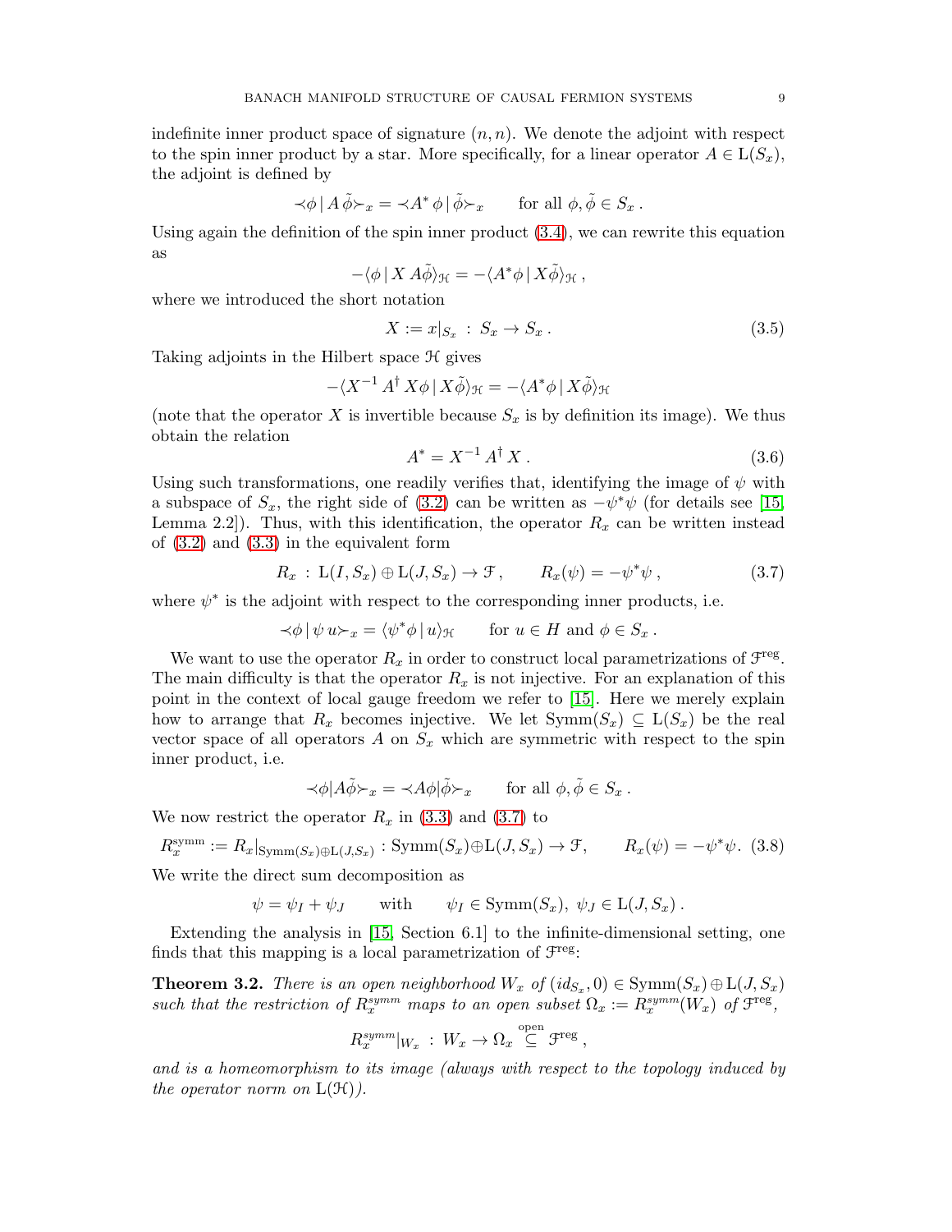indefinite inner product space of signature $(n, n)$. We denote the adjoint with respect to the spin inner product by a star. More specifically, for a linear operator $A \in \mathrm{L}(S_x)$, the adjoint is defined by

$$\prec\!\phi \,|\, A\,\tilde{\phi}\!\succ_x = \prec\! A^*\,\phi \,|\, \tilde{\phi}\!\succ_x \qquad \text{for all } \phi, \tilde{\phi} \in S_x\,.$$

Using again the definition of the spin inner product (3.4), we can rewrite this equation as

$$-\langle \phi \,|\, X\, A\tilde{\phi}\rangle_{\mathcal{H}} = -\langle A^* \phi \,|\, X\tilde{\phi}\rangle_{\mathcal{H}}\,,$$

where we introduced the short notation

$$X := x|_{S_x} \,:\, S_x \to S_x\,. \tag{3.5}$$

Taking adjoints in the Hilbert space $\mathcal{H}$ gives

$$-\langle X^{-1}\, A^\dagger\, X\phi \,|\, X\tilde{\phi}\rangle_{\mathcal{H}} = -\langle A^* \phi \,|\, X\tilde{\phi}\rangle_{\mathcal{H}}$$

(note that the operator $X$ is invertible because $S_x$ is by definition its image). We thus obtain the relation

$$A^* = X^{-1}\, A^\dagger\, X\,. \tag{3.6}$$

Using such transformations, one readily verifies that, identifying the image of $\psi$ with a subspace of $S_x$, the right side of (3.2) can be written as $-\psi^*\psi$ (for details see [15, Lemma 2.2]). Thus, with this identification, the operator $R_x$ can be written instead of (3.2) and (3.3) in the equivalent form

$$R_x \,:\, \mathrm{L}(I, S_x) \oplus \mathrm{L}(J, S_x) \to \mathcal{F}\,, \qquad R_x(\psi) = -\psi^*\psi\,, \tag{3.7}$$

where $\psi^*$ is the adjoint with respect to the corresponding inner products, i.e.

$$\prec\!\phi \,|\, \psi\, u\!\succ_x = \langle \psi^* \phi \,|\, u\rangle_{\mathcal{H}} \qquad \text{for } u \in H \text{ and } \phi \in S_x\,.$$

We want to use the operator $R_x$ in order to construct local parametrizations of $\mathcal{F}^{\text{reg}}$. The main difficulty is that the operator $R_x$ is not injective. For an explanation of this point in the context of local gauge freedom we refer to [15]. Here we merely explain how to arrange that $R_x$ becomes injective. We let $\mathrm{Symm}(S_x) \subseteq \mathrm{L}(S_x)$ be the real vector space of all operators $A$ on $S_x$ which are symmetric with respect to the spin inner product, i.e.

$$\prec\!\phi | A\tilde{\phi}\!\succ_x = \prec\! A\phi | \tilde{\phi}\!\succ_x \qquad \text{for all } \phi, \tilde{\phi} \in S_x\,.$$

We now restrict the operator $R_x$ in (3.3) and (3.7) to

$$R_x^{\text{symm}} := R_x|_{\mathrm{Symm}(S_x)\oplus \mathrm{L}(J,S_x)} : \mathrm{Symm}(S_x) \oplus \mathrm{L}(J, S_x) \to \mathcal{F}, \qquad R_x(\psi) = -\psi^*\psi. \tag{3.8}$$

We write the direct sum decomposition as

$$\psi = \psi_I + \psi_J \qquad \text{with} \qquad \psi_I \in \mathrm{Symm}(S_x),\ \psi_J \in \mathrm{L}(J, S_x)\,.$$

Extending the analysis in [15, Section 6.1] to the infinite-dimensional setting, one finds that this mapping is a local parametrization of $\mathcal{F}^{\text{reg}}$:

**Theorem 3.2.** *There is an open neighborhood $W_x$ of $(id_{S_x}, 0) \in \mathrm{Symm}(S_x) \oplus \mathrm{L}(J, S_x)$ such that the restriction of $R_x^{symm}$ maps to an open subset $\Omega_x := R_x^{symm}(W_x)$ of $\mathcal{F}^{\text{reg}}$,*

$$R_x^{symm}|_{W_x} \,:\, W_x \to \Omega_x \overset{\text{open}}{\subseteq} \mathcal{F}^{\text{reg}}\,,$$

*and is a homeomorphism to its image (always with respect to the topology induced by the operator norm on $\mathrm{L}(\mathcal{H})$).*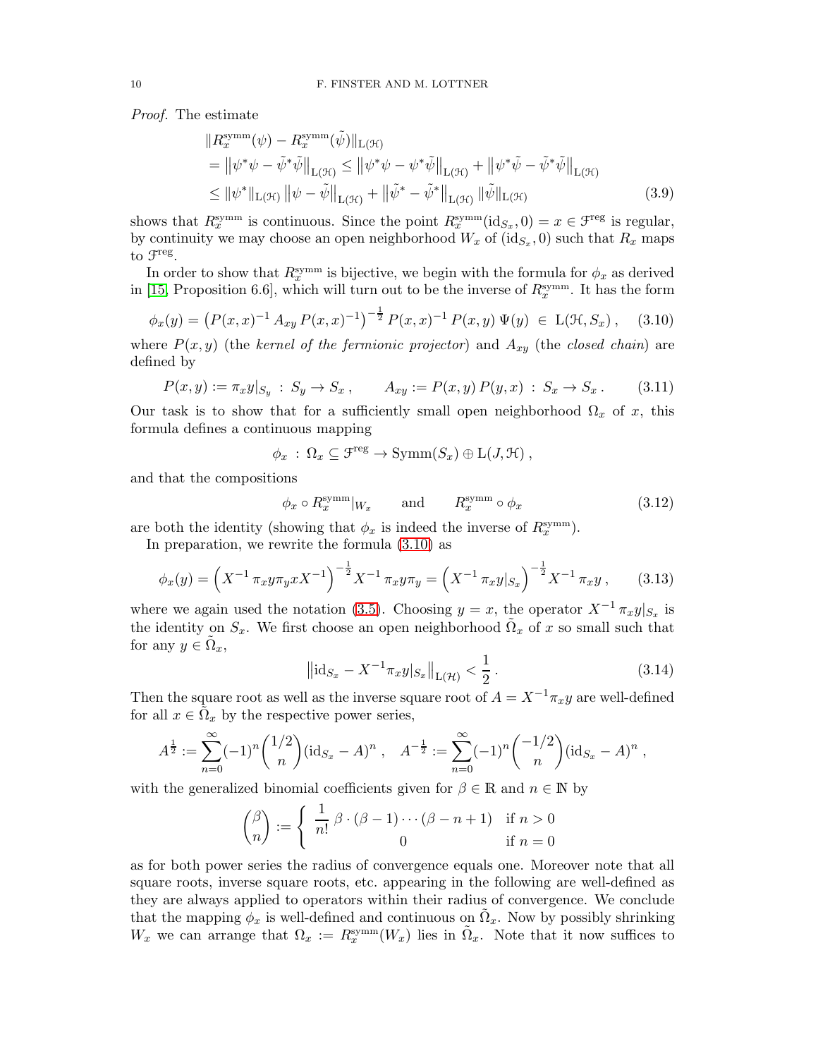*Proof.* The estimate

$$
\begin{aligned}
&\|R_x^{\mathrm{symm}}(\psi) - R_x^{\mathrm{symm}}(\tilde{\psi})\|_{\mathrm{L}(\mathcal{H})} \\
&= \big\|\psi^*\psi - \tilde{\psi}^*\tilde{\psi}\big\|_{\mathrm{L}(\mathcal{H})} \leq \big\|\psi^*\psi - \psi^*\tilde{\psi}\big\|_{\mathrm{L}(\mathcal{H})} + \big\|\psi^*\tilde{\psi} - \tilde{\psi}^*\tilde{\psi}\big\|_{\mathrm{L}(\mathcal{H})} \\
&\leq \|\psi^*\|_{\mathrm{L}(\mathcal{H})} \, \big\|\psi - \tilde{\psi}\big\|_{\mathrm{L}(\mathcal{H})} + \big\|\tilde{\psi}^* - \tilde{\psi}^*\big\|_{\mathrm{L}(\mathcal{H})} \, \|\tilde{\psi}\|_{\mathrm{L}(\mathcal{H})}
\end{aligned} \tag{3.9}
$$

shows that $R_x^{\mathrm{symm}}$ is continuous. Since the point $R_x^{\mathrm{symm}}(\mathrm{id}_{S_x}, 0) = x \in \mathcal{F}^{\mathrm{reg}}$ is regular, by continuity we may choose an open neighborhood $W_x$ of $(\mathrm{id}_{S_x}, 0)$ such that $R_x$ maps to $\mathcal{F}^{\mathrm{reg}}$.

In order to show that $R_x^{\mathrm{symm}}$ is bijective, we begin with the formula for $\phi_x$ as derived in [15, Proposition 6.6], which will turn out to be the inverse of $R_x^{\mathrm{symm}}$. It has the form

$$
\phi_x(y) = \big(P(x,x)^{-1}\, A_{xy}\, P(x,x)^{-1}\big)^{-\frac{1}{2}}\, P(x,x)^{-1}\, P(x,y)\; \Psi(y) \;\in\; \mathrm{L}(\mathcal{H}, S_x)\,, \tag{3.10}
$$

where $P(x,y)$ (the *kernel of the fermionic projector*) and $A_{xy}$ (the *closed chain*) are defined by

$$
P(x,y) := \pi_x y|_{S_y} \;:\; S_y \to S_x\,, \qquad A_{xy} := P(x,y)\, P(y,x) \;:\; S_x \to S_x\,. \tag{3.11}
$$

Our task is to show that for a sufficiently small open neighborhood $\Omega_x$ of $x$, this formula defines a continuous mapping

$$
\phi_x \;:\; \Omega_x \subseteq \mathcal{F}^{\mathrm{reg}} \to \mathrm{Symm}(S_x) \oplus \mathrm{L}(J, \mathcal{H})\,,
$$

and that the compositions

$$
\phi_x \circ R_x^{\mathrm{symm}}|_{W_x} \qquad \text{and} \qquad R_x^{\mathrm{symm}} \circ \phi_x \tag{3.12}
$$

are both the identity (showing that $\phi_x$ is indeed the inverse of $R_x^{\mathrm{symm}}$).

In preparation, we rewrite the formula (3.10) as

$$
\phi_x(y) = \Big(X^{-1}\, \pi_x y \pi_y x X^{-1}\Big)^{-\frac{1}{2}} X^{-1}\, \pi_x y \pi_y = \Big(X^{-1}\, \pi_x y|_{S_x}\Big)^{-\frac{1}{2}} X^{-1}\, \pi_x y\,, \tag{3.13}
$$

where we again used the notation (3.5). Choosing $y = x$, the operator $X^{-1}\, \pi_x y|_{S_x}$ is the identity on $S_x$. We first choose an open neighborhood $\tilde{\Omega}_x$ of $x$ so small such that for any $y \in \tilde{\Omega}_x$,

$$
\big\|\mathrm{id}_{S_x} - X^{-1}\pi_x y|_{S_x}\big\|_{\mathrm{L}(\mathcal{H})} < \frac{1}{2}\,. \tag{3.14}
$$

Then the square root as well as the inverse square root of $A = X^{-1}\pi_x y$ are well-defined for all $x \in \tilde{\Omega}_x$ by the respective power series,

$$
A^{\frac{1}{2}} := \sum_{n=0}^{\infty} (-1)^n \binom{1/2}{n} (\mathrm{id}_{S_x} - A)^n\,, \quad A^{-\frac{1}{2}} := \sum_{n=0}^{\infty} (-1)^n \binom{-1/2}{n} (\mathrm{id}_{S_x} - A)^n\,,
$$

with the generalized binomial coefficients given for $\beta \in \mathbb{R}$ and $n \in \mathbb{N}$ by

$$
\binom{\beta}{n} := \begin{cases} \dfrac{1}{n!}\, \beta \cdot (\beta - 1) \cdots (\beta - n + 1) & \text{if } n > 0 \\ 0 & \text{if } n = 0 \end{cases}
$$

as for both power series the radius of convergence equals one. Moreover note that all square roots, inverse square roots, etc. appearing in the following are well-defined as they are always applied to operators within their radius of convergence. We conclude that the mapping $\phi_x$ is well-defined and continuous on $\tilde{\Omega}_x$. Now by possibly shrinking $W_x$ we can arrange that $\Omega_x := R_x^{\mathrm{symm}}(W_x)$ lies in $\tilde{\Omega}_x$. Note that it now suffices to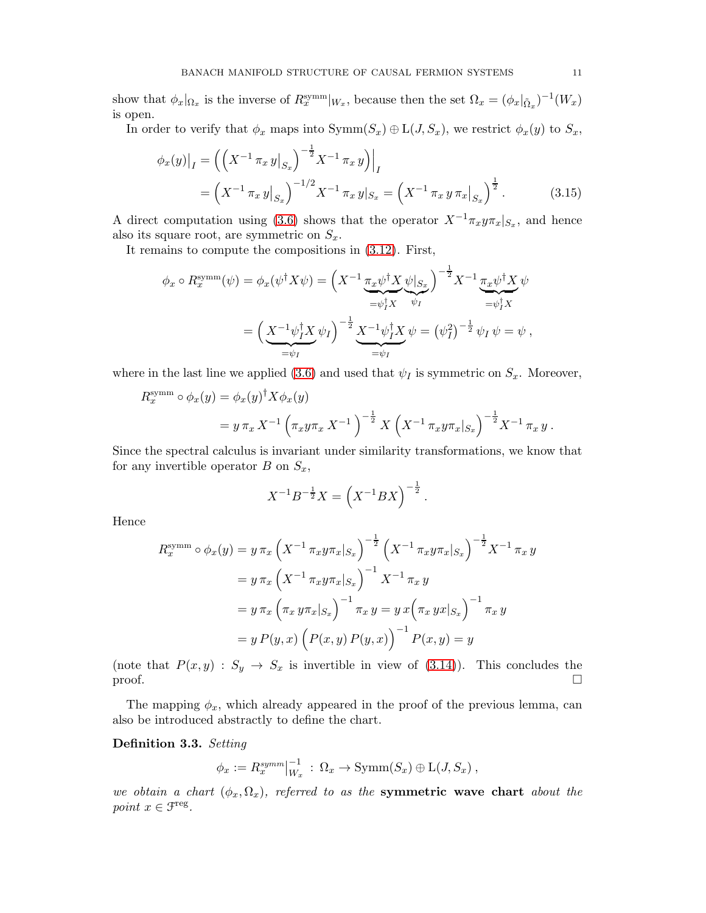show that $\phi_x|_{\Omega_x}$ is the inverse of $R_x^{\text{symm}}|_{W_x}$, because then the set $\Omega_x = (\phi_x|_{\tilde{\Omega}_x})^{-1}(W_x)$ is open.

In order to verify that $\phi_x$ maps into $\text{Symm}(S_x) \oplus \text{L}(J, S_x)$, we restrict $\phi_x(y)$ to $S_x$,

$$
\begin{aligned}
\phi_x(y)\big|_I &= \Big( \Big( X^{-1}\, \pi_x\, y\big|_{S_x} \Big)^{-\frac{1}{2}} X^{-1}\, \pi_x\, y \Big)\Big|_I \\
&= \Big( X^{-1}\, \pi_x\, y\big|_{S_x} \Big)^{-1/2} X^{-1}\, \pi_x\, y|_{S_x} = \Big( X^{-1}\, \pi_x\, y\, \pi_x\big|_{S_x} \Big)^{\frac{1}{2}} .
\end{aligned} \tag{3.15}
$$

A direct computation using (3.6) shows that the operator $X^{-1}\pi_x y \pi_x|_{S_x}$, and hence also its square root, are symmetric on $S_x$.

It remains to compute the compositions in (3.12). First,

$$
\begin{aligned}
\phi_x \circ R_x^{\text{symm}}(\psi) &= \phi_x(\psi^\dagger X \psi) = \Big( X^{-1} \underbrace{\pi_x \psi^\dagger X}_{=\psi_I^\dagger X} \underbrace{\psi|_{S_x}}_{\psi_I} \Big)^{-\frac{1}{2}} X^{-1} \underbrace{\pi_x \psi^\dagger X}_{=\psi_I^\dagger X} \psi \\
&= \Big( \underbrace{X^{-1} \psi_I^\dagger X}_{=\psi_I} \psi_I \Big)^{-\frac{1}{2}} \underbrace{X^{-1} \psi_I^\dagger X}_{=\psi_I} \psi = \big(\psi_I^2\big)^{-\frac{1}{2}} \psi_I\, \psi = \psi ,
\end{aligned}
$$

where in the last line we applied (3.6) and used that $\psi_I$ is symmetric on $S_x$. Moreover,

$$
\begin{aligned}
R_x^{\text{symm}} \circ \phi_x(y) &= \phi_x(y)^\dagger X \phi_x(y) \\
&= y\, \pi_x\, X^{-1} \Big( \pi_x y \pi_x\, X^{-1} \Big)^{-\frac{1}{2}} X \Big( X^{-1}\, \pi_x y \pi_x|_{S_x} \Big)^{-\frac{1}{2}} X^{-1}\, \pi_x\, y .
\end{aligned}
$$

Since the spectral calculus is invariant under similarity transformations, we know that for any invertible operator $B$ on $S_x$,

$$
X^{-1} B^{-\frac{1}{2}} X = \Big( X^{-1} B X \Big)^{-\frac{1}{2}} .
$$

Hence

$$
\begin{aligned}
R_x^{\text{symm}} \circ \phi_x(y) &= y\, \pi_x \Big( X^{-1}\, \pi_x y \pi_x|_{S_x} \Big)^{-\frac{1}{2}} \Big( X^{-1}\, \pi_x y \pi_x|_{S_x} \Big)^{-\frac{1}{2}} X^{-1}\, \pi_x\, y \\
&= y\, \pi_x \Big( X^{-1}\, \pi_x y \pi_x|_{S_x} \Big)^{-1} X^{-1}\, \pi_x\, y \\
&= y\, \pi_x \Big( \pi_x\, y \pi_x|_{S_x} \Big)^{-1} \pi_x\, y = y\, x \Big( \pi_x\, y x|_{S_x} \Big)^{-1} \pi_x\, y \\
&= y\, P(y,x) \Big( P(x,y)\, P(y,x) \Big)^{-1} P(x,y) = y
\end{aligned}
$$

(note that $P(x,y) : S_y \to S_x$ is invertible in view of (3.14)). This concludes the proof. ◻

The mapping $\phi_x$, which already appeared in the proof of the previous lemma, can also be introduced abstractly to define the chart.

**Definition 3.3.** *Setting*

$$
\phi_x := R_x^{symm}\big|_{W_x}^{-1} \,:\, \Omega_x \to \text{Symm}(S_x) \oplus \text{L}(J, S_x) ,
$$

*we obtain a chart $(\phi_x, \Omega_x)$, referred to as the* **symmetric wave chart** *about the point $x \in \mathcal{F}^{\text{reg}}$.*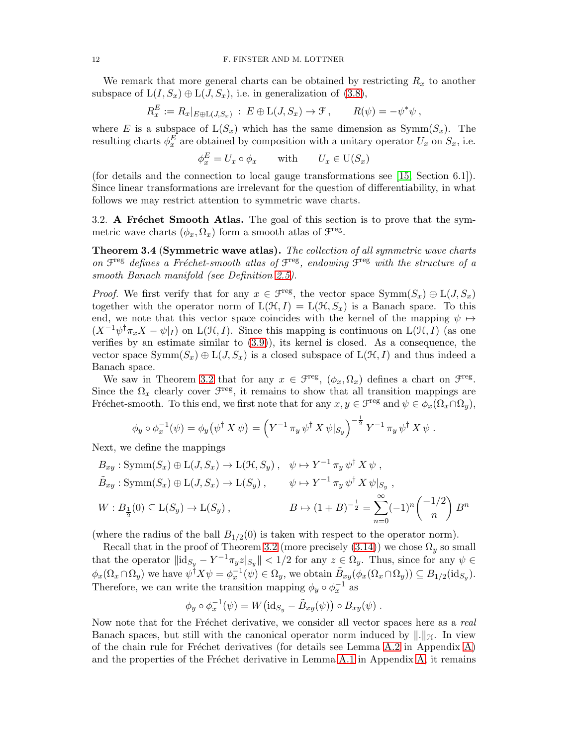We remark that more general charts can be obtained by restricting $R_x$ to another subspace of $\mathrm{L}(I, S_x) \oplus \mathrm{L}(J, S_x)$, i.e. in generalization of (3.8),

$$R_x^E := R_x|_{E \oplus \mathrm{L}(J,S_x)} \,:\, E \oplus \mathrm{L}(J, S_x) \to \mathcal{F} \,, \qquad R(\psi) = -\psi^* \psi \,,$$

where $E$ is a subspace of $\mathrm{L}(S_x)$ which has the same dimension as $\mathrm{Symm}(S_x)$. The resulting charts $\phi_x^E$ are obtained by composition with a unitary operator $U_x$ on $S_x$, i.e.

$$\phi_x^E = U_x \circ \phi_x \qquad \text{with} \qquad U_x \in \mathrm{U}(S_x)$$

(for details and the connection to local gauge transformations see [15, Section 6.1]). Since linear transformations are irrelevant for the question of differentiability, in what follows we may restrict attention to symmetric wave charts.

3.2. **A Fréchet Smooth Atlas.** The goal of this section is to prove that the symmetric wave charts $(\phi_x, \Omega_x)$ form a smooth atlas of $\mathcal{F}^{\mathrm{reg}}$.

**Theorem 3.4** (**Symmetric wave atlas).** *The collection of all symmetric wave charts on $\mathcal{F}^{\mathrm{reg}}$ defines a Fréchet-smooth atlas of $\mathcal{F}^{\mathrm{reg}}$, endowing $\mathcal{F}^{\mathrm{reg}}$ with the structure of a smooth Banach manifold (see Definition 2.5).*

*Proof.* We first verify that for any $x \in \mathcal{F}^{\mathrm{reg}}$, the vector space $\mathrm{Symm}(S_x) \oplus \mathrm{L}(J, S_x)$ together with the operator norm of $\mathrm{L}(\mathcal{H}, I) = \mathrm{L}(\mathcal{H}, S_x)$ is a Banach space. To this end, we note that this vector space coincides with the kernel of the mapping $\psi \mapsto (X^{-1}\psi^\dagger \pi_x X - \psi|_I)$ on $\mathrm{L}(\mathcal{H}, I)$. Since this mapping is continuous on $\mathrm{L}(\mathcal{H}, I)$ (as one verifies by an estimate similar to (3.9)), its kernel is closed. As a consequence, the vector space $\mathrm{Symm}(S_x) \oplus \mathrm{L}(J, S_x)$ is a closed subspace of $\mathrm{L}(\mathcal{H}, I)$ and thus indeed a Banach space.

We saw in Theorem 3.2 that for any $x \in \mathcal{F}^{\mathrm{reg}}$, $(\phi_x, \Omega_x)$ defines a chart on $\mathcal{F}^{\mathrm{reg}}$. Since the $\Omega_x$ clearly cover $\mathcal{F}^{\mathrm{reg}}$, it remains to show that all transition mappings are Fréchet-smooth. To this end, we first note that for any $x, y \in \mathcal{F}^{\mathrm{reg}}$ and $\psi \in \phi_x(\Omega_x \cap \Omega_y)$,

$$\phi_y \circ \phi_x^{-1}(\psi) = \phi_y\big(\psi^\dagger \, X \, \psi\big) = \Big(Y^{-1} \, \pi_y \, \psi^\dagger \, X \, \psi|_{S_y}\Big)^{-\frac{1}{2}} \, Y^{-1} \, \pi_y \, \psi^\dagger \, X \, \psi \,.$$

Next, we define the mappings

$$\begin{aligned}
&B_{xy} : \mathrm{Symm}(S_x) \oplus \mathrm{L}(J, S_x) \to \mathrm{L}(\mathcal{H}, S_y) \,, \quad && \psi \mapsto Y^{-1} \, \pi_y \, \psi^\dagger \, X \, \psi \,, \\
&\tilde{B}_{xy} : \mathrm{Symm}(S_x) \oplus \mathrm{L}(J, S_x) \to \mathrm{L}(S_y) \,, && \psi \mapsto Y^{-1} \, \pi_y \, \psi^\dagger \, X \, \psi|_{S_y} \,, \\
&W : B_{\frac{1}{2}}(0) \subseteq \mathrm{L}(S_y) \to \mathrm{L}(S_y) \,, && B \mapsto (1 + B)^{-\frac{1}{2}} = \sum_{n=0}^{\infty} (-1)^n \binom{-1/2}{n} \, B^n
\end{aligned}$$

(where the radius of the ball $B_{1/2}(0)$ is taken with respect to the operator norm).

Recall that in the proof of Theorem 3.2 (more precisely (3.14)) we chose $\Omega_y$ so small that the operator $\|\mathrm{id}_{S_y} - Y^{-1}\pi_y z|_{S_y}\| < 1/2$ for any $z \in \Omega_y$. Thus, since for any $\psi \in \phi_x(\Omega_x \cap \Omega_y)$ we have $\psi^\dagger X \psi = \phi_x^{-1}(\psi) \in \Omega_y$, we obtain $\tilde{B}_{xy}(\phi_x(\Omega_x \cap \Omega_y)) \subseteq B_{1/2}(\mathrm{id}_{S_y})$. Therefore, we can write the transition mapping $\phi_y \circ \phi_x^{-1}$ as

$$\phi_y \circ \phi_x^{-1}(\psi) = W\big(\mathrm{id}_{S_y} - \tilde{B}_{xy}(\psi)\big) \circ B_{xy}(\psi) \,.$$

Now note that for the Fréchet derivative, we consider all vector spaces here as a *real* Banach spaces, but still with the canonical operator norm induced by $\|.\|_{\mathcal{H}}$. In view of the chain rule for Fréchet derivatives (for details see Lemma A.2 in Appendix A) and the properties of the Fréchet derivative in Lemma A.1 in Appendix A, it remains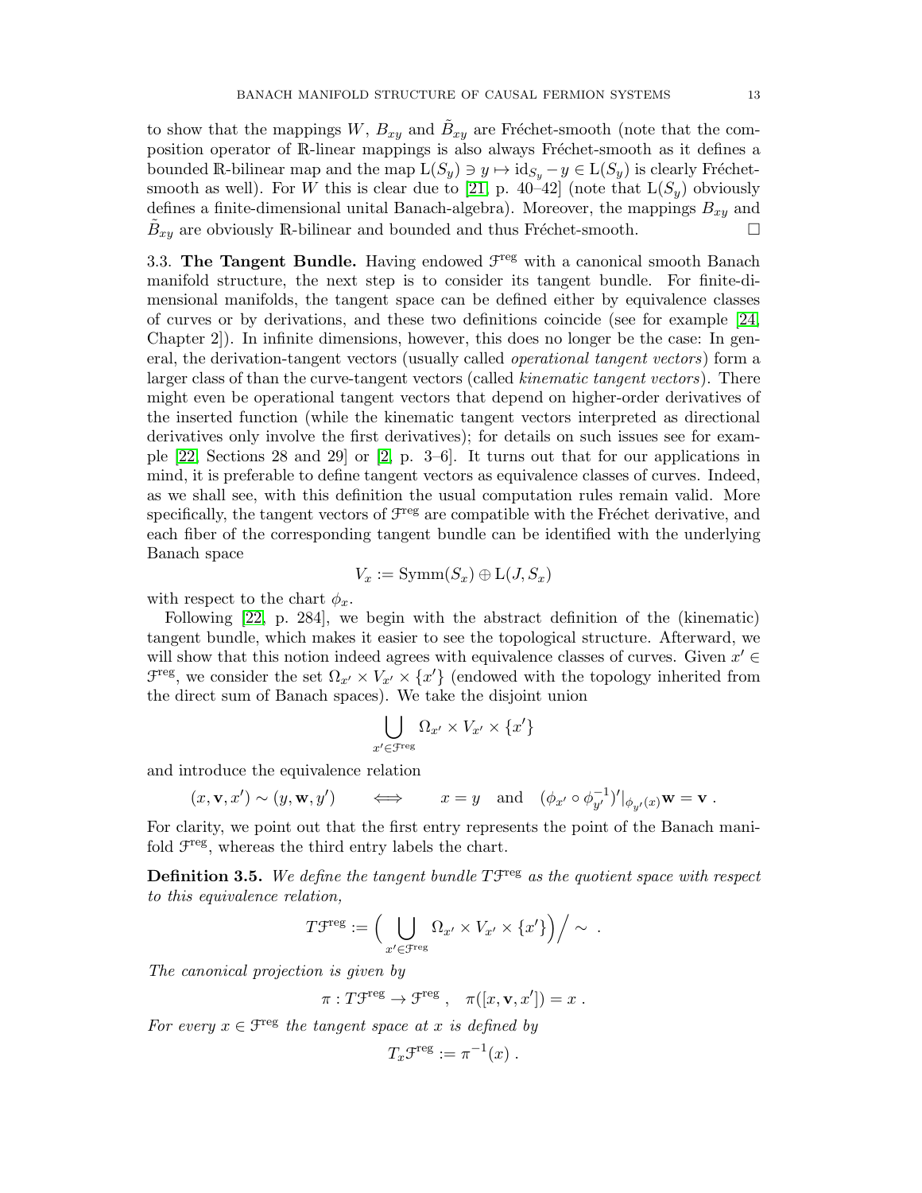to show that the mappings $W$, $B_{xy}$ and $\tilde{B}_{xy}$ are Fréchet-smooth (note that the composition operator of $\mathbb{R}$-linear mappings is also always Fréchet-smooth as it defines a bounded $\mathbb{R}$-bilinear map and the map $\mathrm{L}(S_y) \ni y \mapsto \mathrm{id}_{S_y} - y \in \mathrm{L}(S_y)$ is clearly Fréchet-smooth as well). For $W$ this is clear due to [21, p. 40–42] (note that $\mathrm{L}(S_y)$ obviously defines a finite-dimensional unital Banach-algebra). Moreover, the mappings $B_{xy}$ and $\tilde{B}_{xy}$ are obviously $\mathbb{R}$-bilinear and bounded and thus Fréchet-smooth. □

3.3. **The Tangent Bundle.** Having endowed $\mathcal{F}^{\mathrm{reg}}$ with a canonical smooth Banach manifold structure, the next step is to consider its tangent bundle. For finite-dimensional manifolds, the tangent space can be defined either by equivalence classes of curves or by derivations, and these two definitions coincide (see for example [24, Chapter 2]). In infinite dimensions, however, this does no longer be the case: In general, the derivation-tangent vectors (usually called *operational tangent vectors*) form a larger class of than the curve-tangent vectors (called *kinematic tangent vectors*). There might even be operational tangent vectors that depend on higher-order derivatives of the inserted function (while the kinematic tangent vectors interpreted as directional derivatives only involve the first derivatives); for details on such issues see for example [22, Sections 28 and 29] or [2, p. 3–6]. It turns out that for our applications in mind, it is preferable to define tangent vectors as equivalence classes of curves. Indeed, as we shall see, with this definition the usual computation rules remain valid. More specifically, the tangent vectors of $\mathcal{F}^{\mathrm{reg}}$ are compatible with the Fréchet derivative, and each fiber of the corresponding tangent bundle can be identified with the underlying Banach space

$$V_x := \mathrm{Symm}(S_x) \oplus \mathrm{L}(J, S_x)$$

with respect to the chart $\phi_x$.

Following [22, p. 284], we begin with the abstract definition of the (kinematic) tangent bundle, which makes it easier to see the topological structure. Afterward, we will show that this notion indeed agrees with equivalence classes of curves. Given $x' \in \mathcal{F}^{\mathrm{reg}}$, we consider the set $\Omega_{x'} \times V_{x'} \times \{x'\}$ (endowed with the topology inherited from the direct sum of Banach spaces). We take the disjoint union

$$\bigcup_{x' \in \mathcal{F}^{\mathrm{reg}}} \Omega_{x'} \times V_{x'} \times \{x'\}$$

and introduce the equivalence relation

$$(x, \mathbf{v}, x') \sim (y, \mathbf{w}, y') \qquad \Longleftrightarrow \qquad x = y \quad \text{and} \quad (\phi_{x'} \circ \phi_{y'}^{-1})'|_{\phi_{y'}(x)} \mathbf{w} = \mathbf{v} \; .$$

For clarity, we point out that the first entry represents the point of the Banach manifold $\mathcal{F}^{\mathrm{reg}}$, whereas the third entry labels the chart.

**Definition 3.5.** *We define the tangent bundle $T\mathcal{F}^{\mathrm{reg}}$ as the quotient space with respect to this equivalence relation,*

$$T\mathcal{F}^{\mathrm{reg}} := \Big( \bigcup_{x' \in \mathcal{F}^{\mathrm{reg}}} \Omega_{x'} \times V_{x'} \times \{x'\} \Big) \Big/ \sim \; .$$

*The canonical projection is given by*

$$\pi : T\mathcal{F}^{\mathrm{reg}} \to \mathcal{F}^{\mathrm{reg}} \; , \quad \pi([x, \mathbf{v}, x']) = x \; .$$

*For every $x \in \mathcal{F}^{\mathrm{reg}}$ the tangent space at $x$ is defined by*

$$T_x\mathcal{F}^{\mathrm{reg}} := \pi^{-1}(x) \; .$$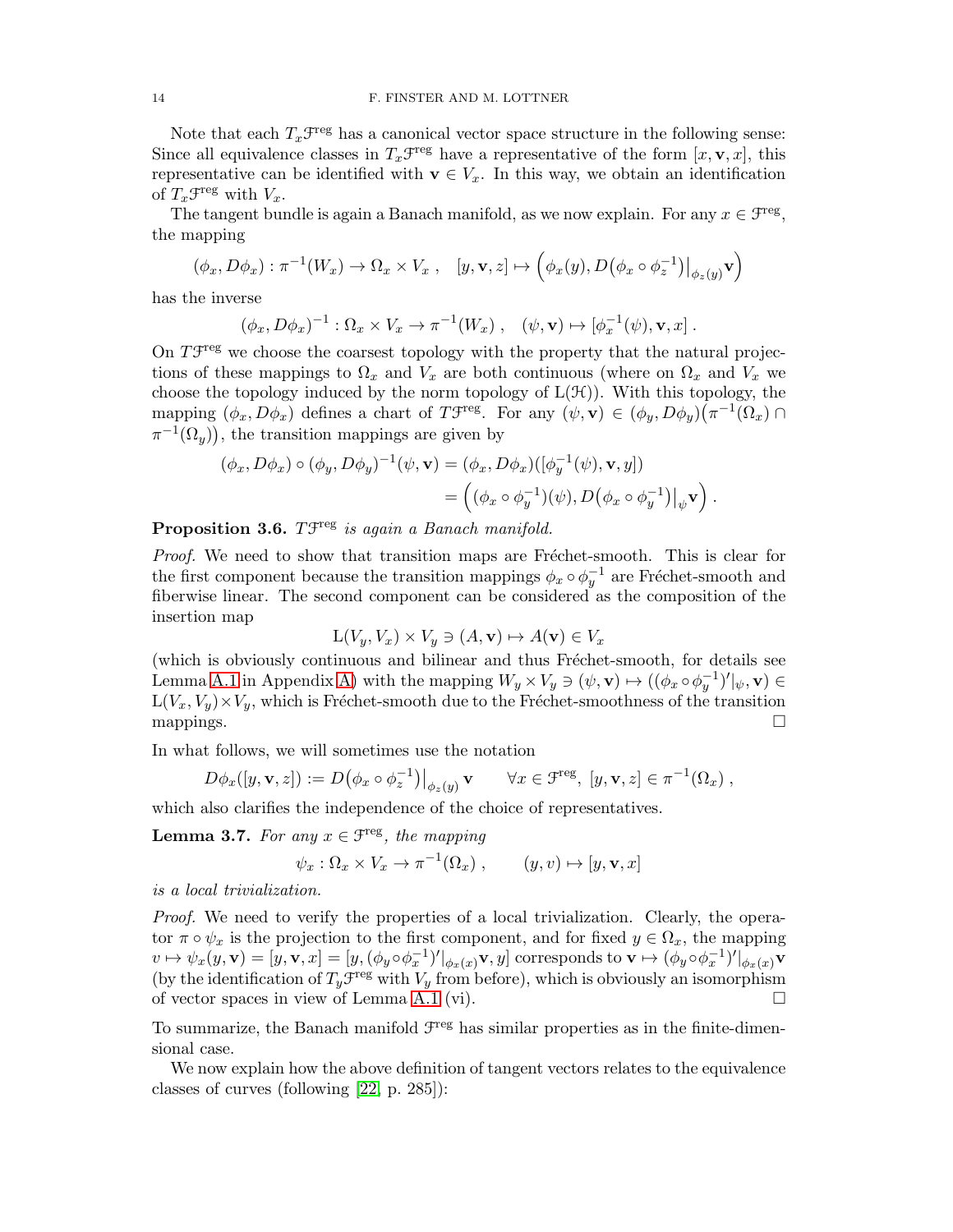Note that each $T_x\mathcal{F}^{\text{reg}}$ has a canonical vector space structure in the following sense: Since all equivalence classes in $T_x\mathcal{F}^{\text{reg}}$ have a representative of the form $[x, \mathbf{v}, x]$, this representative can be identified with $\mathbf{v} \in V_x$. In this way, we obtain an identification of $T_x\mathcal{F}^{\text{reg}}$ with $V_x$.

The tangent bundle is again a Banach manifold, as we now explain. For any $x \in \mathcal{F}^{\text{reg}}$, the mapping

$$(\phi_x, D\phi_x) : \pi^{-1}(W_x) \to \Omega_x \times V_x \;, \quad [y, \mathbf{v}, z] \mapsto \Big( \phi_x(y), D\big(\phi_x \circ \phi_z^{-1}\big)\big|_{\phi_z(y)} \mathbf{v} \Big)$$

has the inverse

$$(\phi_x, D\phi_x)^{-1} : \Omega_x \times V_x \to \pi^{-1}(W_x) \;, \quad (\psi, \mathbf{v}) \mapsto [\phi_x^{-1}(\psi), \mathbf{v}, x] \,.$$

On $T\mathcal{F}^{\text{reg}}$ we choose the coarsest topology with the property that the natural projections of these mappings to $\Omega_x$ and $V_x$ are both continuous (where on $\Omega_x$ and $V_x$ we choose the topology induced by the norm topology of $\mathrm{L}(\mathcal{H})$). With this topology, the mapping $(\phi_x, D\phi_x)$ defines a chart of $T\mathcal{F}^{\text{reg}}$. For any $(\psi, \mathbf{v}) \in (\phi_y, D\phi_y)\big(\pi^{-1}(\Omega_x) \cap \pi^{-1}(\Omega_y)\big)$, the transition mappings are given by

$$\begin{aligned}
(\phi_x, D\phi_x) \circ (\phi_y, D\phi_y)^{-1}(\psi, \mathbf{v}) &= (\phi_x, D\phi_x)([\phi_y^{-1}(\psi), \mathbf{v}, y]) \\
&= \Big( (\phi_x \circ \phi_y^{-1})(\psi), D\big(\phi_x \circ \phi_y^{-1}\big)\big|_{\psi} \mathbf{v} \Big) \,.
\end{aligned}$$

**Proposition 3.6.** *$T\mathcal{F}^{\text{reg}}$ is again a Banach manifold.*

*Proof.* We need to show that transition maps are Fréchet-smooth. This is clear for the first component because the transition mappings $\phi_x \circ \phi_y^{-1}$ are Fréchet-smooth and fiberwise linear. The second component can be considered as the composition of the insertion map

$$\mathrm{L}(V_y, V_x) \times V_y \ni (A, \mathbf{v}) \mapsto A(\mathbf{v}) \in V_x$$

(which is obviously continuous and bilinear and thus Fréchet-smooth, for details see Lemma A.1 in Appendix A) with the mapping $W_y \times V_y \ni (\psi, \mathbf{v}) \mapsto ((\phi_x \circ \phi_y^{-1})'|_{\psi}, \mathbf{v}) \in \mathrm{L}(V_x, V_y) \times V_y$, which is Fréchet-smooth due to the Fréchet-smoothness of the transition mappings. $\square$

In what follows, we will sometimes use the notation

$$D\phi_x([y, \mathbf{v}, z]) := D\big(\phi_x \circ \phi_z^{-1}\big)\big|_{\phi_z(y)} \mathbf{v} \qquad \forall x \in \mathcal{F}^{\text{reg}},\; [y, \mathbf{v}, z] \in \pi^{-1}(\Omega_x) \,,$$

which also clarifies the independence of the choice of representatives.

**Lemma 3.7.** *For any $x \in \mathcal{F}^{\text{reg}}$, the mapping*

$$\psi_x : \Omega_x \times V_x \to \pi^{-1}(\Omega_x) \,, \qquad (y, v) \mapsto [y, \mathbf{v}, x]$$

*is a local trivialization.*

*Proof.* We need to verify the properties of a local trivialization. Clearly, the operator $\pi \circ \psi_x$ is the projection to the first component, and for fixed $y \in \Omega_x$, the mapping $v \mapsto \psi_x(y, \mathbf{v}) = [y, \mathbf{v}, x] = [y, (\phi_y \circ \phi_x^{-1})'|_{\phi_x(x)} \mathbf{v}, y]$ corresponds to $\mathbf{v} \mapsto (\phi_y \circ \phi_x^{-1})'|_{\phi_x(x)} \mathbf{v}$ (by the identification of $T_y\mathcal{F}^{\text{reg}}$ with $V_y$ from before), which is obviously an isomorphism of vector spaces in view of Lemma A.1 (vi). $\square$

To summarize, the Banach manifold $\mathcal{F}^{\text{reg}}$ has similar properties as in the finite-dimensional case.

We now explain how the above definition of tangent vectors relates to the equivalence classes of curves (following [22, p. 285]):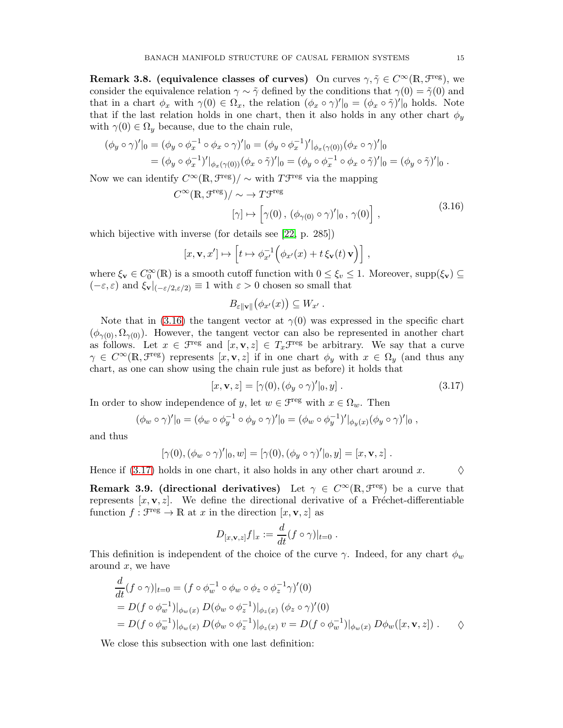**Remark 3.8. (equivalence classes of curves)** On curves $\gamma, \tilde{\gamma} \in C^\infty(\mathbb{R}, \mathcal{F}^{\text{reg}})$, we consider the equivalence relation $\gamma \sim \tilde{\gamma}$ defined by the conditions that $\gamma(0) = \tilde{\gamma}(0)$ and that in a chart $\phi_x$ with $\gamma(0) \in \Omega_x$, the relation $(\phi_x \circ \gamma)'|_0 = (\phi_x \circ \tilde{\gamma})'|_0$ holds. Note that if the last relation holds in one chart, then it also holds in any other chart $\phi_y$ with $\gamma(0) \in \Omega_y$ because, due to the chain rule,

$$
\begin{aligned}
(\phi_y \circ \gamma)'|_0 &= (\phi_y \circ \phi_x^{-1} \circ \phi_x \circ \gamma)'|_0 = (\phi_y \circ \phi_x^{-1})'|_{\phi_x(\gamma(0))} (\phi_x \circ \gamma)'|_0 \\
&= (\phi_y \circ \phi_x^{-1})'|_{\phi_x(\gamma(0))} (\phi_x \circ \tilde{\gamma})'|_0 = (\phi_y \circ \phi_x^{-1} \circ \phi_x \circ \tilde{\gamma})'|_0 = (\phi_y \circ \tilde{\gamma})'|_0 \,.
\end{aligned}
$$

Now we can identify $C^\infty(\mathbb{R}, \mathcal{F}^{\text{reg}})/\sim$ with $T\mathcal{F}^{\text{reg}}$ via the mapping

$$
\begin{aligned}
C^\infty(\mathbb{R}, \mathcal{F}^{\text{reg}})/\sim &\to T\mathcal{F}^{\text{reg}} \\
[\gamma] &\mapsto \Big[\gamma(0)\,,\, (\phi_{\gamma(0)} \circ \gamma)'|_0\,,\, \gamma(0)\Big]\,,
\end{aligned}
\tag{3.16}
$$

which bijective with inverse (for details see [22, p. 285])

$$
[x, \mathbf{v}, x'] \mapsto \Big[t \mapsto \phi_{x'}^{-1}\Big(\phi_{x'}(x) + t\, \xi_{\mathbf{v}}(t)\, \mathbf{v}\Big)\Big]\,,
$$

where $\xi_{\mathbf{v}} \in C_0^\infty(\mathbb{R})$ is a smooth cutoff function with $0 \leq \xi_v \leq 1$. Moreover, $\text{supp}(\xi_{\mathbf{v}}) \subseteq (-\varepsilon, \varepsilon)$ and $\xi_{\mathbf{v}}|_{(-\varepsilon/2, \varepsilon/2)} \equiv 1$ with $\varepsilon > 0$ chosen so small that

$$
B_{\varepsilon \|\mathbf{v}\|}\big(\phi_{x'}(x)\big) \subseteq W_{x'}\,.
$$

Note that in (3.16) the tangent vector at $\gamma(0)$ was expressed in the specific chart $(\phi_{\gamma(0)}, \Omega_{\gamma(0)})$. However, the tangent vector can also be represented in another chart as follows. Let $x \in \mathcal{F}^{\text{reg}}$ and $[x, \mathbf{v}, z] \in T_x\mathcal{F}^{\text{reg}}$ be arbitrary. We say that a curve $\gamma \in C^\infty(\mathbb{R}, \mathcal{F}^{\text{reg}})$ represents $[x, \mathbf{v}, z]$ if in one chart $\phi_y$ with $x \in \Omega_y$ (and thus any chart, as one can show using the chain rule just as before) it holds that

$$
[x, \mathbf{v}, z] = [\gamma(0), (\phi_y \circ \gamma)'|_0, y]\,. \tag{3.17}
$$

In order to show independence of $y$, let $w \in \mathcal{F}^{\text{reg}}$ with $x \in \Omega_w$. Then

$$
(\phi_w \circ \gamma)'|_0 = (\phi_w \circ \phi_y^{-1} \circ \phi_y \circ \gamma)'|_0 = (\phi_w \circ \phi_y^{-1})'|_{\phi_y(x)} (\phi_y \circ \gamma)'|_0\,,
$$

and thus

$$
[\gamma(0), (\phi_w \circ \gamma)'|_0, w] = [\gamma(0), (\phi_y \circ \gamma)'|_0, y] = [x, \mathbf{v}, z]\,.
$$

Hence if (3.17) holds in one chart, it also holds in any other chart around $x$. ♢

**Remark 3.9. (directional derivatives)** Let $\gamma \in C^\infty(\mathbb{R}, \mathcal{F}^{\text{reg}})$ be a curve that represents $[x, \mathbf{v}, z]$. We define the directional derivative of a Fréchet-differentiable function $f : \mathcal{F}^{\text{reg}} \to \mathbb{R}$ at $x$ in the direction $[x, \mathbf{v}, z]$ as

$$
D_{[x,\mathbf{v},z]} f|_x := \frac{d}{dt}(f \circ \gamma)|_{t=0}\,.
$$

This definition is independent of the choice of the curve $\gamma$. Indeed, for any chart $\phi_w$ around $x$, we have

$$
\begin{aligned}
&\frac{d}{dt}(f \circ \gamma)|_{t=0} = (f \circ \phi_w^{-1} \circ \phi_w \circ \phi_z \circ \phi_z^{-1} \gamma)'(0) \\
&= D(f \circ \phi_w^{-1})|_{\phi_w(x)}\, D(\phi_w \circ \phi_z^{-1})|_{\phi_z(x)}\, (\phi_z \circ \gamma)'(0) \\
&= D(f \circ \phi_w^{-1})|_{\phi_w(x)}\, D(\phi_w \circ \phi_z^{-1})|_{\phi_z(x)}\, v = D(f \circ \phi_w^{-1})|_{\phi_w(x)}\, D\phi_w([x, \mathbf{v}, z])\,. \qquad ♢
\end{aligned}
$$

We close this subsection with one last definition: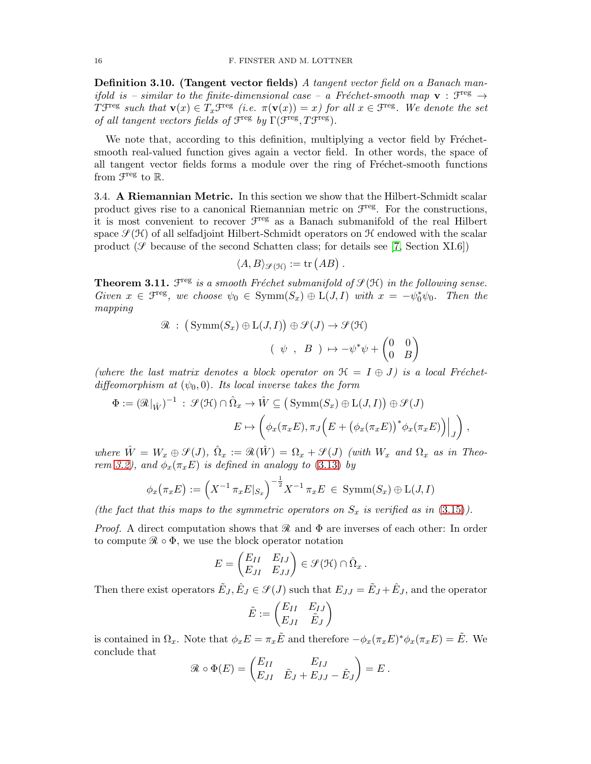**Definition 3.10. (Tangent vector fields)** *A tangent vector field on a Banach manifold is – similar to the finite-dimensional case – a Fréchet-smooth map $\mathbf{v} : \mathcal{F}^{\text{reg}} \to T\mathcal{F}^{\text{reg}}$ such that $\mathbf{v}(x) \in T_x\mathcal{F}^{\text{reg}}$ (i.e. $\pi(\mathbf{v}(x)) = x$) for all $x \in \mathcal{F}^{\text{reg}}$. We denote the set of all tangent vectors fields of $\mathcal{F}^{\text{reg}}$ by $\Gamma(\mathcal{F}^{\text{reg}}, T\mathcal{F}^{\text{reg}})$.*

We note that, according to this definition, multiplying a vector field by Fréchet-smooth real-valued function gives again a vector field. In other words, the space of all tangent vector fields forms a module over the ring of Fréchet-smooth functions from $\mathcal{F}^{\text{reg}}$ to $\mathbb{R}$.

3.4. **A Riemannian Metric.** In this section we show that the Hilbert-Schmidt scalar product gives rise to a canonical Riemannian metric on $\mathcal{F}^{\text{reg}}$. For the constructions, it is most convenient to recover $\mathcal{F}^{\text{reg}}$ as a Banach submanifold of the real Hilbert space $\mathscr{S}(\mathcal{H})$ of all selfadjoint Hilbert-Schmidt operators on $\mathcal{H}$ endowed with the scalar product ($\mathscr{S}$ because of the second Schatten class; for details see [7, Section XI.6])

$$\langle A, B\rangle_{\mathscr{S}(\mathcal{H})} := \operatorname{tr}\big(AB\big) .$$

**Theorem 3.11.** *$\mathcal{F}^{\text{reg}}$ is a smooth Fréchet submanifold of $\mathscr{S}(\mathcal{H})$ in the following sense. Given $x \in \mathcal{F}^{\text{reg}}$, we choose $\psi_0 \in \operatorname{Symm}(S_x) \oplus \mathrm{L}(J, I)$ with $x = -\psi_0^*\psi_0$. Then the mapping*

$$\begin{aligned} \mathscr{R} \;:\; \big(\operatorname{Symm}(S_x) \oplus \mathrm{L}(J,I)\big) \oplus \mathscr{S}(J) &\to \mathscr{S}(\mathcal{H}) \\ (\;\psi\;,\;\;B\;) &\mapsto -\psi^*\psi + \begin{pmatrix} 0 & 0 \\ 0 & B \end{pmatrix} \end{aligned}$$

*(where the last matrix denotes a block operator on $\mathcal{H} = I \oplus J$) is a local Fréchet-diffeomorphism at $(\psi_0, 0)$. Its local inverse takes the form*

$$\begin{aligned} \Phi := (\mathscr{R}|_{\hat{W}})^{-1} \;:\; \mathscr{S}(\mathcal{H}) \cap \hat{\Omega}_x &\to \hat{W} \subseteq \big(\operatorname{Symm}(S_x) \oplus \mathrm{L}(J,I)\big) \oplus \mathscr{S}(J) \\ E &\mapsto \bigg(\phi_x(\pi_x E), \pi_J\Big(E + \big(\phi_x(\pi_x E)\big)^*\phi_x(\pi_x E)\Big)\Big|_J\bigg) , \end{aligned}$$

*where $\hat{W} = W_x \oplus \mathscr{S}(J)$, $\hat{\Omega}_x := \mathscr{R}(\hat{W}) = \Omega_x + \mathscr{S}(J)$ (with $W_x$ and $\Omega_x$ as in Theorem 3.2), and $\phi_x(\pi_x E)$ is defined in analogy to (3.13) by*

$$\phi_x\big(\pi_x E\big) := \Big(X^{-1}\,\pi_x E|_{S_x}\Big)^{-\frac{1}{2}} X^{-1}\,\pi_x E \;\in\; \operatorname{Symm}(S_x) \oplus \mathrm{L}(J, I)$$

*(the fact that this maps to the symmetric operators on $S_x$ is verified as in (3.15)).*

*Proof.* A direct computation shows that $\mathscr{R}$ and $\Phi$ are inverses of each other: In order to compute $\mathscr{R} \circ \Phi$, we use the block operator notation

$$E = \begin{pmatrix} E_{II} & E_{IJ} \\ E_{JI} & E_{JJ} \end{pmatrix} \in \mathscr{S}(\mathcal{H}) \cap \hat{\Omega}_x .$$

Then there exist operators $\tilde{E}_J, \hat{E}_J \in \mathscr{S}(J)$ such that $E_{JJ} = \tilde{E}_J + \hat{E}_J$, and the operator

$$\tilde{E} := \begin{pmatrix} E_{II} & E_{IJ} \\ E_{JI} & \tilde{E}_J \end{pmatrix}$$

is contained in $\Omega_x$. Note that $\phi_x E = \pi_x \tilde{E}$ and therefore $-\phi_x(\pi_x E)^*\phi_x(\pi_x E) = \tilde{E}$. We conclude that

$$\mathscr{R} \circ \Phi(E) = \begin{pmatrix} E_{II} & E_{IJ} \\ E_{JI} & \tilde{E}_J + E_{JJ} - \tilde{E}_J \end{pmatrix} = E .$$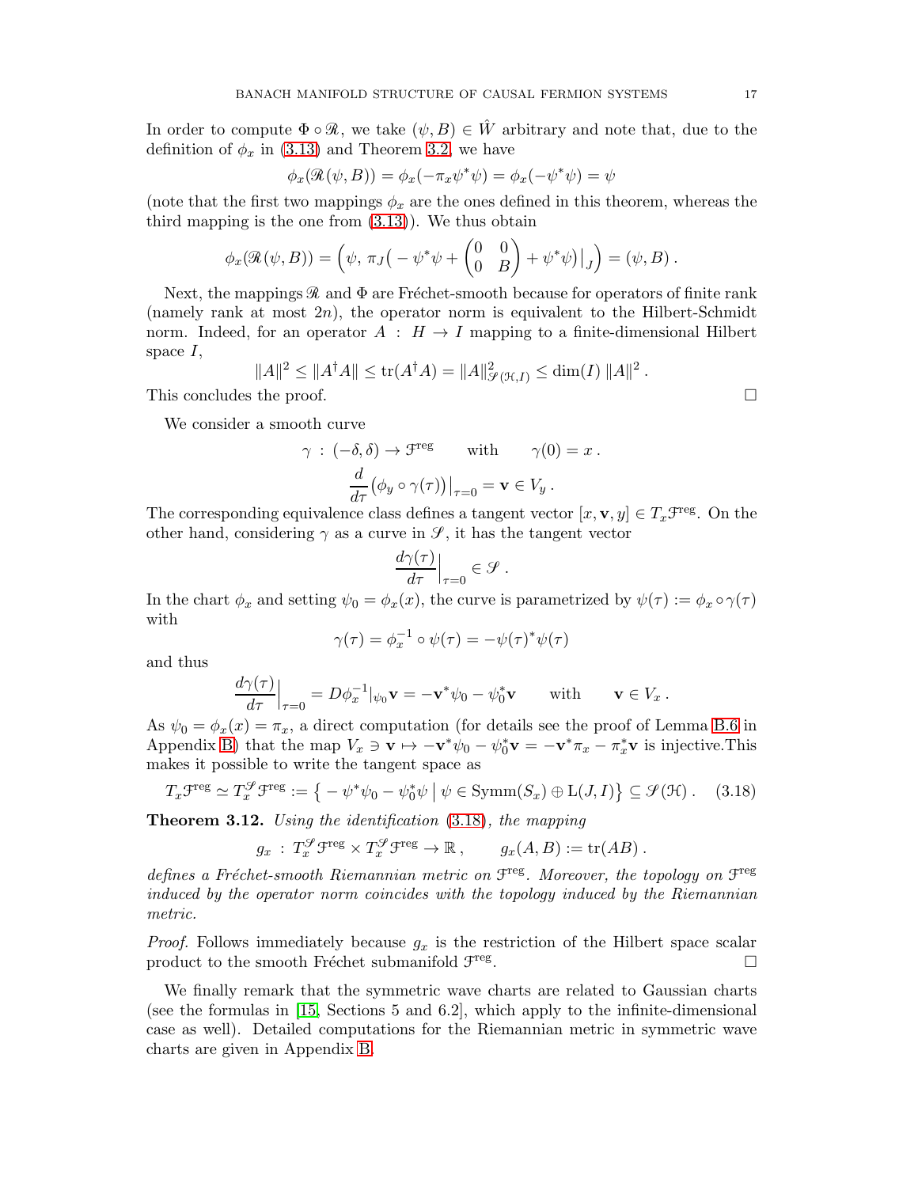In order to compute $\Phi \circ \mathscr{R}$, we take $(\psi, B) \in \hat{W}$ arbitrary and note that, due to the definition of $\phi_x$ in (3.13) and Theorem 3.2, we have

$$\phi_x(\mathscr{R}(\psi, B)) = \phi_x(-\pi_x \psi^* \psi) = \phi_x(-\psi^* \psi) = \psi$$

(note that the first two mappings $\phi_x$ are the ones defined in this theorem, whereas the third mapping is the one from (3.13)). We thus obtain

$$\phi_x(\mathscr{R}(\psi, B)) = \Big(\psi,\, \pi_J\Big( -\psi^*\psi + \begin{pmatrix} 0 & 0 \\ 0 & B \end{pmatrix} + \psi^*\psi \Big)\Big|_J \Big) = (\psi, B)\,.$$

Next, the mappings $\mathscr{R}$ and $\Phi$ are Fréchet-smooth because for operators of finite rank (namely rank at most $2n$), the operator norm is equivalent to the Hilbert-Schmidt norm. Indeed, for an operator $A : H \to I$ mapping to a finite-dimensional Hilbert space $I$,

$$\|A\|^2 \leq \|A^\dagger A\| \leq \operatorname{tr}(A^\dagger A) = \|A\|^2_{\mathscr{S}(\mathcal{H}, I)} \leq \dim(I)\, \|A\|^2\,.$$

This concludes the proof. $\square$

We consider a smooth curve

$$\gamma \,:\, (-\delta, \delta) \to \mathcal{F}^{\text{reg}} \qquad \text{with} \qquad \gamma(0) = x\,.$$

$$\frac{d}{d\tau}\big(\phi_y \circ \gamma(\tau)\big)\big|_{\tau=0} = \mathbf{v} \in V_y\,.$$

The corresponding equivalence class defines a tangent vector $[x, \mathbf{v}, y] \in T_x\mathcal{F}^{\text{reg}}$. On the other hand, considering $\gamma$ as a curve in $\mathscr{S}$, it has the tangent vector

$$\frac{d\gamma(\tau)}{d\tau}\Big|_{\tau=0} \in \mathscr{S}\,.$$

In the chart $\phi_x$ and setting $\psi_0 = \phi_x(x)$, the curve is parametrized by $\psi(\tau) := \phi_x \circ \gamma(\tau)$ with

$$\gamma(\tau) = \phi_x^{-1} \circ \psi(\tau) = -\psi(\tau)^*\psi(\tau)$$

and thus

$$\frac{d\gamma(\tau)}{d\tau}\Big|_{\tau=0} = D\phi_x^{-1}|_{\psi_0}\mathbf{v} = -\mathbf{v}^*\psi_0 - \psi_0^*\mathbf{v} \qquad \text{with} \qquad \mathbf{v} \in V_x\,.$$

As $\psi_0 = \phi_x(x) = \pi_x$, a direct computation (for details see the proof of Lemma B.6 in Appendix B) that the map $V_x \ni \mathbf{v} \mapsto -\mathbf{v}^*\psi_0 - \psi_0^*\mathbf{v} = -\mathbf{v}^*\pi_x - \pi_x^*\mathbf{v}$ is injective.This makes it possible to write the tangent space as

$$T_x\mathcal{F}^{\text{reg}} \simeq T_x^{\mathscr{S}}\mathcal{F}^{\text{reg}} := \big\{ -\psi^*\psi_0 - \psi_0^*\psi \,\big|\, \psi \in \operatorname{Symm}(S_x) \oplus \mathrm{L}(J, I) \big\} \subseteq \mathscr{S}(\mathcal{H})\,. \tag{3.18}$$

**Theorem 3.12.** *Using the identification (3.18), the mapping*

$$g_x \,:\, T_x^{\mathscr{S}}\mathcal{F}^{\text{reg}} \times T_x^{\mathscr{S}}\mathcal{F}^{\text{reg}} \to \mathbb{R}\,, \qquad g_x(A, B) := \operatorname{tr}(AB)\,.$$

*defines a Fréchet-smooth Riemannian metric on $\mathcal{F}^{\text{reg}}$. Moreover, the topology on $\mathcal{F}^{\text{reg}}$ induced by the operator norm coincides with the topology induced by the Riemannian metric.*

*Proof.* Follows immediately because $g_x$ is the restriction of the Hilbert space scalar product to the smooth Fréchet submanifold $\mathcal{F}^{\text{reg}}$. $\square$

We finally remark that the symmetric wave charts are related to Gaussian charts (see the formulas in [15, Sections 5 and 6.2], which apply to the infinite-dimensional case as well). Detailed computations for the Riemannian metric in symmetric wave charts are given in Appendix B.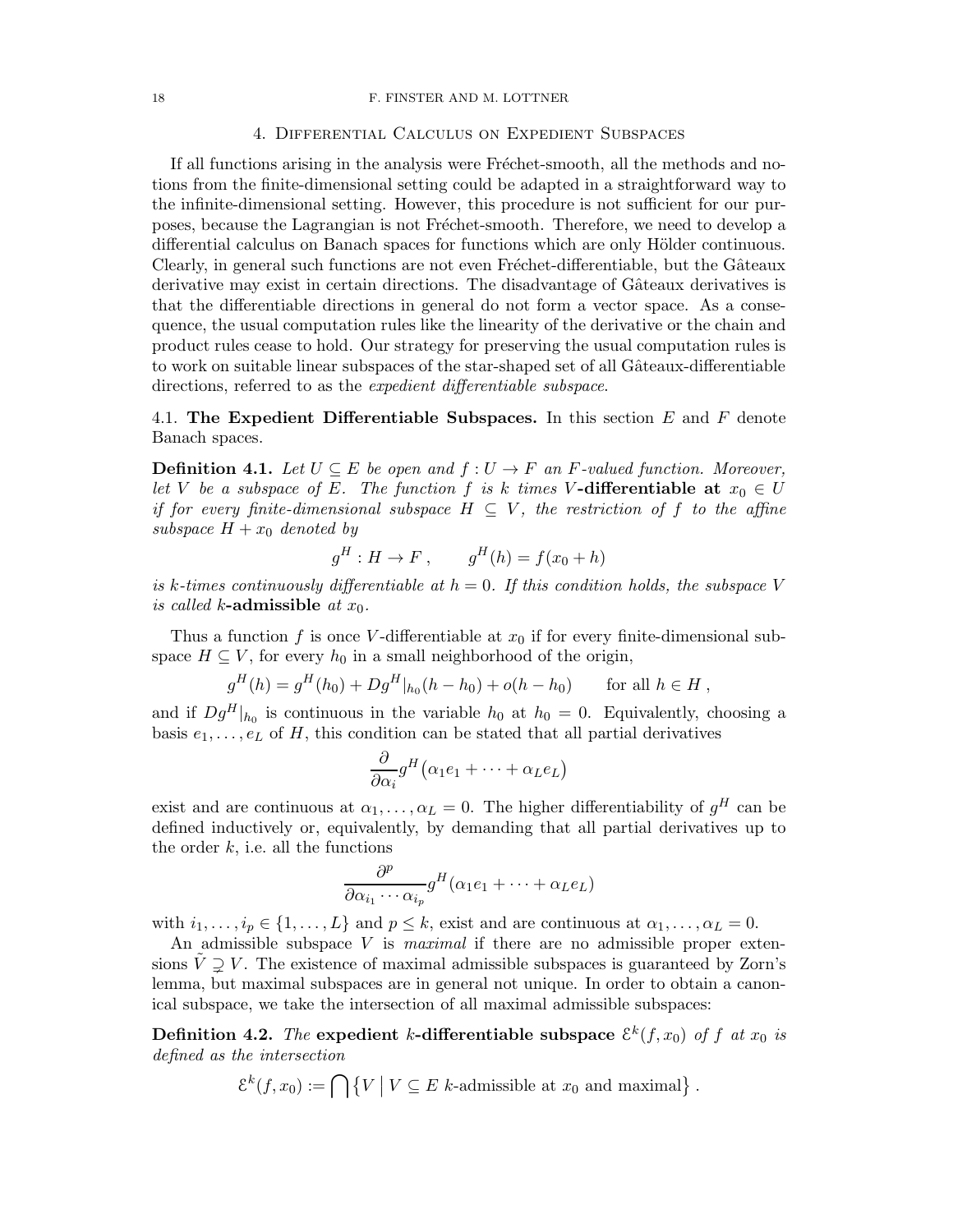## 4. Differential Calculus on Expedient Subspaces

If all functions arising in the analysis were Fréchet-smooth, all the methods and notions from the finite-dimensional setting could be adapted in a straightforward way to the infinite-dimensional setting. However, this procedure is not sufficient for our purposes, because the Lagrangian is not Fréchet-smooth. Therefore, we need to develop a differential calculus on Banach spaces for functions which are only Hölder continuous. Clearly, in general such functions are not even Fréchet-differentiable, but the Gâteaux derivative may exist in certain directions. The disadvantage of Gâteaux derivatives is that the differentiable directions in general do not form a vector space. As a consequence, the usual computation rules like the linearity of the derivative or the chain and product rules cease to hold. Our strategy for preserving the usual computation rules is to work on suitable linear subspaces of the star-shaped set of all Gâteaux-differentiable directions, referred to as the *expedient differentiable subspace*.

### 4.1. The Expedient Differentiable Subspaces.

In this section $E$ and $F$ denote Banach spaces.

**Definition 4.1.** *Let $U \subseteq E$ be open and $f : U \to F$ an $F$-valued function. Moreover, let $V$ be a subspace of $E$. The function $f$ is $k$ times* **$V$-differentiable at** *$x_0 \in U$ if for every finite-dimensional subspace $H \subseteq V$, the restriction of $f$ to the affine subspace $H + x_0$ denoted by*

$$g^H : H \to F\,, \qquad g^H(h) = f(x_0 + h)$$

*is $k$-times continuously differentiable at $h = 0$. If this condition holds, the subspace $V$ is called* **$k$-admissible** *at $x_0$.*

Thus a function $f$ is once $V$-differentiable at $x_0$ if for every finite-dimensional subspace $H \subseteq V$, for every $h_0$ in a small neighborhood of the origin,

$$g^H(h) = g^H(h_0) + Dg^H|_{h_0}(h - h_0) + o(h - h_0) \qquad \text{for all } h \in H\,,$$

and if $Dg^H|_{h_0}$ is continuous in the variable $h_0$ at $h_0 = 0$. Equivalently, choosing a basis $e_1, \ldots, e_L$ of $H$, this condition can be stated that all partial derivatives

$$\frac{\partial}{\partial \alpha_i} g^H\big(\alpha_1 e_1 + \cdots + \alpha_L e_L\big)$$

exist and are continuous at $\alpha_1, \ldots, \alpha_L = 0$. The higher differentiability of $g^H$ can be defined inductively or, equivalently, by demanding that all partial derivatives up to the order $k$, i.e. all the functions

$$\frac{\partial^p}{\partial \alpha_{i_1} \cdots \alpha_{i_p}} g^H(\alpha_1 e_1 + \cdots + \alpha_L e_L)$$

with $i_1, \ldots, i_p \in \{1, \ldots, L\}$ and $p \leq k$, exist and are continuous at $\alpha_1, \ldots, \alpha_L = 0$.

An admissible subspace $V$ is *maximal* if there are no admissible proper extensions $\tilde{V} \supsetneq V$. The existence of maximal admissible subspaces is guaranteed by Zorn's lemma, but maximal subspaces are in general not unique. In order to obtain a canonical subspace, we take the intersection of all maximal admissible subspaces:

**Definition 4.2.** *The* **expedient $k$-differentiable subspace** *$\mathcal{E}^k(f, x_0)$ of $f$ at $x_0$ is defined as the intersection*

$$\mathcal{E}^k(f, x_0) := \bigcap \big\{ V \,\big|\, V \subseteq E \ k\text{-admissible at } x_0 \text{ and maximal} \big\}\,.$$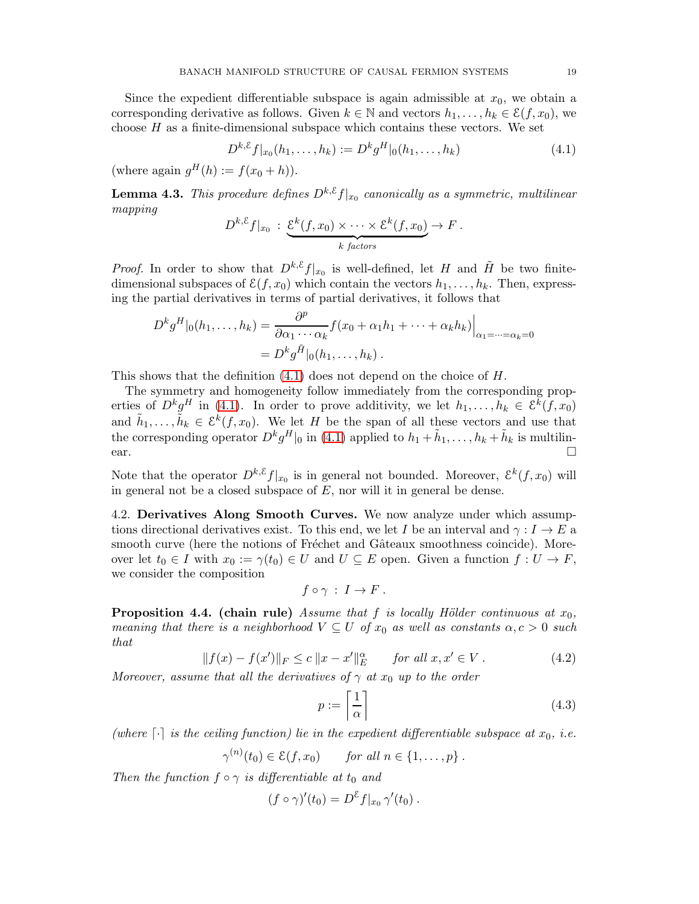Since the expedient differentiable subspace is again admissible at $x_0$, we obtain a corresponding derivative as follows. Given $k \in \mathbb{N}$ and vectors $h_1, \ldots, h_k \in \mathcal{E}(f, x_0)$, we choose $H$ as a finite-dimensional subspace which contains these vectors. We set

$$D^{k,\mathcal{E}} f|_{x_0}(h_1, \ldots, h_k) := D^k g^H|_0(h_1, \ldots, h_k) \tag{4.1}$$

(where again $g^H(h) := f(x_0 + h)$).

**Lemma 4.3.** *This procedure defines $D^{k,\mathcal{E}} f|_{x_0}$ canonically as a symmetric, multilinear mapping*

$$D^{k,\mathcal{E}} f|_{x_0} \,:\, \underbrace{\mathcal{E}^k(f, x_0) \times \cdots \times \mathcal{E}^k(f, x_0)}_{k \text{ factors}} \to F\,.$$

*Proof.* In order to show that $D^{k,\mathcal{E}} f|_{x_0}$ is well-defined, let $H$ and $\tilde{H}$ be two finite-dimensional subspaces of $\mathcal{E}(f, x_0)$ which contain the vectors $h_1, \ldots, h_k$. Then, expressing the partial derivatives in terms of partial derivatives, it follows that

$$\begin{aligned} D^k g^H|_0(h_1, \ldots, h_k) &= \frac{\partial^p}{\partial \alpha_1 \cdots \alpha_k} f(x_0 + \alpha_1 h_1 + \cdots + \alpha_k h_k)\Big|_{\alpha_1 = \cdots = \alpha_k = 0} \\ &= D^k g^{\tilde{H}}|_0(h_1, \ldots, h_k)\,. \end{aligned}$$

This shows that the definition (4.1) does not depend on the choice of $H$.

The symmetry and homogeneity follow immediately from the corresponding properties of $D^k g^H$ in (4.1). In order to prove additivity, we let $h_1, \ldots, h_k \in \mathcal{E}^k(f, x_0)$ and $\tilde{h}_1, \ldots, \tilde{h}_k \in \mathcal{E}^k(f, x_0)$. We let $H$ be the span of all these vectors and use that the corresponding operator $D^k g^H|_0$ in (4.1) applied to $h_1 + \tilde{h}_1, \ldots, h_k + \tilde{h}_k$ is multilinear. $\square$

Note that the operator $D^{k,\mathcal{E}} f|_{x_0}$ is in general not bounded. Moreover, $\mathcal{E}^k(f, x_0)$ will in general not be a closed subspace of $E$, nor will it in general be dense.

4.2. **Derivatives Along Smooth Curves.** We now analyze under which assumptions directional derivatives exist. To this end, we let $I$ be an interval and $\gamma : I \to E$ a smooth curve (here the notions of Fréchet and Gâteaux smoothness coincide). Moreover let $t_0 \in I$ with $x_0 := \gamma(t_0) \in U$ and $U \subseteq E$ open. Given a function $f : U \to F$, we consider the composition

$$f \circ \gamma \,:\, I \to F\,.$$

**Proposition 4.4. (chain rule)** *Assume that $f$ is locally Hölder continuous at $x_0$, meaning that there is a neighborhood $V \subseteq U$ of $x_0$ as well as constants $\alpha, c > 0$ such that*

$$\|f(x) - f(x')\|_F \leq c\, \|x - x'\|_E^\alpha \qquad \text{for all } x, x' \in V\,. \tag{4.2}$$

*Moreover, assume that all the derivatives of $\gamma$ at $x_0$ up to the order*

$$p := \left\lceil \frac{1}{\alpha} \right\rceil \tag{4.3}$$

*(where $\lceil \cdot \rceil$ is the ceiling function) lie in the expedient differentiable subspace at $x_0$, i.e.*

$$\gamma^{(n)}(t_0) \in \mathcal{E}(f, x_0) \qquad \text{for all } n \in \{1, \ldots, p\}\,.$$

*Then the function $f \circ \gamma$ is differentiable at $t_0$ and*

$$(f \circ \gamma)'(t_0) = D^{\mathcal{E}} f|_{x_0}\, \gamma'(t_0)\,.$$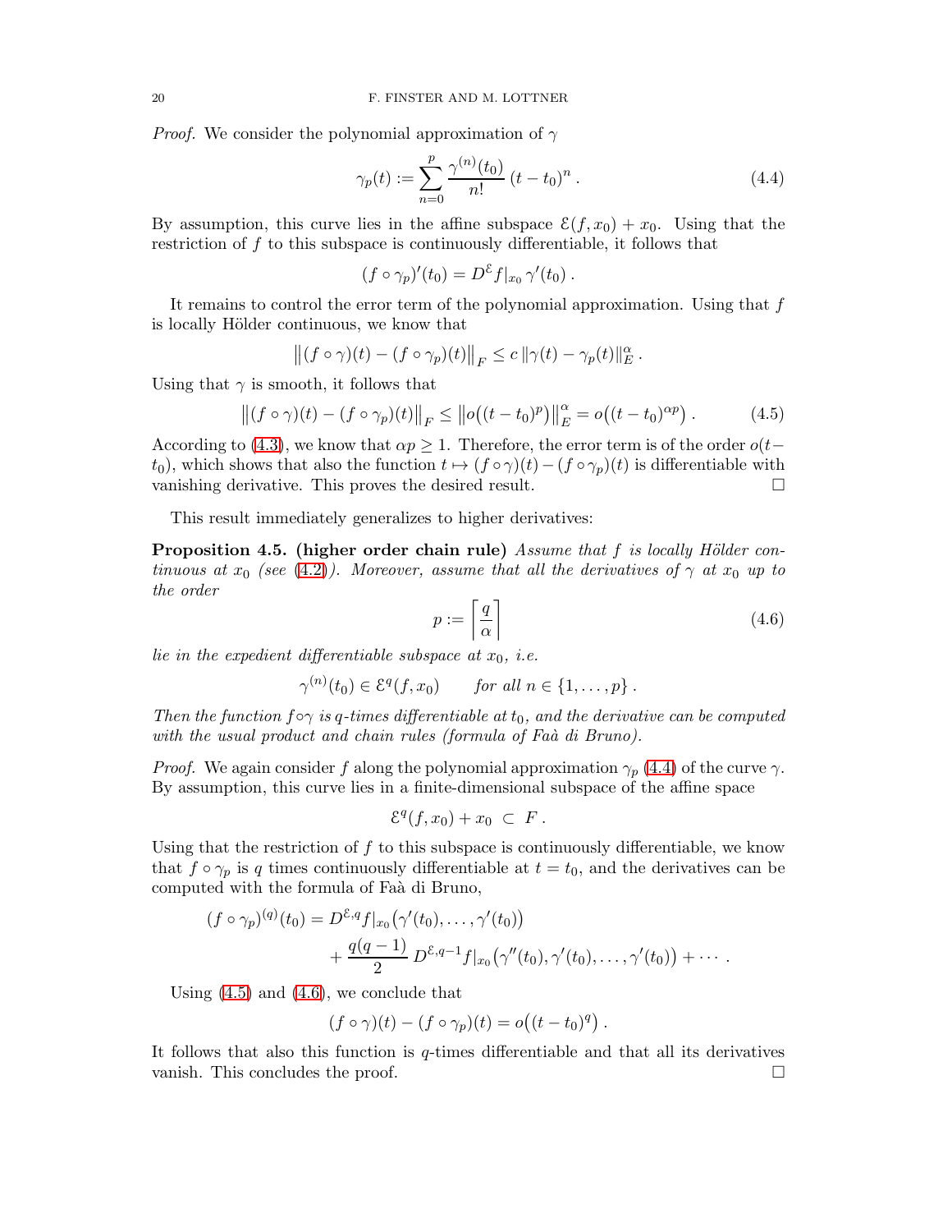*Proof.* We consider the polynomial approximation of $\gamma$

$$\gamma_p(t) := \sum_{n=0}^{p} \frac{\gamma^{(n)}(t_0)}{n!}\,(t-t_0)^n\,. \tag{4.4}$$

By assumption, this curve lies in the affine subspace $\mathcal{E}(f,x_0)+x_0$. Using that the restriction of $f$ to this subspace is continuously differentiable, it follows that

$$(f\circ\gamma_p)'(t_0) = D^{\mathcal{E}} f|_{x_0}\,\gamma'(t_0)\,.$$

It remains to control the error term of the polynomial approximation. Using that $f$ is locally Hölder continuous, we know that

$$\big\|(f\circ\gamma)(t)-(f\circ\gamma_p)(t)\big\|_F \leq c\,\|\gamma(t)-\gamma_p(t)\|_E^\alpha\,.$$

Using that $\gamma$ is smooth, it follows that

$$\big\|(f\circ\gamma)(t)-(f\circ\gamma_p)(t)\big\|_F \leq \big\|o\big((t-t_0)^p\big)\big\|_E^\alpha = o\big((t-t_0)^{\alpha p}\big)\,. \tag{4.5}$$

According to (4.3), we know that $\alpha p \geq 1$. Therefore, the error term is of the order $o(t-t_0)$, which shows that also the function $t\mapsto (f\circ\gamma)(t)-(f\circ\gamma_p)(t)$ is differentiable with vanishing derivative. This proves the desired result. ◻

This result immediately generalizes to higher derivatives:

**Proposition 4.5. (higher order chain rule)** *Assume that $f$ is locally Hölder continuous at $x_0$ (see (4.2)). Moreover, assume that all the derivatives of $\gamma$ at $x_0$ up to the order*

$$p := \left\lceil \frac{q}{\alpha} \right\rceil \tag{4.6}$$

*lie in the expedient differentiable subspace at $x_0$, i.e.*

$$\gamma^{(n)}(t_0) \in \mathcal{E}^q(f,x_0) \qquad \textit{for all } n\in\{1,\ldots,p\}\,.$$

*Then the function $f\circ\gamma$ is $q$-times differentiable at $t_0$, and the derivative can be computed with the usual product and chain rules (formula of Faà di Bruno).*

*Proof.* We again consider $f$ along the polynomial approximation $\gamma_p$ (4.4) of the curve $\gamma$. By assumption, this curve lies in a finite-dimensional subspace of the affine space

$$\mathcal{E}^q(f,x_0)+x_0 \;\subset\; F\,.$$

Using that the restriction of $f$ to this subspace is continuously differentiable, we know that $f\circ\gamma_p$ is $q$ times continuously differentiable at $t=t_0$, and the derivatives can be computed with the formula of Faà di Bruno,

$$\begin{aligned}
(f\circ\gamma_p)^{(q)}(t_0) &= D^{\mathcal{E},q} f|_{x_0}\big(\gamma'(t_0),\ldots,\gamma'(t_0)\big) \\
&\qquad + \frac{q(q-1)}{2}\,D^{\mathcal{E},q-1} f|_{x_0}\big(\gamma''(t_0),\gamma'(t_0),\ldots,\gamma'(t_0)\big)+\cdots\,.
\end{aligned}$$

Using (4.5) and (4.6), we conclude that

$$(f\circ\gamma)(t)-(f\circ\gamma_p)(t) = o\big((t-t_0)^q\big)\,.$$

It follows that also this function is $q$-times differentiable and that all its derivatives vanish. This concludes the proof. ◻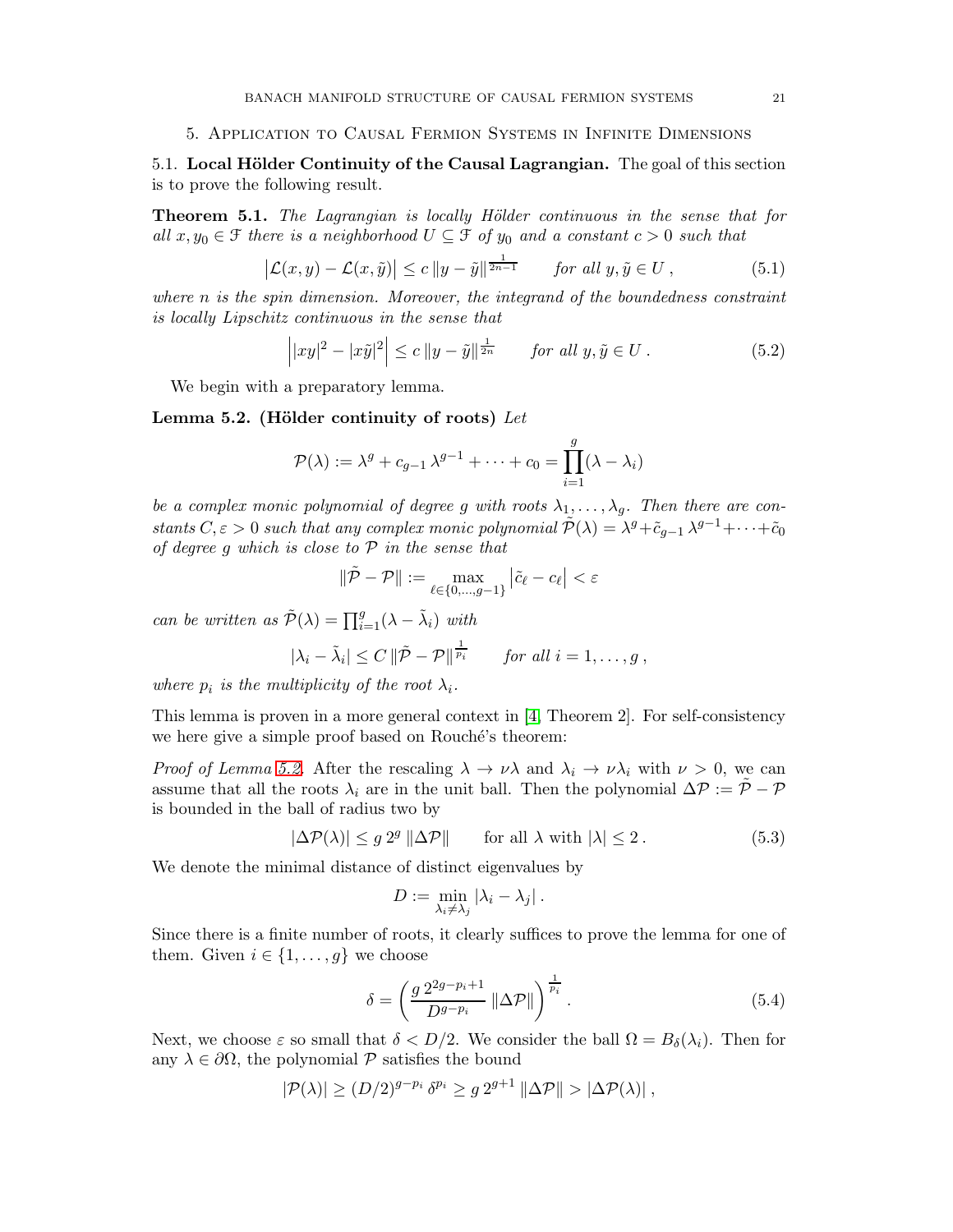## 5. Application to Causal Fermion Systems in Infinite Dimensions

### 5.1. Local Hölder Continuity of the Causal Lagrangian.

The goal of this section is to prove the following result.

**Theorem 5.1.** *The Lagrangian is locally Hölder continuous in the sense that for all $x, y_0 \in \mathcal{F}$ there is a neighborhood $U \subseteq \mathcal{F}$ of $y_0$ and a constant $c > 0$ such that*

$$\big|\mathcal{L}(x,y) - \mathcal{L}(x,\tilde{y})\big| \leq c\, \|y - \tilde{y}\|^{\frac{1}{2n-1}} \qquad \text{for all } y, \tilde{y} \in U\,, \tag{5.1}$$

*where $n$ is the spin dimension. Moreover, the integrand of the boundedness constraint is locally Lipschitz continuous in the sense that*

$$\Big| |xy|^2 - |x\tilde{y}|^2 \Big| \leq c\, \|y - \tilde{y}\|^{\frac{1}{2n}} \qquad \text{for all } y, \tilde{y} \in U\,. \tag{5.2}$$

We begin with a preparatory lemma.

**Lemma 5.2. (Hölder continuity of roots)** *Let*

$$\mathcal{P}(\lambda) := \lambda^g + c_{g-1}\, \lambda^{g-1} + \cdots + c_0 = \prod_{i=1}^{g} (\lambda - \lambda_i)$$

*be a complex monic polynomial of degree $g$ with roots $\lambda_1, \ldots, \lambda_g$. Then there are constants $C, \varepsilon > 0$ such that any complex monic polynomial $\tilde{\mathcal{P}}(\lambda) = \lambda^g + \tilde{c}_{g-1}\, \lambda^{g-1} + \cdots + \tilde{c}_0$ of degree $g$ which is close to $\mathcal{P}$ in the sense that*

$$\|\tilde{\mathcal{P}} - \mathcal{P}\| := \max_{\ell \in \{0, \ldots, g-1\}} \big|\tilde{c}_\ell - c_\ell\big| < \varepsilon$$

*can be written as $\tilde{\mathcal{P}}(\lambda) = \prod_{i=1}^{g} (\lambda - \tilde{\lambda}_i)$ with*

$$|\lambda_i - \tilde{\lambda}_i| \leq C\, \|\tilde{\mathcal{P}} - \mathcal{P}\|^{\frac{1}{p_i}} \qquad \text{for all } i = 1, \ldots, g\,,$$

*where $p_i$ is the multiplicity of the root $\lambda_i$.*

This lemma is proven in a more general context in [4, Theorem 2]. For self-consistency we here give a simple proof based on Rouché's theorem:

*Proof of Lemma 5.2.* After the rescaling $\lambda \to \nu\lambda$ and $\lambda_i \to \nu\lambda_i$ with $\nu > 0$, we can assume that all the roots $\lambda_i$ are in the unit ball. Then the polynomial $\Delta\mathcal{P} := \tilde{\mathcal{P}} - \mathcal{P}$ is bounded in the ball of radius two by

$$|\Delta\mathcal{P}(\lambda)| \leq g\, 2^g\, \|\Delta\mathcal{P}\| \qquad \text{for all } \lambda \text{ with } |\lambda| \leq 2\,. \tag{5.3}$$

We denote the minimal distance of distinct eigenvalues by

$$D := \min_{\lambda_i \neq \lambda_j} |\lambda_i - \lambda_j|\,.$$

Since there is a finite number of roots, it clearly suffices to prove the lemma for one of them. Given $i \in \{1, \ldots, g\}$ we choose

$$\delta = \left( \frac{g\, 2^{2g - p_i + 1}}{D^{g - p_i}}\, \|\Delta\mathcal{P}\| \right)^{\frac{1}{p_i}}\,. \tag{5.4}$$

Next, we choose $\varepsilon$ so small that $\delta < D/2$. We consider the ball $\Omega = B_\delta(\lambda_i)$. Then for any $\lambda \in \partial\Omega$, the polynomial $\mathcal{P}$ satisfies the bound

$$|\mathcal{P}(\lambda)| \geq (D/2)^{g - p_i}\, \delta^{p_i} \geq g\, 2^{g+1}\, \|\Delta\mathcal{P}\| > |\Delta\mathcal{P}(\lambda)|\,,$$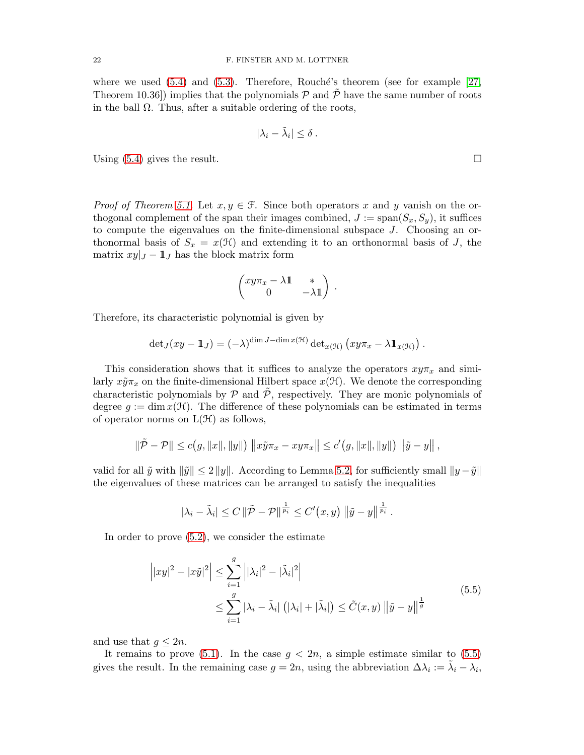where we used (5.4) and (5.3). Therefore, Rouché's theorem (see for example [27, Theorem 10.36]) implies that the polynomials $\mathcal{P}$ and $\tilde{\mathcal{P}}$ have the same number of roots in the ball $\Omega$. Thus, after a suitable ordering of the roots,

$$|\lambda_i - \tilde{\lambda}_i| \leq \delta \,.$$

Using (5.4) gives the result. ∎

*Proof of Theorem 5.1.* Let $x, y \in \mathcal{F}$. Since both operators $x$ and $y$ vanish on the orthogonal complement of the span their images combined, $J := \text{span}(S_x, S_y)$, it suffices to compute the eigenvalues on the finite-dimensional subspace $J$. Choosing an orthonormal basis of $S_x = x(\mathcal{H})$ and extending it to an orthonormal basis of $J$, the matrix $xy|_J - \mathbb{1}_J$ has the block matrix form

$$\begin{pmatrix} xy\pi_x - \lambda \mathbb{1} & * \\ 0 & -\lambda \mathbb{1} \end{pmatrix} \,.$$

Therefore, its characteristic polynomial is given by

$$\det_J(xy - \mathbb{1}_J) = (-\lambda)^{\dim J - \dim x(\mathcal{H})} \det_{x(\mathcal{H})}\big(xy\pi_x - \lambda \mathbb{1}_{x(\mathcal{H})}\big) \,.$$

This consideration shows that it suffices to analyze the operators $xy\pi_x$ and similarly $x\tilde{y}\pi_x$ on the finite-dimensional Hilbert space $x(\mathcal{H})$. We denote the corresponding characteristic polynomials by $\mathcal{P}$ and $\tilde{\mathcal{P}}$, respectively. They are monic polynomials of degree $g := \dim x(\mathcal{H})$. The difference of these polynomials can be estimated in terms of operator norms on $\mathrm{L}(\mathcal{H})$ as follows,

$$\|\tilde{\mathcal{P}} - \mathcal{P}\| \leq c\big(g, \|x\|, \|y\|\big)\, \big\|x\tilde{y}\pi_x - xy\pi_x\big\| \leq c'\big(g, \|x\|, \|y\|\big)\, \big\|\tilde{y} - y\big\| \,,$$

valid for all $\tilde{y}$ with $\|\tilde{y}\| \leq 2\,\|y\|$. According to Lemma 5.2, for sufficiently small $\|y - \tilde{y}\|$ the eigenvalues of these matrices can be arranged to satisfy the inequalities

$$|\lambda_i - \tilde{\lambda}_i| \leq C\, \|\tilde{\mathcal{P}} - \mathcal{P}\|^{\frac{1}{p_i}} \leq C'\big(x, y\big)\, \big\|\tilde{y} - y\big\|^{\frac{1}{p_i}} \,.$$

In order to prove (5.2), we consider the estimate

$$\begin{aligned} \Big| |xy|^2 - |x\tilde{y}|^2 \Big| &\leq \sum_{i=1}^{g} \Big| |\lambda_i|^2 - |\tilde{\lambda}_i|^2 \Big| \\ &\leq \sum_{i=1}^{g} |\lambda_i - \tilde{\lambda}_i|\, \big(|\lambda_i| + |\tilde{\lambda}_i|\big) \leq \tilde{C}(x, y)\, \big\|\tilde{y} - y\big\|^{\frac{1}{g}} \end{aligned} \tag{5.5}$$

and use that $g \leq 2n$.

It remains to prove (5.1). In the case $g < 2n$, a simple estimate similar to (5.5) gives the result. In the remaining case $g = 2n$, using the abbreviation $\Delta\lambda_i := \tilde{\lambda}_i - \lambda_i$,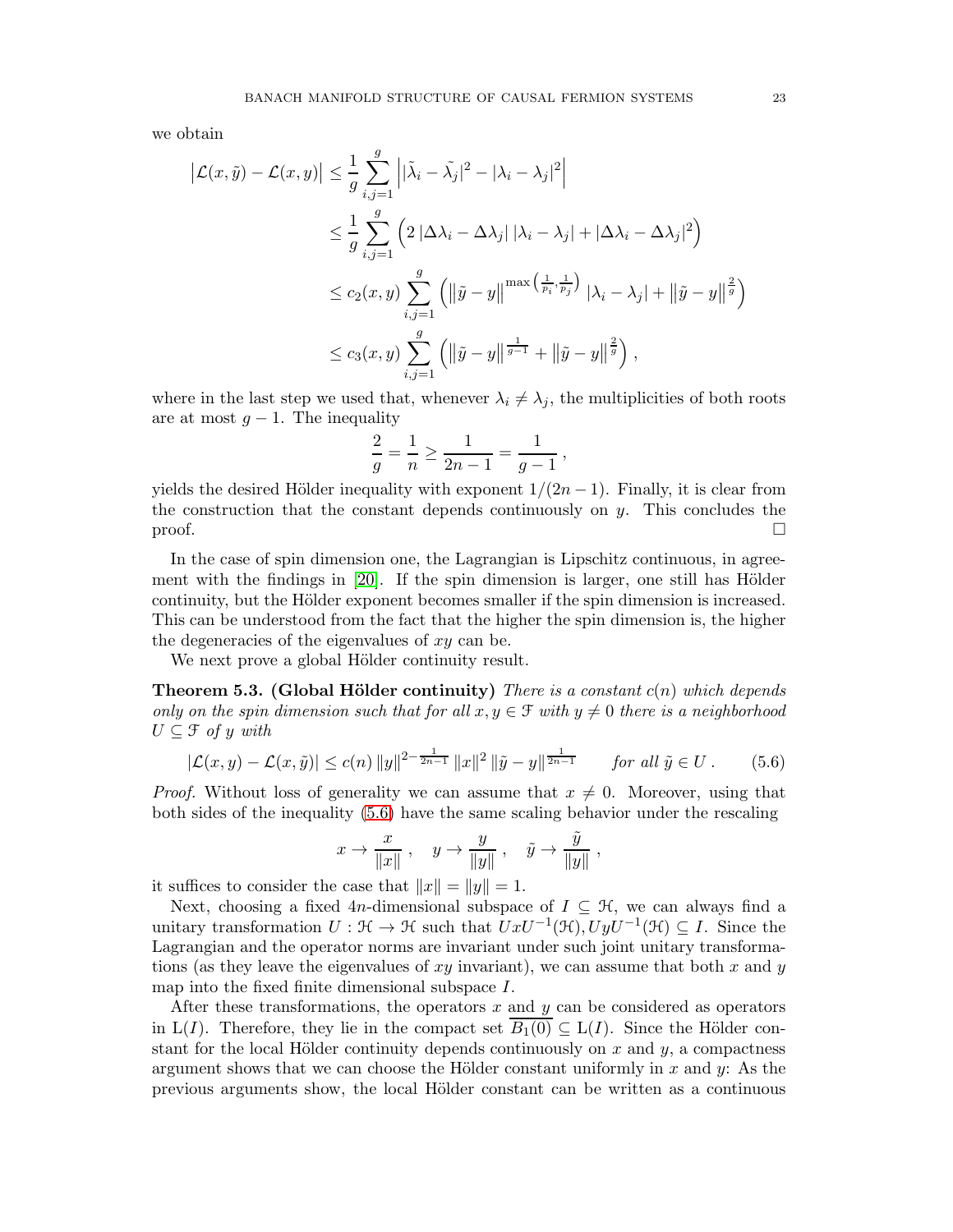we obtain

$$
\begin{aligned}
\big|\mathcal{L}(x,\tilde{y}) - \mathcal{L}(x,y)\big| &\leq \frac{1}{g} \sum_{i,j=1}^{g} \Big| |\tilde{\lambda}_i - \tilde{\lambda_j}|^2 - |\lambda_i - \lambda_j|^2 \Big| \\
&\leq \frac{1}{g} \sum_{i,j=1}^{g} \Big( 2\, |\Delta\lambda_i - \Delta\lambda_j|\, |\lambda_i - \lambda_j| + |\Delta\lambda_i - \Delta\lambda_j|^2 \Big) \\
&\leq c_2(x,y) \sum_{i,j=1}^{g} \Big( \big\|\tilde{y} - y\big\|^{\max\left(\frac{1}{p_i}, \frac{1}{p_j}\right)}\, |\lambda_i - \lambda_j| + \big\|\tilde{y} - y\big\|^{\frac{2}{g}} \Big) \\
&\leq c_3(x,y) \sum_{i,j=1}^{g} \Big( \big\|\tilde{y} - y\big\|^{\frac{1}{g-1}} + \big\|\tilde{y} - y\big\|^{\frac{2}{g}} \Big) \,,
\end{aligned}
$$

where in the last step we used that, whenever $\lambda_i \neq \lambda_j$, the multiplicities of both roots are at most $g-1$. The inequality

$$
\frac{2}{g} = \frac{1}{n} \geq \frac{1}{2n-1} = \frac{1}{g-1} \,,
$$

yields the desired Hölder inequality with exponent $1/(2n-1)$. Finally, it is clear from the construction that the constant depends continuously on $y$. This concludes the proof. $\square$

In the case of spin dimension one, the Lagrangian is Lipschitz continuous, in agreement with the findings in [20]. If the spin dimension is larger, one still has Hölder continuity, but the Hölder exponent becomes smaller if the spin dimension is increased. This can be understood from the fact that the higher the spin dimension is, the higher the degeneracies of the eigenvalues of $xy$ can be.

We next prove a global Hölder continuity result.

**Theorem 5.3. (Global Hölder continuity)** *There is a constant $c(n)$ which depends only on the spin dimension such that for all $x, y \in \mathcal{F}$ with $y \neq 0$ there is a neighborhood $U \subseteq \mathcal{F}$ of $y$ with*

$$
|\mathcal{L}(x,y) - \mathcal{L}(x,\tilde{y})| \leq c(n)\, \|y\|^{2-\frac{1}{2n-1}}\, \|x\|^2\, \|\tilde{y} - y\|^{\frac{1}{2n-1}} \qquad \text{for all } \tilde{y} \in U\,. \tag{5.6}
$$

*Proof.* Without loss of generality we can assume that $x \neq 0$. Moreover, using that both sides of the inequality (5.6) have the same scaling behavior under the rescaling

$$
x \to \frac{x}{\|x\|}\,, \quad y \to \frac{y}{\|y\|}\,, \quad \tilde{y} \to \frac{\tilde{y}}{\|y\|}\,,
$$

it suffices to consider the case that $\|x\| = \|y\| = 1$.

Next, choosing a fixed $4n$-dimensional subspace of $I \subseteq \mathcal{H}$, we can always find a unitary transformation $U : \mathcal{H} \to \mathcal{H}$ such that $UxU^{-1}(\mathcal{H}), UyU^{-1}(\mathcal{H}) \subseteq I$. Since the Lagrangian and the operator norms are invariant under such joint unitary transformations (as they leave the eigenvalues of $xy$ invariant), we can assume that both $x$ and $y$ map into the fixed finite dimensional subspace $I$.

After these transformations, the operators $x$ and $y$ can be considered as operators in $\text{L}(I)$. Therefore, they lie in the compact set $\overline{B_1(0)} \subseteq \text{L}(I)$. Since the Hölder constant for the local Hölder continuity depends continuously on $x$ and $y$, a compactness argument shows that we can choose the Hölder constant uniformly in $x$ and $y$: As the previous arguments show, the local Hölder constant can be written as a continuous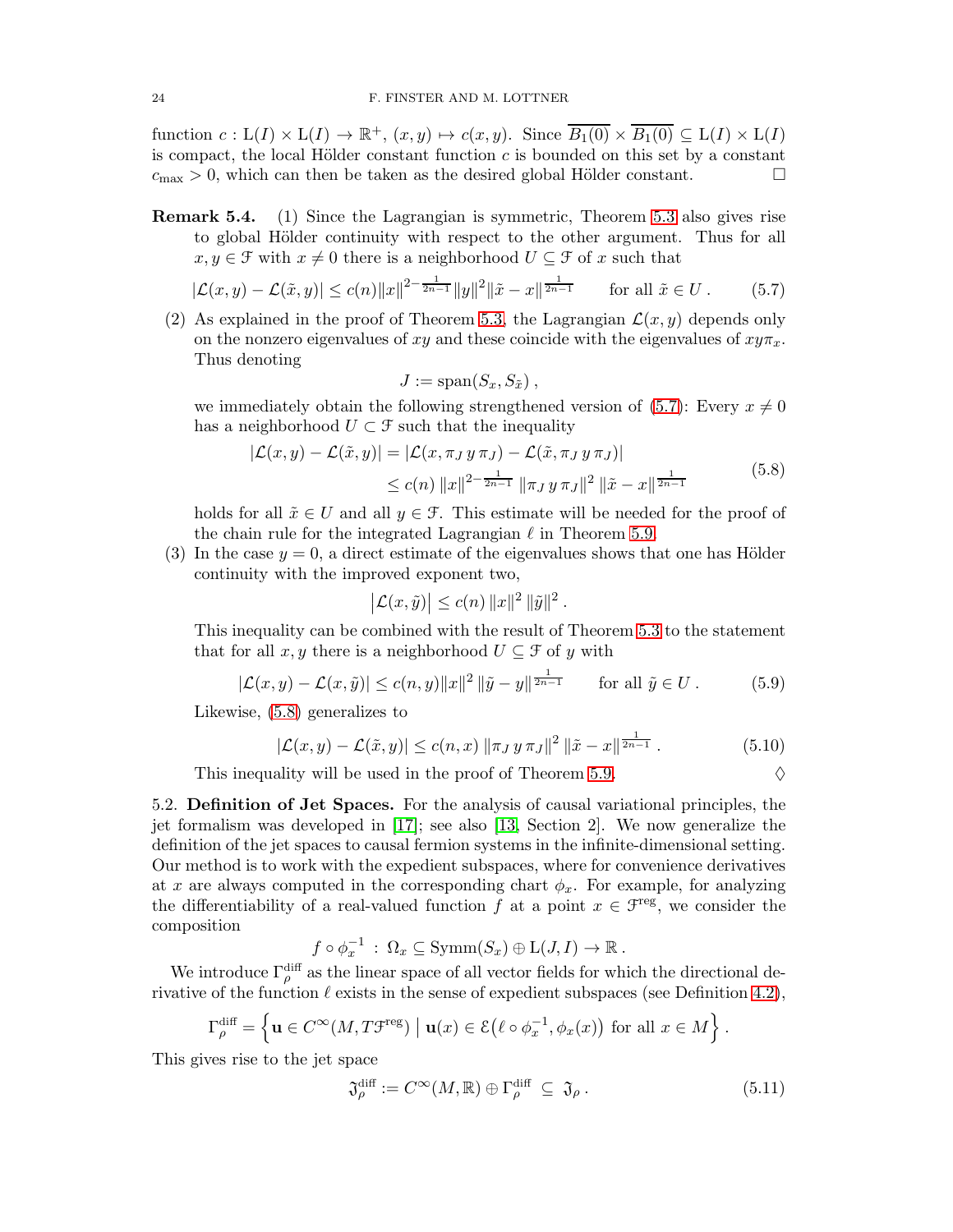function $c : \mathrm{L}(I) \times \mathrm{L}(I) \to \mathbb{R}^+$, $(x, y) \mapsto c(x, y)$. Since $\overline{B_1(0)} \times \overline{B_1(0)} \subseteq \mathrm{L}(I) \times \mathrm{L}(I)$ is compact, the local Hölder constant function $c$ is bounded on this set by a constant $c_{\max} > 0$, which can then be taken as the desired global Hölder constant. $\square$

**Remark 5.4.** (1) Since the Lagrangian is symmetric, Theorem 5.3 also gives rise to global Hölder continuity with respect to the other argument. Thus for all $x, y \in \mathcal{F}$ with $x \neq 0$ there is a neighborhood $U \subseteq \mathcal{F}$ of $x$ such that

$$|\mathcal{L}(x,y) - \mathcal{L}(\tilde{x},y)| \le c(n) \|x\|^{2-\frac{1}{2n-1}} \|y\|^2 \|\tilde{x} - x\|^{\frac{1}{2n-1}} \qquad \text{for all } \tilde{x} \in U\,. \tag{5.7}$$

(2) As explained in the proof of Theorem 5.3, the Lagrangian $\mathcal{L}(x, y)$ depends only on the nonzero eigenvalues of $xy$ and these coincide with the eigenvalues of $xy\pi_x$. Thus denoting

$$J := \mathrm{span}(S_x, S_{\tilde{x}})\,,$$

we immediately obtain the following strengthened version of (5.7): Every $x \neq 0$ has a neighborhood $U \subset \mathcal{F}$ such that the inequality

$$\begin{aligned} |\mathcal{L}(x,y) - \mathcal{L}(\tilde{x},y)| &= |\mathcal{L}(x, \pi_J\, y\, \pi_J) - \mathcal{L}(\tilde{x}, \pi_J\, y\, \pi_J)| \\ &\le c(n)\, \|x\|^{2-\frac{1}{2n-1}}\, \|\pi_J\, y\, \pi_J\|^2\, \|\tilde{x} - x\|^{\frac{1}{2n-1}} \end{aligned} \tag{5.8}$$

holds for all $\tilde{x} \in U$ and all $y \in \mathcal{F}$. This estimate will be needed for the proof of the chain rule for the integrated Lagrangian $\ell$ in Theorem 5.9.

(3) In the case $y = 0$, a direct estimate of the eigenvalues shows that one has Hölder continuity with the improved exponent two,

$$\big|\mathcal{L}(x, \tilde{y})\big| \le c(n)\, \|x\|^2\, \|\tilde{y}\|^2\,.$$

This inequality can be combined with the result of Theorem 5.3 to the statement that for all $x, y$ there is a neighborhood $U \subseteq \mathcal{F}$ of $y$ with

$$|\mathcal{L}(x,y) - \mathcal{L}(x,\tilde{y})| \le c(n,y) \|x\|^2\, \|\tilde{y} - y\|^{\frac{1}{2n-1}} \qquad \text{for all } \tilde{y} \in U\,. \tag{5.9}$$

Likewise, (5.8) generalizes to

$$|\mathcal{L}(x,y) - \mathcal{L}(\tilde{x},y)| \le c(n,x)\, \|\pi_J\, y\, \pi_J\|^2\, \|\tilde{x} - x\|^{\frac{1}{2n-1}}\,. \tag{5.10}$$

This inequality will be used in the proof of Theorem 5.9. $\Diamond$

## 5.2. Definition of Jet Spaces.

For the analysis of causal variational principles, the jet formalism was developed in [17]; see also [13, Section 2]. We now generalize the definition of the jet spaces to causal fermion systems in the infinite-dimensional setting. Our method is to work with the expedient subspaces, where for convenience derivatives at $x$ are always computed in the corresponding chart $\phi_x$. For example, for analyzing the differentiability of a real-valued function $f$ at a point $x \in \mathcal{F}^{\mathrm{reg}}$, we consider the composition

$$f \circ \phi_x^{-1} \,:\, \Omega_x \subseteq \mathrm{Symm}(S_x) \oplus \mathrm{L}(J, I) \to \mathbb{R}\,.$$

We introduce $\Gamma^{\mathrm{diff}}_\rho$ as the linear space of all vector fields for which the directional derivative of the function $\ell$ exists in the sense of expedient subspaces (see Definition 4.2),

$$\Gamma^{\mathrm{diff}}_\rho = \Big\{ \mathbf{u} \in C^\infty(M, T\mathcal{F}^{\mathrm{reg}}) \;\Big|\; \mathbf{u}(x) \in \mathcal{E}\big(\ell \circ \phi_x^{-1}, \phi_x(x)\big) \text{ for all } x \in M \Big\}\,.$$

This gives rise to the jet space

$$\mathfrak{J}^{\mathrm{diff}}_\rho := C^\infty(M, \mathbb{R}) \oplus \Gamma^{\mathrm{diff}}_\rho \;\subseteq\; \mathfrak{J}_\rho\,. \tag{5.11}$$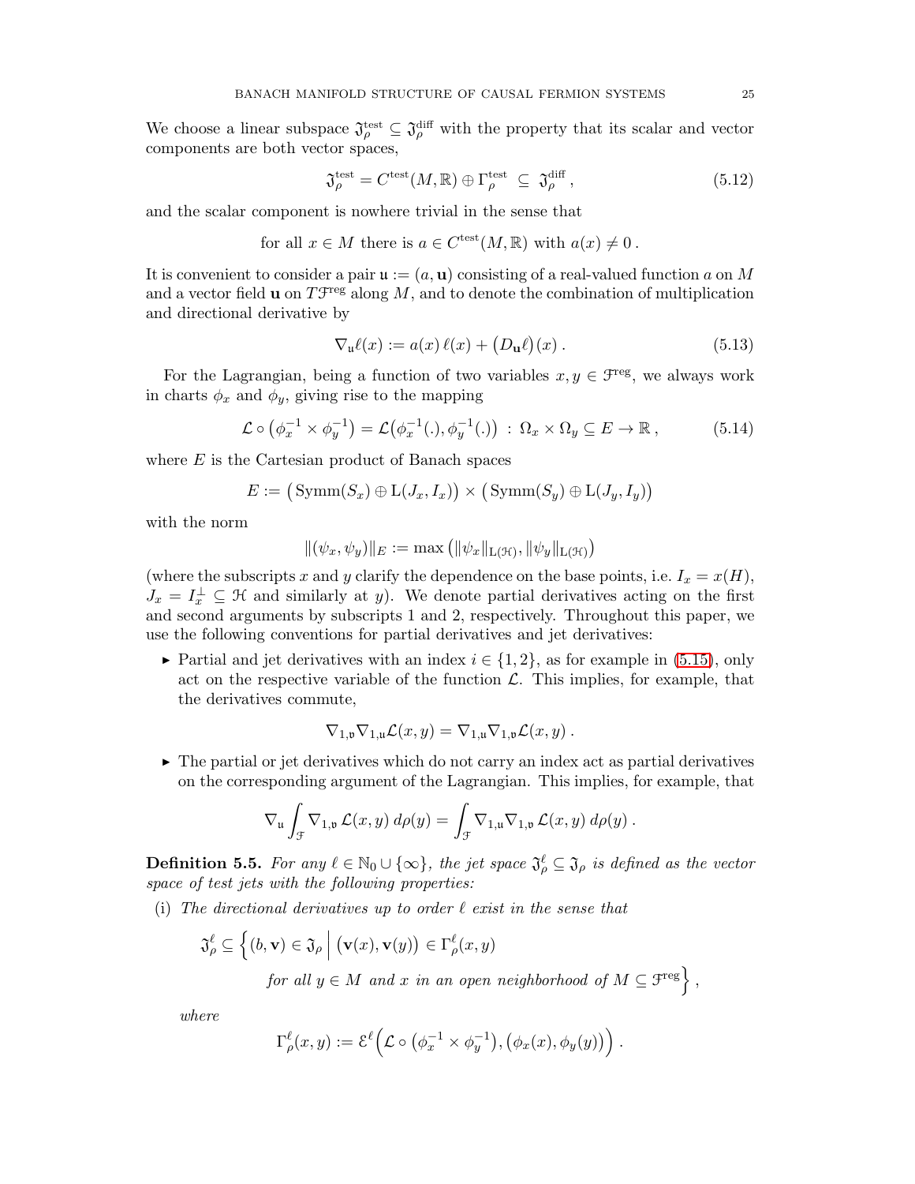We choose a linear subspace $\mathfrak{J}^{\text{test}}_\rho \subseteq \mathfrak{J}^{\text{diff}}_\rho$ with the property that its scalar and vector components are both vector spaces,

$$\mathfrak{J}^{\text{test}}_\rho = C^{\text{test}}(M,\mathbb{R}) \oplus \Gamma^{\text{test}}_\rho \;\subseteq\; \mathfrak{J}^{\text{diff}}_\rho \,, \tag{5.12}$$

and the scalar component is nowhere trivial in the sense that

$$\text{for all } x \in M \text{ there is } a \in C^{\text{test}}(M,\mathbb{R}) \text{ with } a(x) \neq 0\,.$$

It is convenient to consider a pair $\mathfrak{u} := (a, \mathbf{u})$ consisting of a real-valued function $a$ on $M$ and a vector field $\mathbf{u}$ on $T\mathcal{F}^{\text{reg}}$ along $M$, and to denote the combination of multiplication and directional derivative by

$$\nabla_{\mathfrak{u}} \ell(x) := a(x)\, \ell(x) + \big(D_{\mathbf{u}} \ell\big)(x)\,. \tag{5.13}$$

For the Lagrangian, being a function of two variables $x, y \in \mathcal{F}^{\text{reg}}$, we always work in charts $\phi_x$ and $\phi_y$, giving rise to the mapping

$$\mathcal{L} \circ \big(\phi_x^{-1} \times \phi_y^{-1}\big) = \mathcal{L}\big(\phi_x^{-1}(.), \phi_y^{-1}(.)\big) \;:\; \Omega_x \times \Omega_y \subseteq E \to \mathbb{R}\,, \tag{5.14}$$

where $E$ is the Cartesian product of Banach spaces

$$E := \big(\text{Symm}(S_x) \oplus \text{L}(J_x, I_x)\big) \times \big(\text{Symm}(S_y) \oplus \text{L}(J_y, I_y)\big)$$

with the norm

$$\|(\psi_x, \psi_y)\|_E := \max\big(\|\psi_x\|_{\text{L}(\mathcal{H})}, \|\psi_y\|_{\text{L}(\mathcal{H})}\big)$$

(where the subscripts $x$ and $y$ clarify the dependence on the base points, i.e. $I_x = x(H)$, $J_x = I_x^\perp \subseteq \mathcal{H}$ and similarly at $y$). We denote partial derivatives acting on the first and second arguments by subscripts 1 and 2, respectively. Throughout this paper, we use the following conventions for partial derivatives and jet derivatives:

- Partial and jet derivatives with an index $i \in \{1, 2\}$, as for example in (5.15), only act on the respective variable of the function $\mathcal{L}$. This implies, for example, that the derivatives commute,

$$\nabla_{1,\mathfrak{v}} \nabla_{1,\mathfrak{u}} \mathcal{L}(x,y) = \nabla_{1,\mathfrak{u}} \nabla_{1,\mathfrak{v}} \mathcal{L}(x,y)\,.$$

- The partial or jet derivatives which do not carry an index act as partial derivatives on the corresponding argument of the Lagrangian. This implies, for example, that

$$\nabla_{\mathfrak{u}} \int_{\mathcal{F}} \nabla_{1,\mathfrak{v}}\, \mathcal{L}(x,y)\, d\rho(y) = \int_{\mathcal{F}} \nabla_{1,\mathfrak{u}} \nabla_{1,\mathfrak{v}}\, \mathcal{L}(x,y)\, d\rho(y)\,.$$

**Definition 5.5.** *For any $\ell \in \mathbb{N}_0 \cup \{\infty\}$, the jet space $\mathfrak{J}^\ell_\rho \subseteq \mathfrak{J}_\rho$ is defined as the vector space of test jets with the following properties:*

(i) *The directional derivatives up to order $\ell$ exist in the sense that*

$$\mathfrak{J}^\ell_\rho \subseteq \Big\{ (b, \mathbf{v}) \in \mathfrak{J}_\rho \;\Big|\; \big(\mathbf{v}(x), \mathbf{v}(y)\big) \in \Gamma^\ell_\rho(x,y)$$
$$\textit{for all } y \in M \textit{ and } x \textit{ in an open neighborhood of } M \subseteq \mathcal{F}^{\text{reg}} \Big\}\,,$$

*where*

$$\Gamma^\ell_\rho(x,y) := \mathcal{E}^\ell\Big(\mathcal{L} \circ \big(\phi_x^{-1} \times \phi_y^{-1}\big), \big(\phi_x(x), \phi_y(y)\big)\Big)\,.$$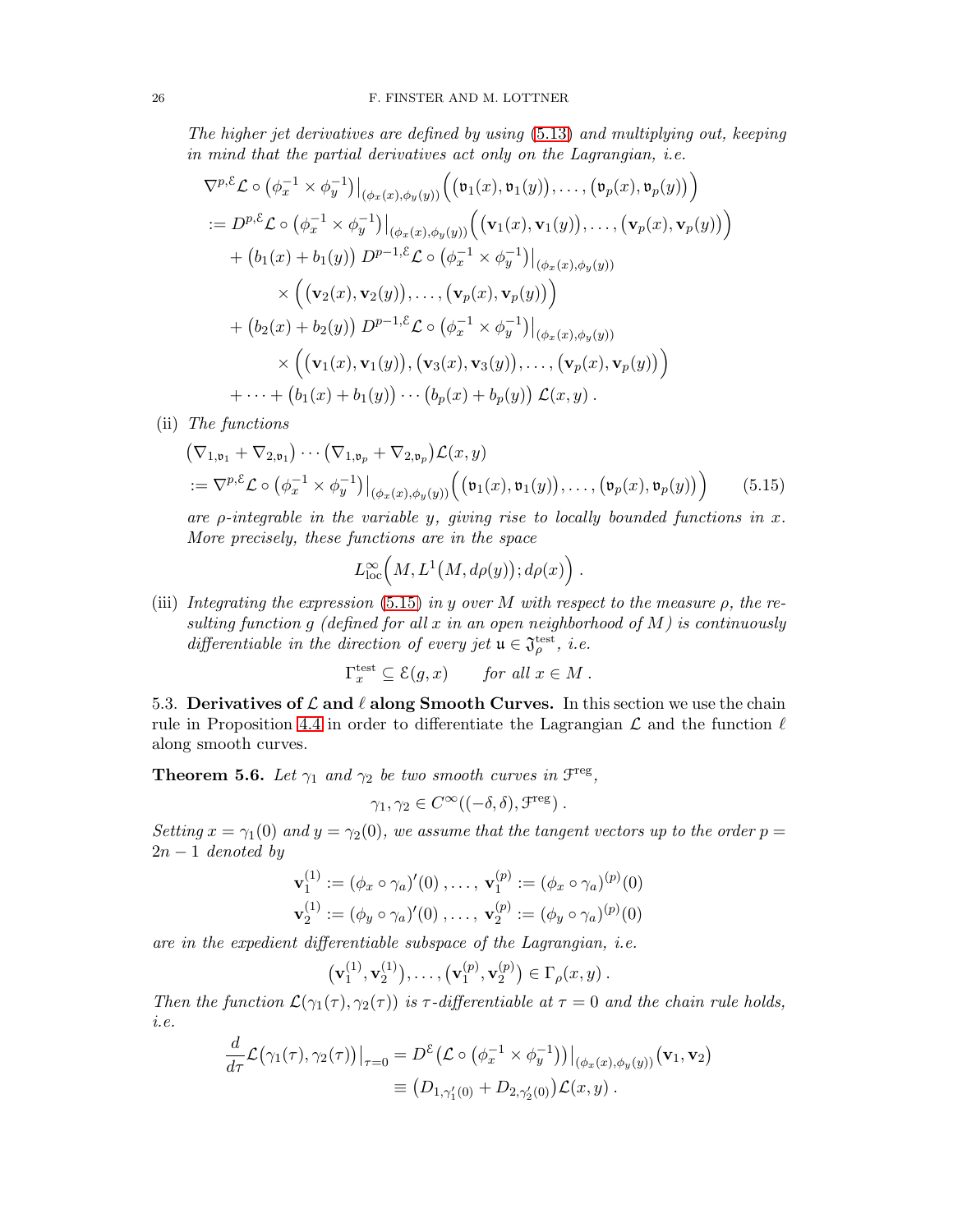*The higher jet derivatives are defined by using (5.13) and multiplying out, keeping in mind that the partial derivatives act only on the Lagrangian, i.e.*

$$
\begin{aligned}
&\nabla^{p,\mathcal{E}} \mathcal{L} \circ \big(\phi_x^{-1} \times \phi_y^{-1}\big)\big|_{(\phi_x(x),\phi_y(y))} \Big( \big(\mathfrak{v}_1(x), \mathfrak{v}_1(y)\big), \ldots, \big(\mathfrak{v}_p(x), \mathfrak{v}_p(y)\big) \Big) \\
&:= D^{p,\mathcal{E}} \mathcal{L} \circ \big(\phi_x^{-1} \times \phi_y^{-1}\big)\big|_{(\phi_x(x),\phi_y(y))} \Big( \big(\mathbf{v}_1(x), \mathbf{v}_1(y)\big), \ldots, \big(\mathbf{v}_p(x), \mathbf{v}_p(y)\big) \Big) \\
&\quad + \big(b_1(x) + b_1(y)\big)\, D^{p-1,\mathcal{E}} \mathcal{L} \circ \big(\phi_x^{-1} \times \phi_y^{-1}\big)\big|_{(\phi_x(x),\phi_y(y))} \\
&\qquad \times \Big( \big(\mathbf{v}_2(x), \mathbf{v}_2(y)\big), \ldots, \big(\mathbf{v}_p(x), \mathbf{v}_p(y)\big) \Big) \\
&\quad + \big(b_2(x) + b_2(y)\big)\, D^{p-1,\mathcal{E}} \mathcal{L} \circ \big(\phi_x^{-1} \times \phi_y^{-1}\big)\big|_{(\phi_x(x),\phi_y(y))} \\
&\qquad \times \Big( \big(\mathbf{v}_1(x), \mathbf{v}_1(y)\big), \big(\mathbf{v}_3(x), \mathbf{v}_3(y)\big), \ldots, \big(\mathbf{v}_p(x), \mathbf{v}_p(y)\big) \Big) \\
&\quad + \cdots + \big(b_1(x) + b_1(y)\big) \cdots \big(b_p(x) + b_p(y)\big)\, \mathcal{L}(x,y)\,.
\end{aligned}
$$

(ii) *The functions*

$$
\begin{aligned}
&\big(\nabla_{1,\mathfrak{v}_1} + \nabla_{2,\mathfrak{v}_1}\big) \cdots \big(\nabla_{1,\mathfrak{v}_p} + \nabla_{2,\mathfrak{v}_p}\big) \mathcal{L}(x,y) \\
&:= \nabla^{p,\mathcal{E}} \mathcal{L} \circ \big(\phi_x^{-1} \times \phi_y^{-1}\big)\big|_{(\phi_x(x),\phi_y(y))} \Big( \big(\mathfrak{v}_1(x), \mathfrak{v}_1(y)\big), \ldots, \big(\mathfrak{v}_p(x), \mathfrak{v}_p(y)\big) \Big) \qquad (5.15)
\end{aligned}
$$

*are $\rho$-integrable in the variable $y$, giving rise to locally bounded functions in $x$. More precisely, these functions are in the space*

$$
L^\infty_{\mathrm{loc}}\Big( M, L^1\big(M, d\rho(y)\big); d\rho(x) \Big)\,.
$$

(iii) *Integrating the expression (5.15) in $y$ over $M$ with respect to the measure $\rho$, the resulting function $g$ (defined for all $x$ in an open neighborhood of $M$) is continuously differentiable in the direction of every jet $\mathfrak{u} \in \mathfrak{J}^{\mathrm{test}}_\rho$, i.e.*

$$
\Gamma^{\mathrm{test}}_x \subseteq \mathcal{E}(g,x) \qquad \text{for all } x \in M\,.
$$

### 5.3. Derivatives of $\mathcal{L}$ and $\ell$ along Smooth Curves.

In this section we use the chain rule in Proposition 4.4 in order to differentiate the Lagrangian $\mathcal{L}$ and the function $\ell$ along smooth curves.

**Theorem 5.6.** *Let $\gamma_1$ and $\gamma_2$ be two smooth curves in $\mathcal{F}^{\mathrm{reg}}$,*

$$
\gamma_1, \gamma_2 \in C^\infty((-\delta,\delta), \mathcal{F}^{\mathrm{reg}})\,.
$$

*Setting $x = \gamma_1(0)$ and $y = \gamma_2(0)$, we assume that the tangent vectors up to the order $p = 2n-1$ denoted by*

$$
\begin{aligned}
\mathbf{v}_1^{(1)} &:= (\phi_x \circ \gamma_a)'(0)\,, \ldots,\ \mathbf{v}_1^{(p)} := (\phi_x \circ \gamma_a)^{(p)}(0) \\
\mathbf{v}_2^{(1)} &:= (\phi_y \circ \gamma_a)'(0)\,, \ldots,\ \mathbf{v}_2^{(p)} := (\phi_y \circ \gamma_a)^{(p)}(0)
\end{aligned}
$$

*are in the expedient differentiable subspace of the Lagrangian, i.e.*

$$
\big(\mathbf{v}_1^{(1)}, \mathbf{v}_2^{(1)}\big), \ldots, \big(\mathbf{v}_1^{(p)}, \mathbf{v}_2^{(p)}\big) \in \Gamma_\rho(x,y)\,.
$$

*Then the function $\mathcal{L}(\gamma_1(\tau), \gamma_2(\tau))$ is $\tau$-differentiable at $\tau = 0$ and the chain rule holds, i.e.*

$$
\begin{aligned}
\frac{d}{d\tau} \mathcal{L}\big(\gamma_1(\tau), \gamma_2(\tau)\big)\big|_{\tau=0} &= D^{\mathcal{E}} \big(\mathcal{L} \circ \big(\phi_x^{-1} \times \phi_y^{-1}\big)\big)\big|_{(\phi_x(x),\phi_y(y))} \big(\mathbf{v}_1, \mathbf{v}_2\big) \\
&\equiv \big(D_{1,\gamma_1'(0)} + D_{2,\gamma_2'(0)}\big) \mathcal{L}(x,y)\,.
\end{aligned}
$$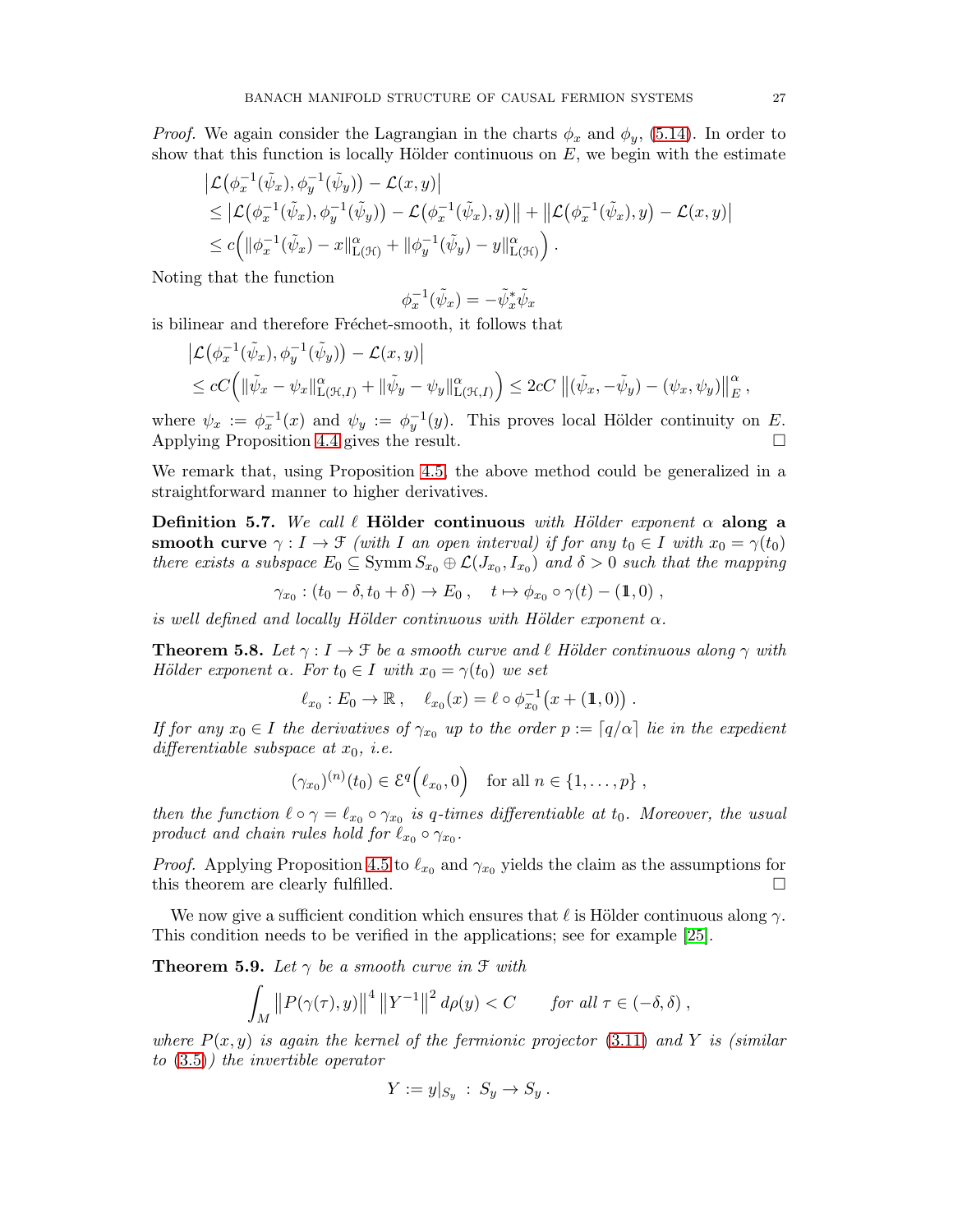*Proof.* We again consider the Lagrangian in the charts $\phi_x$ and $\phi_y$, (5.14). In order to show that this function is locally Hölder continuous on $E$, we begin with the estimate

$$
\begin{aligned}
&\big|\mathcal{L}\big(\phi_x^{-1}(\tilde{\psi}_x), \phi_y^{-1}(\tilde{\psi}_y)\big) - \mathcal{L}(x,y)\big| \\
&\leq \big|\mathcal{L}\big(\phi_x^{-1}(\tilde{\psi}_x), \phi_y^{-1}(\tilde{\psi}_y)\big) - \mathcal{L}\big(\phi_x^{-1}(\tilde{\psi}_x), y\big)\big\| + \big\|\mathcal{L}\big(\phi_x^{-1}(\tilde{\psi}_x), y\big) - \mathcal{L}(x,y)\big| \\
&\leq c\Big(\|\phi_x^{-1}(\tilde{\psi}_x) - x\|^\alpha_{\mathrm{L}(\mathcal{H})} + \|\phi_y^{-1}(\tilde{\psi}_y) - y\|^\alpha_{\mathrm{L}(\mathcal{H})}\Big) .
\end{aligned}
$$

Noting that the function

$$
\phi_x^{-1}(\tilde{\psi}_x) = -\tilde{\psi}_x^* \tilde{\psi}_x
$$

is bilinear and therefore Fréchet-smooth, it follows that

$$
\begin{aligned}
&\big|\mathcal{L}\big(\phi_x^{-1}(\tilde{\psi}_x), \phi_y^{-1}(\tilde{\psi}_y)\big) - \mathcal{L}(x,y)\big| \\
&\leq cC\Big(\|\tilde{\psi}_x - \psi_x\|^\alpha_{\mathrm{L}(\mathcal{H},I)} + \|\tilde{\psi}_y - \psi_y\|^\alpha_{\mathrm{L}(\mathcal{H},I)}\Big) \leq 2cC\,\big\|(\tilde{\psi}_x, -\tilde{\psi}_y) - (\psi_x, \psi_y)\big\|^\alpha_E ,
\end{aligned}
$$

where $\psi_x := \phi_x^{-1}(x)$ and $\psi_y := \phi_y^{-1}(y)$. This proves local Hölder continuity on $E$. Applying Proposition 4.4 gives the result. ∎

We remark that, using Proposition 4.5, the above method could be generalized in a straightforward manner to higher derivatives.

**Definition 5.7.** *We call $\ell$* **Hölder continuous** *with Hölder exponent $\alpha$* **along a smooth curve** *$\gamma : I \to \mathcal{F}$ (with $I$ an open interval) if for any $t_0 \in I$ with $x_0 = \gamma(t_0)$ there exists a subspace $E_0 \subseteq \operatorname{Symm} S_{x_0} \oplus \mathcal{L}(J_{x_0}, I_{x_0})$ and $\delta > 0$ such that the mapping*

$$
\gamma_{x_0} : (t_0 - \delta, t_0 + \delta) \to E_0 , \quad t \mapsto \phi_{x_0} \circ \gamma(t) - (\mathbb{1}, 0) ,
$$

*is well defined and locally Hölder continuous with Hölder exponent $\alpha$.*

**Theorem 5.8.** *Let $\gamma : I \to \mathcal{F}$ be a smooth curve and $\ell$ Hölder continuous along $\gamma$ with Hölder exponent $\alpha$. For $t_0 \in I$ with $x_0 = \gamma(t_0)$ we set*

$$
\ell_{x_0} : E_0 \to \mathbb{R} , \quad \ell_{x_0}(x) = \ell \circ \phi_{x_0}^{-1}\big(x + (\mathbb{1}, 0)\big) .
$$

*If for any $x_0 \in I$ the derivatives of $\gamma_{x_0}$ up to the order $p := \lceil q/\alpha \rceil$ lie in the expedient differentiable subspace at $x_0$, i.e.*

$$
(\gamma_{x_0})^{(n)}(t_0) \in \mathcal{E}^q\Big(\ell_{x_0}, 0\Big) \quad \text{for all } n \in \{1, \ldots, p\} ,
$$

*then the function $\ell \circ \gamma = \ell_{x_0} \circ \gamma_{x_0}$ is $q$-times differentiable at $t_0$. Moreover, the usual product and chain rules hold for $\ell_{x_0} \circ \gamma_{x_0}$.*

*Proof.* Applying Proposition 4.5 to $\ell_{x_0}$ and $\gamma_{x_0}$ yields the claim as the assumptions for this theorem are clearly fulfilled. ∎

We now give a sufficient condition which ensures that $\ell$ is Hölder continuous along $\gamma$. This condition needs to be verified in the applications; see for example [25].

**Theorem 5.9.** *Let $\gamma$ be a smooth curve in $\mathcal{F}$ with*

$$
\int_M \big\|P(\gamma(\tau), y)\big\|^4\, \big\|Y^{-1}\big\|^2\, d\rho(y) < C \qquad \text{for all } \tau \in (-\delta, \delta) ,
$$

*where $P(x,y)$ is again the kernel of the fermionic projector (3.11) and $Y$ is (similar to (3.5)) the invertible operator*

$$
Y := y|_{S_y} \,:\, S_y \to S_y .
$$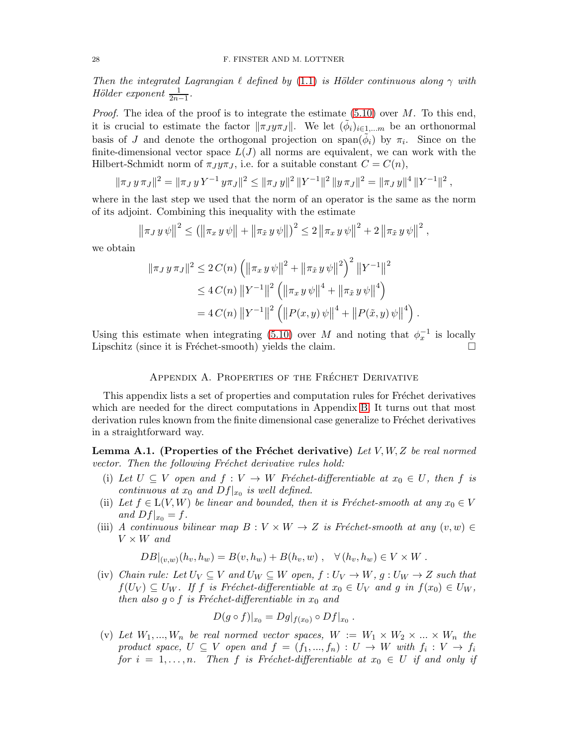*Then the integrated Lagrangian $\ell$ defined by (1.1) is Hölder continuous along $\gamma$ with Hölder exponent $\frac{1}{2n-1}$.*

*Proof.* The idea of the proof is to integrate the estimate (5.10) over $M$. To this end, it is crucial to estimate the factor $\|\pi_J y \pi_J\|$. We let $(\tilde{\phi}_i)_{i\in 1,\dots m}$ be an orthonormal basis of $J$ and denote the orthogonal projection on $\text{span}(\tilde{\phi}_i)$ by $\pi_i$. Since on the finite-dimensional vector space $L(J)$ all norms are equivalent, we can work with the Hilbert-Schmidt norm of $\pi_J y \pi_J$, i.e. for a suitable constant $C = C(n)$,

$$\|\pi_J\, y\, \pi_J\|^2 = \|\pi_J\, y\, Y^{-1}\, y \pi_J\|^2 \leq \|\pi_J\, y\|^2\, \|Y^{-1}\|^2\, \|y\, \pi_J\|^2 = \|\pi_J\, y\|^4\, \|Y^{-1}\|^2\,,$$

where in the last step we used that the norm of an operator is the same as the norm of its adjoint. Combining this inequality with the estimate

$$\big\|\pi_J\, y\, \psi\big\|^2 \leq \big(\big\|\pi_x\, y\, \psi\big\| + \big\|\pi_{\tilde{x}}\, y\, \psi\big\|\big)^2 \leq 2\,\big\|\pi_x\, y\, \psi\big\|^2 + 2\,\big\|\pi_{\tilde{x}}\, y\, \psi\big\|^2\,,$$

we obtain

$$\begin{aligned}
\|\pi_J\, y\, \pi_J\|^2 &\leq 2\, C(n)\, \Big(\big\|\pi_x\, y\, \psi\big\|^2 + \big\|\pi_{\tilde{x}}\, y\, \psi\big\|^2\Big)^2\, \big\|Y^{-1}\big\|^2 \\
&\leq 4\, C(n)\, \big\|Y^{-1}\big\|^2\, \Big(\big\|\pi_x\, y\, \psi\big\|^4 + \big\|\pi_{\tilde{x}}\, y\, \psi\big\|^4\Big) \\
&= 4\, C(n)\, \big\|Y^{-1}\big\|^2\, \Big(\big\|P(x,y)\, \psi\big\|^4 + \big\|P(\tilde{x},y)\, \psi\big\|^4\Big)\,.
\end{aligned}$$

Using this estimate when integrating (5.10) over $M$ and noting that $\phi_x^{-1}$ is locally Lipschitz (since it is Fréchet-smooth) yields the claim. ∎

## Appendix A. Properties of the Fréchet Derivative

This appendix lists a set of properties and computation rules for Fréchet derivatives which are needed for the direct computations in Appendix B. It turns out that most derivation rules known from the finite dimensional case generalize to Fréchet derivatives in a straightforward way.

**Lemma A.1. (Properties of the Fréchet derivative)** *Let $V, W, Z$ be real normed vector. Then the following Fréchet derivative rules hold:*

- (i) *Let $U \subseteq V$ open and $f : V \to W$ Fréchet-differentiable at $x_0 \in U$, then $f$ is continuous at $x_0$ and $Df|_{x_0}$ is well defined.*
- (ii) *Let $f \in \mathrm{L}(V, W)$ be linear and bounded, then it is Fréchet-smooth at any $x_0 \in V$ and $Df|_{x_0} = f$.*
- (iii) *A continuous bilinear map $B : V \times W \to Z$ is Fréchet-smooth at any $(v, w) \in V \times W$ and*

$$DB|_{(v,w)}(h_v, h_w) = B(v, h_w) + B(h_v, w)\,, \quad \forall\, (h_v, h_w) \in V \times W\,.$$

- (iv) *Chain rule: Let $U_V \subseteq V$ and $U_W \subseteq W$ open, $f : U_V \to W$, $g : U_W \to Z$ such that $f(U_V) \subseteq U_W$. If $f$ is Fréchet-differentiable at $x_0 \in U_V$ and $g$ in $f(x_0) \in U_W$, then also $g \circ f$ is Fréchet-differentiable in $x_0$ and*

$$D(g \circ f)|_{x_0} = Dg|_{f(x_0)} \circ Df|_{x_0}\,.$$

- (v) *Let $W_1, ..., W_n$ be real normed vector spaces, $W := W_1 \times W_2 \times ... \times W_n$ the product space, $U \subseteq V$ open and $f = (f_1, ..., f_n) : U \to W$ with $f_i : V \to f_i$ for $i = 1, \dots, n$. Then $f$ is Fréchet-differentiable at $x_0 \in U$ if and only if*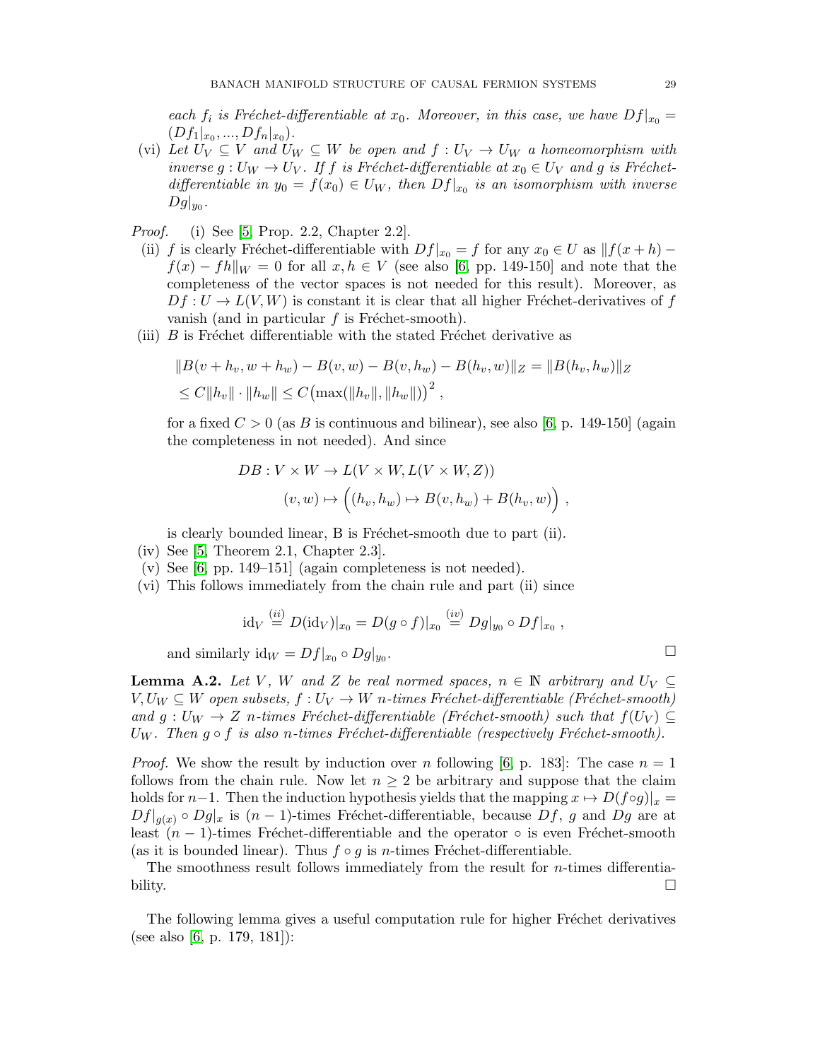*each $f_i$ is Fréchet-differentiable at $x_0$. Moreover, in this case, we have $Df|_{x_0} = (Df_1|_{x_0}, ..., Df_n|_{x_0})$.*

(vi) *Let $U_V \subseteq V$ and $U_W \subseteq W$ be open and $f : U_V \to U_W$ a homeomorphism with inverse $g : U_W \to U_V$. If $f$ is Fréchet-differentiable at $x_0 \in U_V$ and $g$ is Fréchet-differentiable in $y_0 = f(x_0) \in U_W$, then $Df|_{x_0}$ is an isomorphism with inverse $Dg|_{y_0}$.*

*Proof.* (i) See [5, Prop. 2.2, Chapter 2.2].

(ii) $f$ is clearly Fréchet-differentiable with $Df|_{x_0} = f$ for any $x_0 \in U$ as $\|f(x+h) - f(x) - fh\|_W = 0$ for all $x, h \in V$ (see also [6, pp. 149-150] and note that the completeness of the vector spaces is not needed for this result). Moreover, as $Df : U \to L(V, W)$ is constant it is clear that all higher Fréchet-derivatives of $f$ vanish (and in particular $f$ is Fréchet-smooth).

(iii) $B$ is Fréchet differentiable with the stated Fréchet derivative as

$$\begin{aligned}
&\|B(v + h_v, w + h_w) - B(v, w) - B(v, h_w) - B(h_v, w)\|_Z = \|B(h_v, h_w)\|_Z \\
&\leq C\|h_v\| \cdot \|h_w\| \leq C\big(\max(\|h_v\|, \|h_w\|)\big)^2 ,
\end{aligned}$$

for a fixed $C > 0$ (as $B$ is continuous and bilinear), see also [6, p. 149-150] (again the completeness in not needed). And since

$$\begin{aligned}
DB : V \times W &\to L(V \times W, L(V \times W, Z)) \\
(v, w) &\mapsto \Big((h_v, h_w) \mapsto B(v, h_w) + B(h_v, w)\Big) ,
\end{aligned}$$

is clearly bounded linear, B is Fréchet-smooth due to part (ii).

(iv) See [5, Theorem 2.1, Chapter 2.3].

(v) See [6, pp. 149–151] (again completeness is not needed).

(vi) This follows immediately from the chain rule and part (ii) since

$$\mathrm{id}_V \overset{(ii)}{=} D(\mathrm{id}_V)|_{x_0} = D(g \circ f)|_{x_0} \overset{(iv)}{=} Dg|_{y_0} \circ Df|_{x_0} ,$$

and similarly $\mathrm{id}_W = Df|_{x_0} \circ Dg|_{y_0}$. □

**Lemma A.2.** *Let $V$, $W$ and $Z$ be real normed spaces, $n \in \mathbb{N}$ arbitrary and $U_V \subseteq V, U_W \subseteq W$ open subsets, $f : U_V \to W$ $n$-times Fréchet-differentiable (Fréchet-smooth) and $g : U_W \to Z$ $n$-times Fréchet-differentiable (Fréchet-smooth) such that $f(U_V) \subseteq U_W$. Then $g \circ f$ is also $n$-times Fréchet-differentiable (respectively Fréchet-smooth).*

*Proof.* We show the result by induction over $n$ following [6, p. 183]: The case $n = 1$ follows from the chain rule. Now let $n \geq 2$ be arbitrary and suppose that the claim holds for $n-1$. Then the induction hypothesis yields that the mapping $x \mapsto D(f \circ g)|_x = Df|_{g(x)} \circ Dg|_x$ is $(n-1)$-times Fréchet-differentiable, because $Df$, $g$ and $Dg$ are at least $(n-1)$-times Fréchet-differentiable and the operator $\circ$ is even Fréchet-smooth (as it is bounded linear). Thus $f \circ g$ is $n$-times Fréchet-differentiable.

The smoothness result follows immediately from the result for $n$-times differentiability. □

The following lemma gives a useful computation rule for higher Fréchet derivatives (see also [6, p. 179, 181]):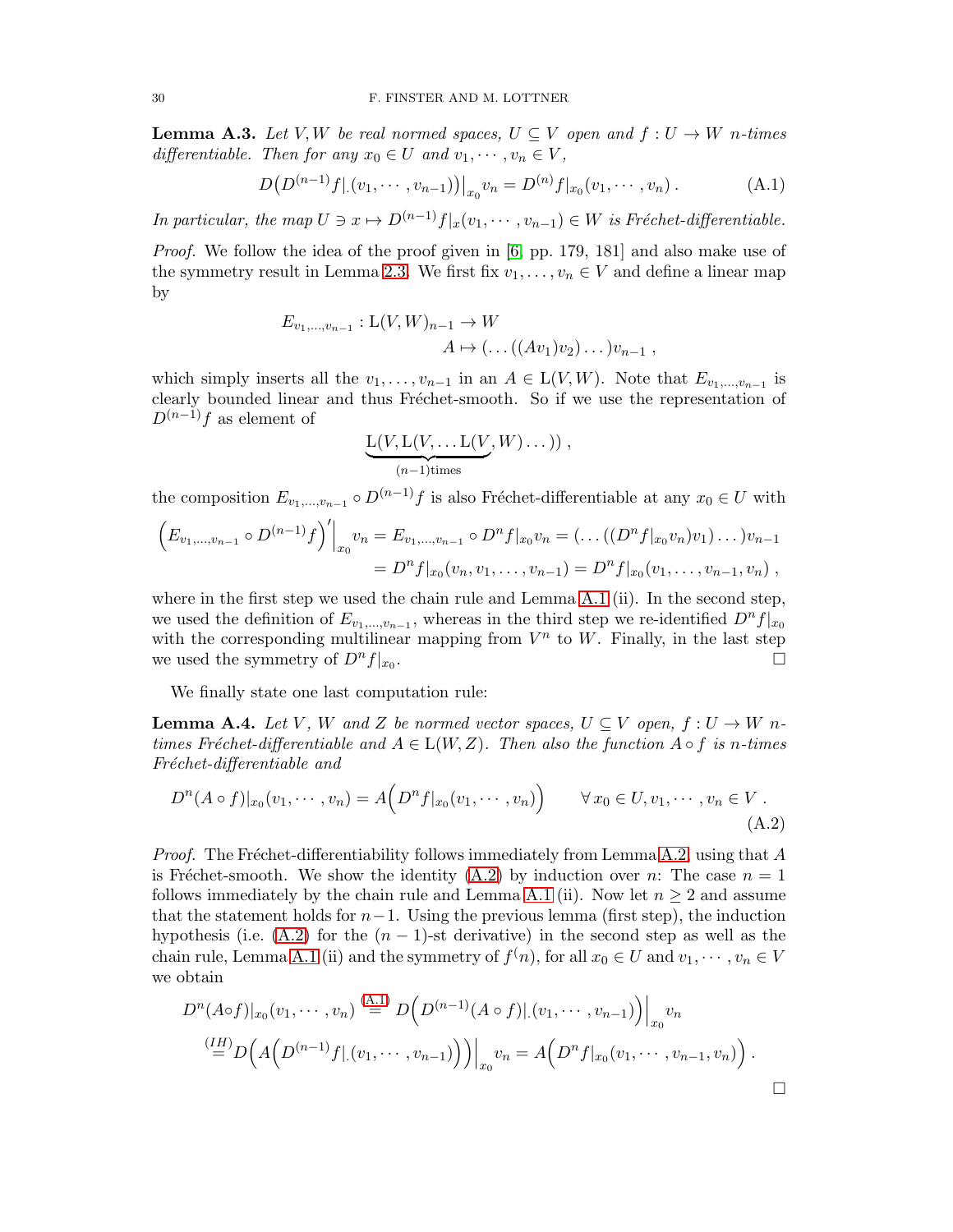**Lemma A.3.** *Let $V, W$ be real normed spaces, $U \subseteq V$ open and $f : U \to W$ $n$-times differentiable. Then for any $x_0 \in U$ and $v_1, \cdots, v_n \in V$,*

$$D\big(D^{(n-1)}f|_\cdot(v_1, \cdots, v_{n-1})\big)\big|_{x_0} v_n = D^{(n)}f|_{x_0}(v_1, \cdots, v_n)\,. \tag{A.1}$$

*In particular, the map $U \ni x \mapsto D^{(n-1)}f|_x(v_1, \cdots, v_{n-1}) \in W$ is Fréchet-differentiable.*

*Proof.* We follow the idea of the proof given in [6, pp. 179, 181] and also make use of the symmetry result in Lemma 2.3. We first fix $v_1, \ldots, v_n \in V$ and define a linear map by

$$\begin{aligned} E_{v_1,\ldots,v_{n-1}} : \mathrm{L}(V,W)_{n-1} &\to W \\ A &\mapsto (\ldots((Av_1)v_2)\ldots)v_{n-1}\,, \end{aligned}$$

which simply inserts all the $v_1, \ldots, v_{n-1}$ in an $A \in \mathrm{L}(V,W)$. Note that $E_{v_1,\ldots,v_{n-1}}$ is clearly bounded linear and thus Fréchet-smooth. So if we use the representation of $D^{(n-1)}f$ as element of

$$\underbrace{\mathrm{L}(V, \mathrm{L}(V, \ldots \mathrm{L}(V}_{(n-1)\text{times}}, W)\ldots))\,,$$

the composition $E_{v_1,\ldots,v_{n-1}} \circ D^{(n-1)}f$ is also Fréchet-differentiable at any $x_0 \in U$ with

$$\begin{aligned} \Big(E_{v_1,\ldots,v_{n-1}} \circ D^{(n-1)}f\Big)'\Big|_{x_0} v_n &= E_{v_1,\ldots,v_{n-1}} \circ D^n f|_{x_0} v_n = (\ldots((D^n f|_{x_0} v_n)v_1)\ldots)v_{n-1} \\ &= D^n f|_{x_0}(v_n, v_1, \ldots, v_{n-1}) = D^n f|_{x_0}(v_1, \ldots, v_{n-1}, v_n)\,, \end{aligned}$$

where in the first step we used the chain rule and Lemma A.1 (ii). In the second step, we used the definition of $E_{v_1,\ldots,v_{n-1}}$, whereas in the third step we re-identified $D^n f|_{x_0}$ with the corresponding multilinear mapping from $V^n$ to $W$. Finally, in the last step we used the symmetry of $D^n f|_{x_0}$. $\square$

We finally state one last computation rule:

**Lemma A.4.** *Let $V$, $W$ and $Z$ be normed vector spaces, $U \subseteq V$ open, $f : U \to W$ $n$-times Fréchet-differentiable and $A \in \mathrm{L}(W, Z)$. Then also the function $A \circ f$ is $n$-times Fréchet-differentiable and*

$$D^n(A \circ f)|_{x_0}(v_1, \cdots, v_n) = A\Big(D^n f|_{x_0}(v_1, \cdots, v_n)\Big) \qquad \forall\, x_0 \in U, v_1, \cdots, v_n \in V\,. \tag{A.2}$$

*Proof.* The Fréchet-differentiability follows immediately from Lemma A.2, using that $A$ is Fréchet-smooth. We show the identity (A.2) by induction over $n$: The case $n = 1$ follows immediately by the chain rule and Lemma A.1 (ii). Now let $n \geq 2$ and assume that the statement holds for $n-1$. Using the previous lemma (first step), the induction hypothesis (i.e. (A.2) for the $(n-1)$-st derivative) in the second step as well as the chain rule, Lemma A.1 (ii) and the symmetry of $f^{(}n)$, for all $x_0 \in U$ and $v_1, \cdots, v_n \in V$ we obtain

$$\begin{aligned} D^n(A \circ f)|_{x_0}(v_1, \cdots, v_n) &\overset{\text{(A.1)}}{=} D\Big(D^{(n-1)}(A \circ f)|_\cdot(v_1, \cdots, v_{n-1})\Big)\Big|_{x_0} v_n \\ &\overset{(IH)}{=} D\Big(A\Big(D^{(n-1)}f|_\cdot(v_1, \cdots, v_{n-1})\Big)\Big)\Big|_{x_0} v_n = A\Big(D^n f|_{x_0}(v_1, \cdots, v_{n-1}, v_n)\Big)\,. \end{aligned}$$

$\square$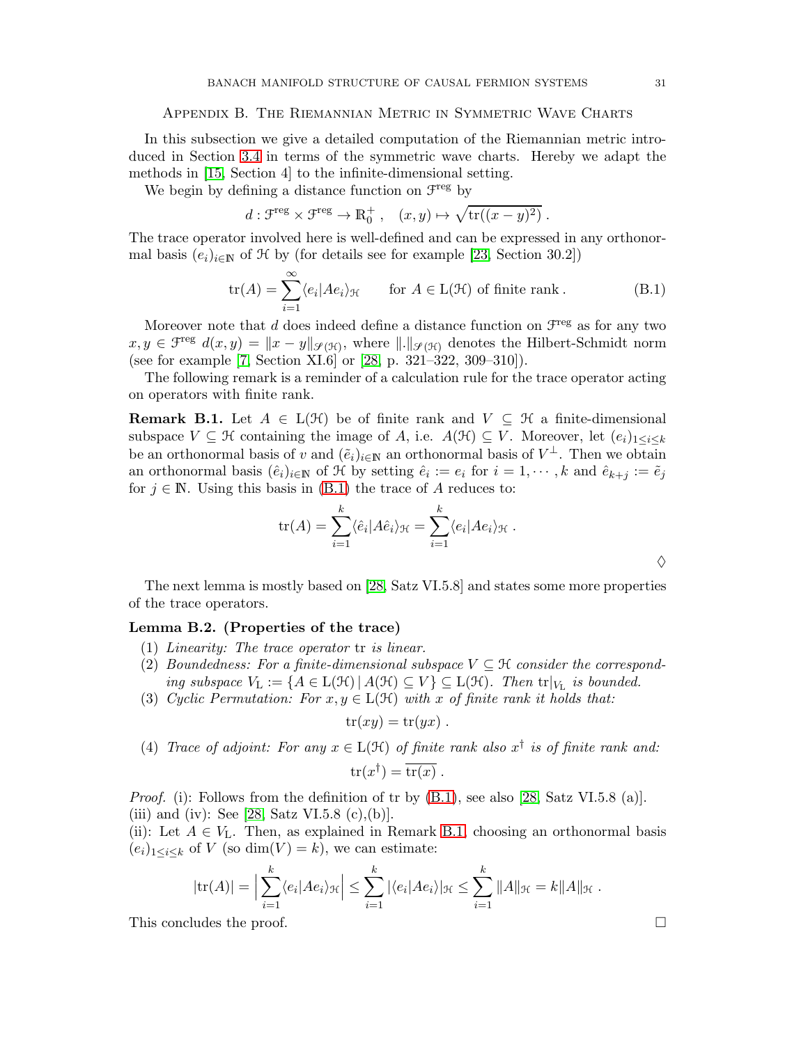## Appendix B. The Riemannian Metric in Symmetric Wave Charts

In this subsection we give a detailed computation of the Riemannian metric introduced in Section 3.4 in terms of the symmetric wave charts. Hereby we adapt the methods in [15, Section 4] to the infinite-dimensional setting.

We begin by defining a distance function on $\mathcal{F}^{\text{reg}}$ by

$$d : \mathcal{F}^{\text{reg}} \times \mathcal{F}^{\text{reg}} \to \mathbb{R}_0^+ , \quad (x, y) \mapsto \sqrt{\operatorname{tr}((x-y)^2)} .$$

The trace operator involved here is well-defined and can be expressed in any orthonormal basis $(e_i)_{i\in\mathbb{N}}$ of $\mathcal{H}$ by (for details see for example [23, Section 30.2])

$$\operatorname{tr}(A) = \sum_{i=1}^{\infty} \langle e_i | A e_i \rangle_{\mathcal{H}} \qquad \text{for } A \in \mathrm{L}(\mathcal{H}) \text{ of finite rank} . \tag{B.1}$$

Moreover note that $d$ does indeed define a distance function on $\mathcal{F}^{\text{reg}}$ as for any two $x, y \in \mathcal{F}^{\text{reg}}$ $d(x, y) = \|x - y\|_{\mathscr{S}(\mathcal{H})}$, where $\|.\|_{\mathscr{S}(\mathcal{H})}$ denotes the Hilbert-Schmidt norm (see for example [7, Section XI.6] or [28, p. 321–322, 309–310]).

The following remark is a reminder of a calculation rule for the trace operator acting on operators with finite rank.

**Remark B.1.** Let $A \in \mathrm{L}(\mathcal{H})$ be of finite rank and $V \subseteq \mathcal{H}$ a finite-dimensional subspace $V \subseteq \mathcal{H}$ containing the image of $A$, i.e. $A(\mathcal{H}) \subseteq V$. Moreover, let $(e_i)_{1\leq i\leq k}$ be an orthonormal basis of $v$ and $(\tilde{e}_i)_{i\in\mathbb{N}}$ an orthonormal basis of $V^\perp$. Then we obtain an orthonormal basis $(\hat{e}_i)_{i\in\mathbb{N}}$ of $\mathcal{H}$ by setting $\hat{e}_i := e_i$ for $i = 1, \cdots, k$ and $\hat{e}_{k+j} := \tilde{e}_j$ for $j \in \mathbb{N}$. Using this basis in (B.1) the trace of $A$ reduces to:

$$\operatorname{tr}(A) = \sum_{i=1}^{k} \langle \hat{e}_i | A \hat{e}_i \rangle_{\mathcal{H}} = \sum_{i=1}^{k} \langle e_i | A e_i \rangle_{\mathcal{H}} .$$

◊

The next lemma is mostly based on [28, Satz VI.5.8] and states some more properties of the trace operators.

**Lemma B.2. (Properties of the trace)**

1. *Linearity: The trace operator* tr *is linear.*
2. *Boundedness: For a finite-dimensional subspace $V \subseteq \mathcal{H}$ consider the corresponding subspace $V_{\mathrm{L}} := \{A \in \mathrm{L}(\mathcal{H}) \,|\, A(\mathcal{H}) \subseteq V\} \subseteq \mathrm{L}(\mathcal{H})$. Then $\operatorname{tr}|_{V_{\mathrm{L}}}$ is bounded.*
3. *Cyclic Permutation: For $x, y \in \mathrm{L}(\mathcal{H})$ with $x$ of finite rank it holds that:*
$$\operatorname{tr}(xy) = \operatorname{tr}(yx) .$$
4. *Trace of adjoint: For any $x \in \mathrm{L}(\mathcal{H})$ of finite rank also $x^\dagger$ is of finite rank and:*
$$\operatorname{tr}(x^\dagger) = \overline{\operatorname{tr}(x)} .$$

*Proof.* (i): Follows from the definition of tr by (B.1), see also [28, Satz VI.5.8 (a)].
(iii) and (iv): See [28, Satz VI.5.8 (c),(b)].
(ii): Let $A \in V_{\mathrm{L}}$. Then, as explained in Remark B.1, choosing an orthonormal basis $(e_i)_{1\leq i\leq k}$ of $V$ (so $\dim(V) = k$), we can estimate:

$$|\operatorname{tr}(A)| = \Big| \sum_{i=1}^{k} \langle e_i | A e_i \rangle_{\mathcal{H}} \Big| \leq \sum_{i=1}^{k} |\langle e_i | A e_i \rangle|_{\mathcal{H}} \leq \sum_{i=1}^{k} \|A\|_{\mathcal{H}} = k \|A\|_{\mathcal{H}} .$$

This concludes the proof. □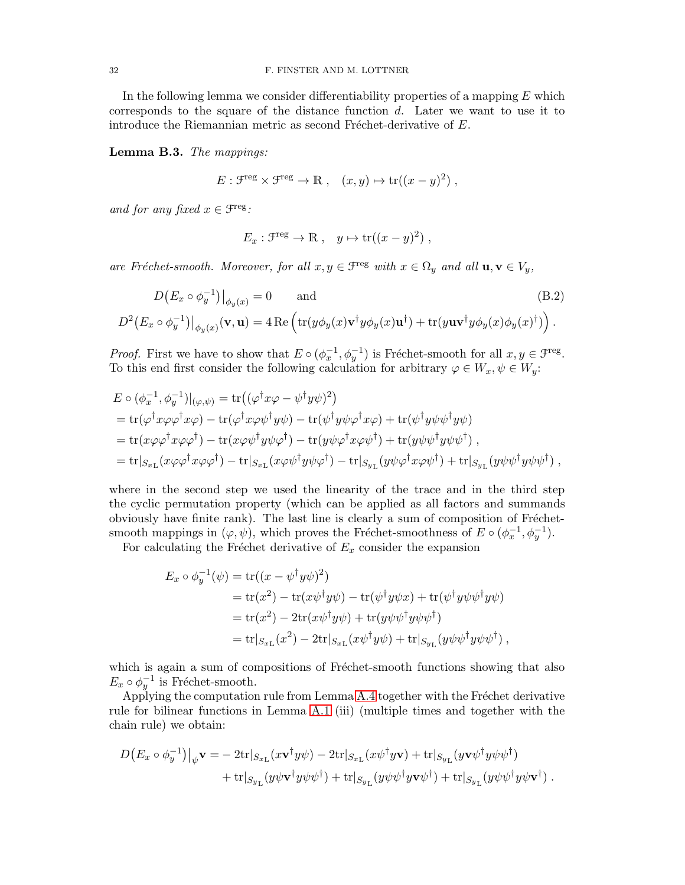In the following lemma we consider differentiability properties of a mapping $E$ which corresponds to the square of the distance function $d$. Later we want to use it to introduce the Riemannian metric as second Fréchet-derivative of $E$.

**Lemma B.3.** *The mappings:*

$$E : \mathcal{F}^{\text{reg}} \times \mathcal{F}^{\text{reg}} \to \mathbb{R} \ , \quad (x, y) \mapsto \operatorname{tr}((x-y)^2) \ ,$$

*and for any fixed $x \in \mathcal{F}^{\text{reg}}$:*

$$E_x : \mathcal{F}^{\text{reg}} \to \mathbb{R} \ , \quad y \mapsto \operatorname{tr}((x-y)^2) \ ,$$

*are Fréchet-smooth. Moreover, for all $x, y \in \mathcal{F}^{\text{reg}}$ with $x \in \Omega_y$ and all $\mathbf{u}, \mathbf{v} \in V_y$,*

$$D\big(E_x \circ \phi_y^{-1}\big)\big|_{\phi_y(x)} = 0 \qquad \text{and} \tag{B.2}$$

$$D^2\big(E_x \circ \phi_y^{-1}\big)\big|_{\phi_y(x)}(\mathbf{v}, \mathbf{u}) = 4 \operatorname{Re}\Big(\operatorname{tr}(y\phi_y(x)\mathbf{v}^\dagger y \phi_y(x) \mathbf{u}^\dagger) + \operatorname{tr}(y \mathbf{u}\mathbf{v}^\dagger y \phi_y(x) \phi_y(x)^\dagger)\Big) \, .$$

*Proof.* First we have to show that $E \circ (\phi_x^{-1}, \phi_y^{-1})$ is Fréchet-smooth for all $x, y \in \mathcal{F}^{\text{reg}}$. To this end first consider the following calculation for arbitrary $\varphi \in W_x, \psi \in W_y$:

$$\begin{aligned}
&E \circ (\phi_x^{-1}, \phi_y^{-1})|_{(\varphi,\psi)} = \operatorname{tr}\big((\varphi^\dagger x \varphi - \psi^\dagger y \psi)^2\big) \\
&= \operatorname{tr}(\varphi^\dagger x \varphi \varphi^\dagger x \varphi) - \operatorname{tr}(\varphi^\dagger x \varphi \psi^\dagger y \psi) - \operatorname{tr}(\psi^\dagger y \psi \varphi^\dagger x \varphi) + \operatorname{tr}(\psi^\dagger y \psi \psi^\dagger y \psi) \\
&= \operatorname{tr}(x \varphi \varphi^\dagger x \varphi \varphi^\dagger) - \operatorname{tr}(x \varphi \psi^\dagger y \psi \varphi^\dagger) - \operatorname{tr}(y \psi \varphi^\dagger x \varphi \psi^\dagger) + \operatorname{tr}(y \psi \psi^\dagger y \psi \psi^\dagger) \ , \\
&= \operatorname{tr}|_{S_{x\mathrm{L}}}(x \varphi \varphi^\dagger x \varphi \varphi^\dagger) - \operatorname{tr}|_{S_{x\mathrm{L}}}(x \varphi \psi^\dagger y \psi \varphi^\dagger) - \operatorname{tr}|_{S_{y\mathrm{L}}}(y \psi \varphi^\dagger x \varphi \psi^\dagger) + \operatorname{tr}|_{S_{y\mathrm{L}}}(y \psi \psi^\dagger y \psi \psi^\dagger) \ ,
\end{aligned}$$

where in the second step we used the linearity of the trace and in the third step the cyclic permutation property (which can be applied as all factors and summands obviously have finite rank). The last line is clearly a sum of composition of Fréchet-smooth mappings in $(\varphi, \psi)$, which proves the Fréchet-smoothness of $E \circ (\phi_x^{-1}, \phi_y^{-1})$.

For calculating the Fréchet derivative of $E_x$ consider the expansion

$$\begin{aligned}
E_x \circ \phi_y^{-1}(\psi) &= \operatorname{tr}((x - \psi^\dagger y \psi)^2) \\
&= \operatorname{tr}(x^2) - \operatorname{tr}(x \psi^\dagger y \psi) - \operatorname{tr}(\psi^\dagger y \psi x) + \operatorname{tr}(\psi^\dagger y \psi \psi^\dagger y \psi) \\
&= \operatorname{tr}(x^2) - 2\operatorname{tr}(x \psi^\dagger y \psi) + \operatorname{tr}(y \psi \psi^\dagger y \psi \psi^\dagger) \\
&= \operatorname{tr}|_{S_{x\mathrm{L}}}(x^2) - 2\operatorname{tr}|_{S_{x\mathrm{L}}}(x \psi^\dagger y \psi) + \operatorname{tr}|_{S_{y\mathrm{L}}}(y \psi \psi^\dagger y \psi \psi^\dagger) \ ,
\end{aligned}$$

which is again a sum of compositions of Fréchet-smooth functions showing that also $E_x \circ \phi_y^{-1}$ is Fréchet-smooth.

Applying the computation rule from Lemma A.4 together with the Fréchet derivative rule for bilinear functions in Lemma A.1 (iii) (multiple times and together with the chain rule) we obtain:

$$\begin{aligned}
D\big(E_x \circ \phi_y^{-1}\big)\big|_\psi \mathbf{v} = &- 2\operatorname{tr}|_{S_{x\mathrm{L}}}(x \mathbf{v}^\dagger y \psi) - 2\operatorname{tr}|_{S_{x\mathrm{L}}}(x \psi^\dagger y \mathbf{v}) + \operatorname{tr}|_{S_{y\mathrm{L}}}(y \mathbf{v} \psi^\dagger y \psi \psi^\dagger) \\
&+ \operatorname{tr}|_{S_{y\mathrm{L}}}(y \psi \mathbf{v}^\dagger y \psi \psi^\dagger) + \operatorname{tr}|_{S_{y\mathrm{L}}}(y \psi \psi^\dagger y \mathbf{v} \psi^\dagger) + \operatorname{tr}|_{S_{y\mathrm{L}}}(y \psi \psi^\dagger y \psi \mathbf{v}^\dagger) \, .
\end{aligned}$$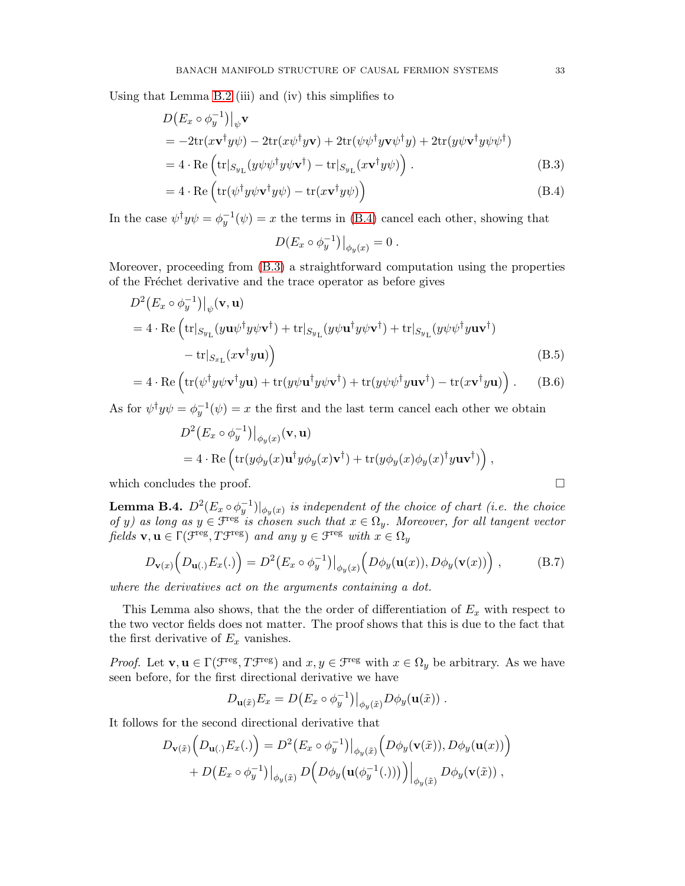Using that Lemma B.2 (iii) and (iv) this simplifies to

$$
\begin{aligned}
&D\big(E_x \circ \phi_y^{-1}\big)\big|_{\psi}\mathbf{v} \\
&= -2\mathrm{tr}(x\mathbf{v}^\dagger y\psi) - 2\mathrm{tr}(x\psi^\dagger y\mathbf{v}) + 2\mathrm{tr}(\psi\psi^\dagger y\mathbf{v}\psi^\dagger y) + 2\mathrm{tr}(y\psi\mathbf{v}^\dagger y\psi\psi^\dagger) \\
&= 4\cdot \mathrm{Re}\,\Big(\mathrm{tr}|_{S_{y_{\mathrm{L}}}}(y\psi\psi^\dagger y\psi\mathbf{v}^\dagger) - \mathrm{tr}|_{S_{y_{\mathrm{L}}}}(x\mathbf{v}^\dagger y\psi)\Big)\,. \qquad \text{(B.3)}\\
&= 4\cdot \mathrm{Re}\,\Big(\mathrm{tr}(\psi^\dagger y\psi\mathbf{v}^\dagger y\psi) - \mathrm{tr}(x\mathbf{v}^\dagger y\psi)\Big) \qquad \text{(B.4)}
\end{aligned}
$$

In the case $\psi^\dagger y\psi = \phi_y^{-1}(\psi) = x$ the terms in (B.4) cancel each other, showing that

$$
D(E_x \circ \phi_y^{-1})\big|_{\phi_y(x)} = 0\,.
$$

Moreover, proceeding from (B.3) a straightforward computation using the properties of the Fréchet derivative and the trace operator as before gives

$$
\begin{aligned}
&D^2\big(E_x \circ \phi_y^{-1}\big)\big|_{\psi}(\mathbf{v},\mathbf{u}) \\
&= 4\cdot \mathrm{Re}\,\Big(\mathrm{tr}|_{S_{y_{\mathrm{L}}}}(y\mathbf{u}\psi^\dagger y\psi\mathbf{v}^\dagger) + \mathrm{tr}|_{S_{y_{\mathrm{L}}}}(y\psi\mathbf{u}^\dagger y\psi\mathbf{v}^\dagger) + \mathrm{tr}|_{S_{y_{\mathrm{L}}}}(y\psi\psi^\dagger y\mathbf{u}\mathbf{v}^\dagger) \\
&\qquad\qquad - \mathrm{tr}|_{S_{x_{\mathrm{L}}}}(x\mathbf{v}^\dagger y\mathbf{u})\Big) \qquad \text{(B.5)}\\
&= 4\cdot \mathrm{Re}\,\Big(\mathrm{tr}(\psi^\dagger y\psi\mathbf{v}^\dagger y\mathbf{u}) + \mathrm{tr}(y\psi\mathbf{u}^\dagger y\psi\mathbf{v}^\dagger) + \mathrm{tr}(y\psi\psi^\dagger y\mathbf{u}\mathbf{v}^\dagger) - \mathrm{tr}(x\mathbf{v}^\dagger y\mathbf{u})\Big)\,. \qquad \text{(B.6)}
\end{aligned}
$$

As for $\psi^\dagger y\psi = \phi_y^{-1}(\psi) = x$ the first and the last term cancel each other we obtain

$$
\begin{aligned}
&D^2\big(E_x \circ \phi_y^{-1}\big)\big|_{\phi_y(x)}(\mathbf{v},\mathbf{u}) \\
&= 4\cdot \mathrm{Re}\,\Big(\mathrm{tr}(y\phi_y(x)\mathbf{u}^\dagger y\phi_y(x)\mathbf{v}^\dagger) + \mathrm{tr}(y\phi_y(x)\phi_y(x)^\dagger y\mathbf{u}\mathbf{v}^\dagger)\Big)\,,
\end{aligned}
$$

which concludes the proof. ☐

**Lemma B.4.** *$D^2(E_x\circ\phi_y^{-1})|_{\phi_y(x)}$ is independent of the choice of chart (i.e. the choice of $y$) as long as $y \in \mathcal{F}^{\mathrm{reg}}$ is chosen such that $x \in \Omega_y$. Moreover, for all tangent vector fields $\mathbf{v},\mathbf{u} \in \Gamma(\mathcal{F}^{\mathrm{reg}}, T\mathcal{F}^{\mathrm{reg}})$ and any $y \in \mathcal{F}^{\mathrm{reg}}$ with $x \in \Omega_y$*

$$
D_{\mathbf{v}(x)}\Big(D_{\mathbf{u}(.)}E_x(.)\Big) = D^2\big(E_x\circ\phi_y^{-1}\big)\big|_{\phi_y(x)}\Big(D\phi_y(\mathbf{u}(x)), D\phi_y(\mathbf{v}(x))\Big)\,, \qquad \text{(B.7)}
$$

*where the derivatives act on the arguments containing a dot.*

This Lemma also shows, that the the order of differentiation of $E_x$ with respect to the two vector fields does not matter. The proof shows that this is due to the fact that the first derivative of $E_x$ vanishes.

*Proof.* Let $\mathbf{v},\mathbf{u} \in \Gamma(\mathcal{F}^{\mathrm{reg}}, T\mathcal{F}^{\mathrm{reg}})$ and $x, y \in \mathcal{F}^{\mathrm{reg}}$ with $x \in \Omega_y$ be arbitrary. As we have seen before, for the first directional derivative we have

$$
D_{\mathbf{u}(\tilde{x})}E_x = D\big(E_x\circ\phi_y^{-1}\big)\big|_{\phi_y(\tilde{x})}D\phi_y(\mathbf{u}(\tilde{x}))\,.
$$

It follows for the second directional derivative that

$$
\begin{aligned}
D_{\mathbf{v}(\tilde{x})}\Big(D_{\mathbf{u}(.)}E_x(.)\Big) &= D^2\big(E_x\circ\phi_y^{-1}\big)\big|_{\phi_y(\tilde{x})}\Big(D\phi_y(\mathbf{v}(\tilde{x})), D\phi_y(\mathbf{u}(x))\Big) \\
&\quad + D\big(E_x\circ\phi_y^{-1}\big)\big|_{\phi_y(\tilde{x})}\,D\Big(D\phi_y\big(\mathbf{u}(\phi_y^{-1}(.))\big)\Big)\Big|_{\phi_y(\tilde{x})}D\phi_y(\mathbf{v}(\tilde{x}))\,,
\end{aligned}
$$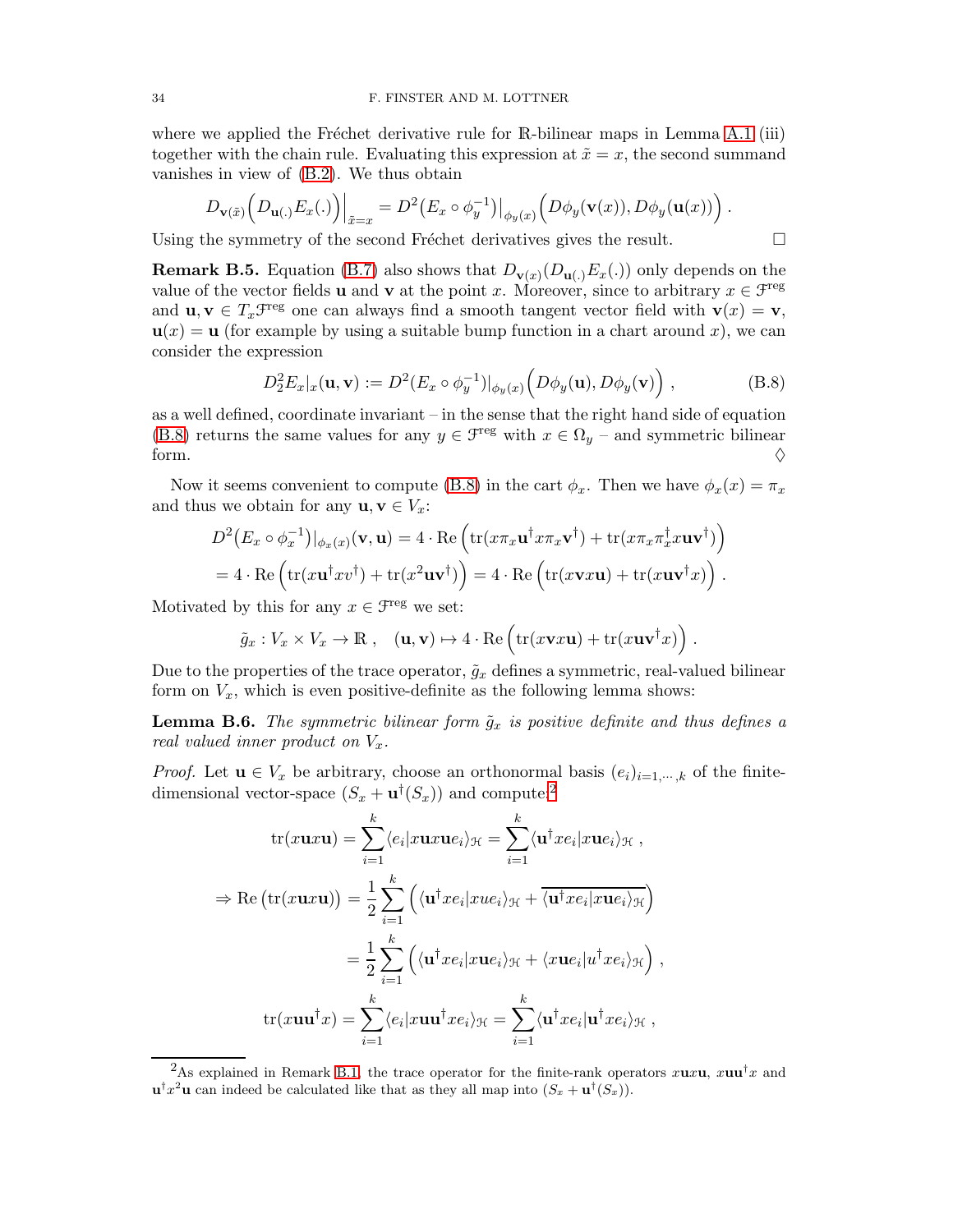where we applied the Fréchet derivative rule for $\mathbb{R}$-bilinear maps in Lemma A.1 (iii) together with the chain rule. Evaluating this expression at $\tilde{x} = x$, the second summand vanishes in view of (B.2). We thus obtain

$$D_{\mathbf{v}(\tilde{x})}\Big(D_{\mathbf{u}(.)}E_x(.)\Big)\Big|_{\tilde{x}=x} = D^2\big(E_x \circ \phi_y^{-1}\big)\big|_{\phi_y(x)}\Big(D\phi_y(\mathbf{v}(x)), D\phi_y(\mathbf{u}(x))\Big)\,.$$

Using the symmetry of the second Fréchet derivatives gives the result. $\square$

**Remark B.5.** Equation (B.7) also shows that $D_{\mathbf{v}(x)}(D_{\mathbf{u}(.)}E_x(.))$ only depends on the value of the vector fields $\mathbf{u}$ and $\mathbf{v}$ at the point $x$. Moreover, since to arbitrary $x \in \mathcal{F}^{\text{reg}}$ and $\mathbf{u}, \mathbf{v} \in T_x\mathcal{F}^{\text{reg}}$ one can always find a smooth tangent vector field with $\mathbf{v}(x) = \mathbf{v}$, $\mathbf{u}(x) = \mathbf{u}$ (for example by using a suitable bump function in a chart around $x$), we can consider the expression

$$D_2^2E_x|_x(\mathbf{u}, \mathbf{v}) := D^2(E_x \circ \phi_y^{-1})|_{\phi_y(x)}\Big(D\phi_y(\mathbf{u}), D\phi_y(\mathbf{v})\Big)\,, \tag{B.8}$$

as a well defined, coordinate invariant – in the sense that the right hand side of equation (B.8) returns the same values for any $y \in \mathcal{F}^{\text{reg}}$ with $x \in \Omega_y$ – and symmetric bilinear form. $\Diamond$

Now it seems convenient to compute (B.8) in the cart $\phi_x$. Then we have $\phi_x(x) = \pi_x$ and thus we obtain for any $\mathbf{u}, \mathbf{v} \in V_x$:

$$\begin{aligned}
D^2\big(E_x \circ \phi_x^{-1}\big)|_{\phi_x(x)}(\mathbf{v}, \mathbf{u}) &= 4 \cdot \text{Re}\,\Big(\text{tr}(x\pi_x\mathbf{u}^\dagger x\pi_x\mathbf{v}^\dagger) + \text{tr}(x\pi_x\pi_x^\dagger x\mathbf{u}\mathbf{v}^\dagger)\Big) \\
&= 4 \cdot \text{Re}\,\Big(\text{tr}(x\mathbf{u}^\dagger x v^\dagger) + \text{tr}(x^2\mathbf{u}\mathbf{v}^\dagger)\Big) = 4 \cdot \text{Re}\,\Big(\text{tr}(x\mathbf{v}x\mathbf{u}) + \text{tr}(x\mathbf{u}\mathbf{v}^\dagger x)\Big)\,.
\end{aligned}$$

Motivated by this for any $x \in \mathcal{F}^{\text{reg}}$ we set:

$$\tilde{g}_x : V_x \times V_x \to \mathbb{R}\,, \quad (\mathbf{u}, \mathbf{v}) \mapsto 4 \cdot \text{Re}\,\Big(\text{tr}(x\mathbf{v}x\mathbf{u}) + \text{tr}(x\mathbf{u}\mathbf{v}^\dagger x)\Big)\,.$$

Due to the properties of the trace operator, $\tilde{g}_x$ defines a symmetric, real-valued bilinear form on $V_x$, which is even positive-definite as the following lemma shows:

**Lemma B.6.** *The symmetric bilinear form $\tilde{g}_x$ is positive definite and thus defines a real valued inner product on $V_x$.*

*Proof.* Let $\mathbf{u} \in V_x$ be arbitrary, choose an orthonormal basis $(e_i)_{i=1,\cdots,k}$ of the finite-dimensional vector-space $(S_x + \mathbf{u}^\dagger(S_x))$ and compute:[2]

$$\begin{aligned}
\text{tr}(x\mathbf{u}x\mathbf{u}) &= \sum_{i=1}^k \langle e_i | x\mathbf{u}x\mathbf{u}e_i\rangle_{\mathcal{H}} = \sum_{i=1}^k \langle \mathbf{u}^\dagger x e_i | x\mathbf{u}e_i\rangle_{\mathcal{H}}\,, \\
\Rightarrow \text{Re}\,\big(\text{tr}(x\mathbf{u}x\mathbf{u})\big) &= \frac{1}{2}\sum_{i=1}^k \Big(\langle \mathbf{u}^\dagger x e_i | x u e_i\rangle_{\mathcal{H}} + \overline{\langle \mathbf{u}^\dagger x e_i | x\mathbf{u}e_i\rangle_{\mathcal{H}}}\Big) \\
&= \frac{1}{2}\sum_{i=1}^k \Big(\langle \mathbf{u}^\dagger x e_i | x\mathbf{u}e_i\rangle_{\mathcal{H}} + \langle x\mathbf{u}e_i | u^\dagger x e_i\rangle_{\mathcal{H}}\Big)\,, \\
\text{tr}(x\mathbf{u}\mathbf{u}^\dagger x) &= \sum_{i=1}^k \langle e_i | x\mathbf{u}\mathbf{u}^\dagger x e_i\rangle_{\mathcal{H}} = \sum_{i=1}^k \langle \mathbf{u}^\dagger x e_i | \mathbf{u}^\dagger x e_i\rangle_{\mathcal{H}}\,,
\end{aligned}$$

[2] As explained in Remark B.1, the trace operator for the finite-rank operators $x\mathbf{u}x\mathbf{u}$, $x\mathbf{u}\mathbf{u}^\dagger x$ and $\mathbf{u}^\dagger x^2\mathbf{u}$ can indeed be calculated like that as they all map into $(S_x + \mathbf{u}^\dagger(S_x))$.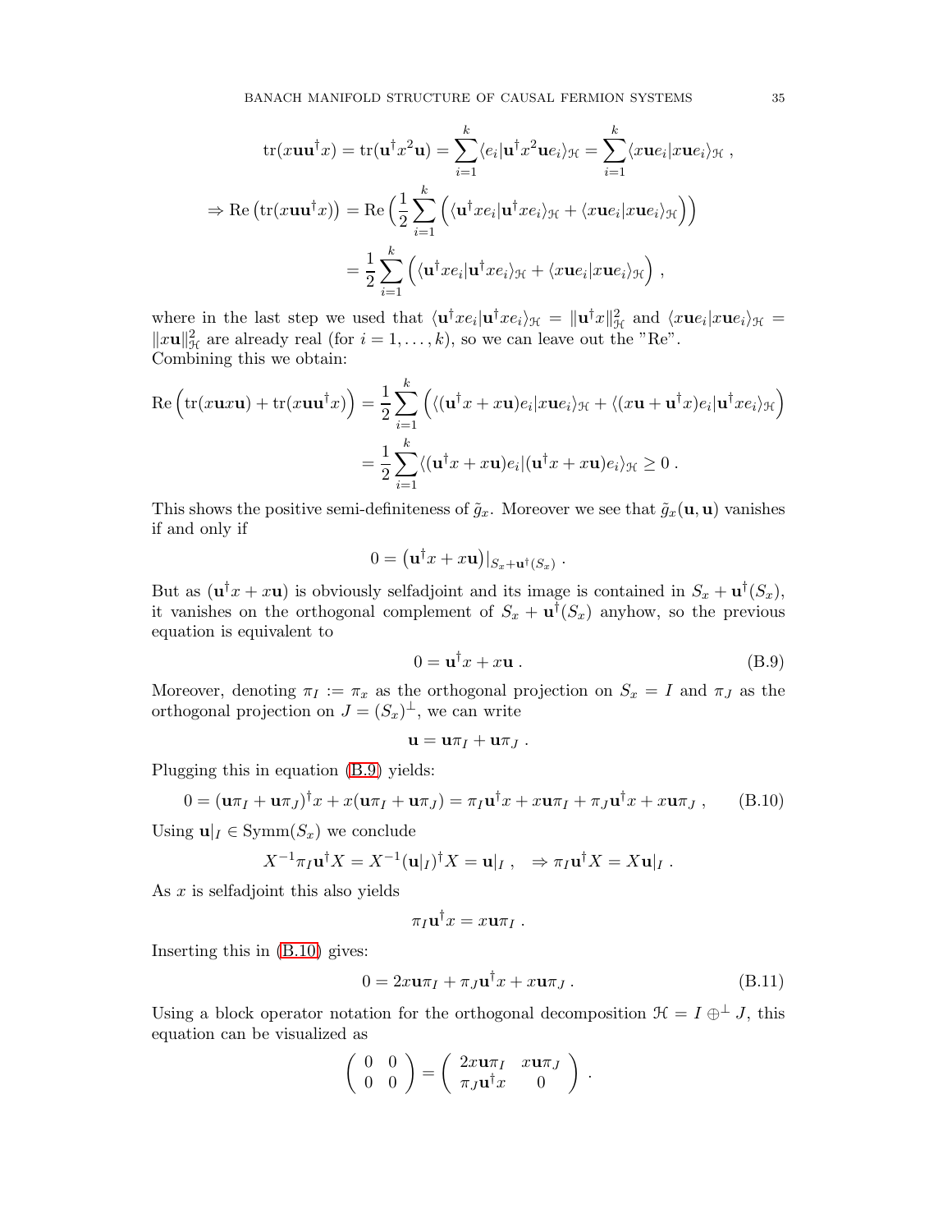$$
\begin{aligned}
\operatorname{tr}(x\mathbf{u}\mathbf{u}^\dagger x) = \operatorname{tr}(\mathbf{u}^\dagger x^2 \mathbf{u}) &= \sum_{i=1}^k \langle e_i | \mathbf{u}^\dagger x^2 \mathbf{u} e_i \rangle_{\mathcal{H}} = \sum_{i=1}^k \langle x\mathbf{u} e_i | x\mathbf{u} e_i \rangle_{\mathcal{H}} \,, \\
\Rightarrow \operatorname{Re}\big(\operatorname{tr}(x\mathbf{u}\mathbf{u}^\dagger x)\big) &= \operatorname{Re}\Big(\frac{1}{2}\sum_{i=1}^k \Big(\langle \mathbf{u}^\dagger x e_i | \mathbf{u}^\dagger x e_i \rangle_{\mathcal{H}} + \langle x\mathbf{u} e_i | x\mathbf{u} e_i \rangle_{\mathcal{H}}\Big)\Big) \\
&= \frac{1}{2}\sum_{i=1}^k \Big(\langle \mathbf{u}^\dagger x e_i | \mathbf{u}^\dagger x e_i \rangle_{\mathcal{H}} + \langle x\mathbf{u} e_i | x\mathbf{u} e_i \rangle_{\mathcal{H}}\Big) \,,
\end{aligned}
$$

where in the last step we used that $\langle \mathbf{u}^\dagger x e_i | \mathbf{u}^\dagger x e_i \rangle_{\mathcal{H}} = \|\mathbf{u}^\dagger x\|^2_{\mathcal{H}}$ and $\langle x\mathbf{u} e_i | x\mathbf{u} e_i \rangle_{\mathcal{H}} = \|x\mathbf{u}\|^2_{\mathcal{H}}$ are already real (for $i = 1, \ldots, k$), so we can leave out the "Re".
Combining this we obtain:

$$
\begin{aligned}
\operatorname{Re}\Big(\operatorname{tr}(x\mathbf{u}x\mathbf{u}) + \operatorname{tr}(x\mathbf{u}\mathbf{u}^\dagger x)\Big) &= \frac{1}{2}\sum_{i=1}^k \Big(\langle (\mathbf{u}^\dagger x + x\mathbf{u}) e_i | x\mathbf{u} e_i \rangle_{\mathcal{H}} + \langle (x\mathbf{u} + \mathbf{u}^\dagger x) e_i | \mathbf{u}^\dagger x e_i \rangle_{\mathcal{H}}\Big) \\
&= \frac{1}{2}\sum_{i=1}^k \langle (\mathbf{u}^\dagger x + x\mathbf{u}) e_i | (\mathbf{u}^\dagger x + x\mathbf{u}) e_i \rangle_{\mathcal{H}} \geq 0 \,.
\end{aligned}
$$

This shows the positive semi-definiteness of $\tilde{g}_x$. Moreover we see that $\tilde{g}_x(\mathbf{u}, \mathbf{u})$ vanishes if and only if

$$
0 = \big(\mathbf{u}^\dagger x + x\mathbf{u}\big)|_{S_x + \mathbf{u}^\dagger(S_x)} \,.
$$

But as $(\mathbf{u}^\dagger x + x\mathbf{u})$ is obviously selfadjoint and its image is contained in $S_x + \mathbf{u}^\dagger(S_x)$, it vanishes on the orthogonal complement of $S_x + \mathbf{u}^\dagger(S_x)$ anyhow, so the previous equation is equivalent to

$$
0 = \mathbf{u}^\dagger x + x\mathbf{u} \,. \tag{B.9}
$$

Moreover, denoting $\pi_I := \pi_x$ as the orthogonal projection on $S_x = I$ and $\pi_J$ as the orthogonal projection on $J = (S_x)^\perp$, we can write

$$
\mathbf{u} = \mathbf{u}\pi_I + \mathbf{u}\pi_J \,.
$$

Plugging this in equation (B.9) yields:

$$
0 = (\mathbf{u}\pi_I + \mathbf{u}\pi_J)^\dagger x + x(\mathbf{u}\pi_I + \mathbf{u}\pi_J) = \pi_I \mathbf{u}^\dagger x + x\mathbf{u}\pi_I + \pi_J \mathbf{u}^\dagger x + x\mathbf{u}\pi_J \,, \tag{B.10}
$$

Using $\mathbf{u}|_I \in \operatorname{Symm}(S_x)$ we conclude

$$
X^{-1}\pi_I \mathbf{u}^\dagger X = X^{-1}(\mathbf{u}|_I)^\dagger X = \mathbf{u}|_I \,, \quad \Rightarrow \pi_I \mathbf{u}^\dagger X = X\mathbf{u}|_I \,.
$$

As $x$ is selfadjoint this also yields

$$
\pi_I \mathbf{u}^\dagger x = x\mathbf{u}\pi_I \,.
$$

Inserting this in (B.10) gives:

$$
0 = 2x\mathbf{u}\pi_I + \pi_J \mathbf{u}^\dagger x + x\mathbf{u}\pi_J \,. \tag{B.11}
$$

Using a block operator notation for the orthogonal decomposition $\mathcal{H} = I \oplus^\perp J$, this equation can be visualized as

$$
\begin{pmatrix} 0 & 0 \\ 0 & 0 \end{pmatrix} = \begin{pmatrix} 2x\mathbf{u}\pi_I & x\mathbf{u}\pi_J \\ \pi_J \mathbf{u}^\dagger x & 0 \end{pmatrix} \,.
$$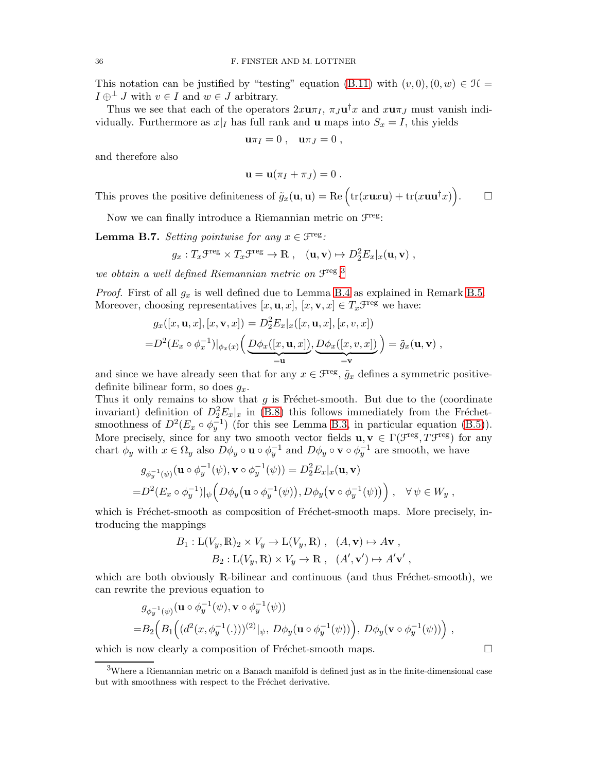This notation can be justified by "testing" equation (B.11) with $(v, 0), (0, w) \in \mathcal{H} = I \oplus^\perp J$ with $v \in I$ and $w \in J$ arbitrary.

Thus we see that each of the operators $2x\mathbf{u}\pi_I$, $\pi_J \mathbf{u}^\dagger x$ and $x\mathbf{u}\pi_J$ must vanish individually. Furthermore as $x|_I$ has full rank and $\mathbf{u}$ maps into $S_x = I$, this yields

$$\mathbf{u}\pi_I = 0 \,, \quad \mathbf{u}\pi_J = 0 \,,$$

and therefore also

$$\mathbf{u} = \mathbf{u}(\pi_I + \pi_J) = 0 \,.$$

This proves the positive definiteness of $\tilde{g}_x(\mathbf{u}, \mathbf{u}) = \mathrm{Re}\Big(\mathrm{tr}(x\mathbf{u}x\mathbf{u}) + \mathrm{tr}(x\mathbf{u}\mathbf{u}^\dagger x)\Big)$. $\square$

Now we can finally introduce a Riemannian metric on $\mathcal{F}^{\mathrm{reg}}$:

**Lemma B.7.** *Setting pointwise for any $x \in \mathcal{F}^{\mathrm{reg}}$:*

$$g_x : T_x\mathcal{F}^{\mathrm{reg}} \times T_x\mathcal{F}^{\mathrm{reg}} \to \mathbb{R} \,, \quad (\mathbf{u}, \mathbf{v}) \mapsto D_2^2 E_x|_x(\mathbf{u}, \mathbf{v}) \,,$$

*we obtain a well defined Riemannian metric on $\mathcal{F}^{\mathrm{reg}}$.*[3]

*Proof.* First of all $g_x$ is well defined due to Lemma B.4 as explained in Remark B.5. Moreover, choosing representatives $[x, \mathbf{u}, x], [x, \mathbf{v}, x] \in T_x\mathcal{F}^{\mathrm{reg}}$ we have:

$$\begin{aligned}
&g_x([x,\mathbf{u},x],[x,\mathbf{v},x]) = D_2^2 E_x|_x([x,\mathbf{u},x],[x,v,x]) \\
=&D^2(E_x \circ \phi_x^{-1})|_{\phi_x(x)}\Big(\underbrace{D\phi_x([x,\mathbf{u},x])}_{=\mathbf{u}}, \underbrace{D\phi_x([x,v,x])}_{=\mathbf{v}}\Big) = \tilde{g}_x(\mathbf{u},\mathbf{v}) \,,
\end{aligned}$$

and since we have already seen that for any $x \in \mathcal{F}^{\mathrm{reg}}$, $\tilde{g}_x$ defines a symmetric positive-definite bilinear form, so does $g_x$.
Thus it only remains to show that $g$ is Fréchet-smooth. But due to the (coordinate invariant) definition of $D_2^2 E_x|_x$ in (B.8) this follows immediately from the Fréchet-smoothness of $D^2(E_x \circ \phi_y^{-1})$ (for this see Lemma B.3, in particular equation (B.5)). More precisely, since for any two smooth vector fields $\mathbf{u}, \mathbf{v} \in \Gamma(\mathcal{F}^{\mathrm{reg}}, T\mathcal{F}^{\mathrm{reg}})$ for any chart $\phi_y$ with $x \in \Omega_y$ also $D\phi_y \circ \mathbf{u} \circ \phi_y^{-1}$ and $D\phi_y \circ \mathbf{v} \circ \phi_y^{-1}$ are smooth, we have

$$\begin{aligned}
&g_{\phi_y^{-1}(\psi)}(\mathbf{u} \circ \phi_y^{-1}(\psi), \mathbf{v} \circ \phi_y^{-1}(\psi)) = D_2^2 E_x|_x(\mathbf{u},\mathbf{v}) \\
=&D^2(E_x \circ \phi_y^{-1})|_\psi\Big(D\phi_y\big(\mathbf{u} \circ \phi_y^{-1}(\psi)\big), D\phi_y\big(\mathbf{v} \circ \phi_y^{-1}(\psi)\big)\Big) \,, \quad \forall\, \psi \in W_y \,,
\end{aligned}$$

which is Fréchet-smooth as composition of Fréchet-smooth maps. More precisely, introducing the mappings

$$\begin{aligned}
B_1 : \mathrm{L}(V_y, \mathbb{R})_2 \times V_y \to \mathrm{L}(V_y, \mathbb{R}) \,, \quad (A, \mathbf{v}) \mapsto A\mathbf{v} \,, \\
B_2 : \mathrm{L}(V_y, \mathbb{R}) \times V_y \to \mathbb{R} \,, \quad (A', \mathbf{v}') \mapsto A'\mathbf{v}' \,,
\end{aligned}$$

which are both obviously $\mathbb{R}$-bilinear and continuous (and thus Fréchet-smooth), we can rewrite the previous equation to

$$\begin{aligned}
&g_{\phi_y^{-1}(\psi)}(\mathbf{u} \circ \phi_y^{-1}(\psi), \mathbf{v} \circ \phi_y^{-1}(\psi)) \\
=&B_2\Big(B_1\Big((d^2(x, \phi_y^{-1}(.)))^{(2)}|_\psi,\, D\phi_y(\mathbf{u} \circ \phi_y^{-1}(\psi))\Big),\, D\phi_y(\mathbf{v} \circ \phi_y^{-1}(\psi))\Big) \,,
\end{aligned}$$

which is now clearly a composition of Fréchet-smooth maps. $\square$

---

[3] Where a Riemannian metric on a Banach manifold is defined just as in the finite-dimensional case but with smoothness with respect to the Fréchet derivative.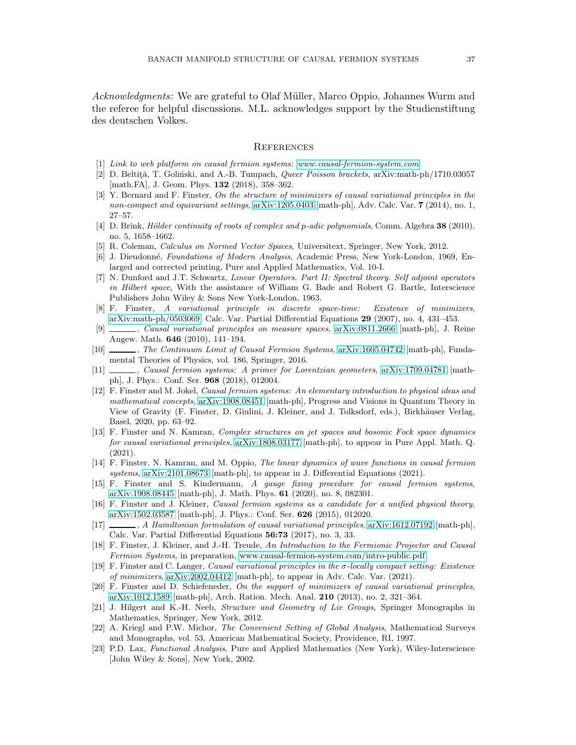*Acknowledgments:* We are grateful to Olaf Müller, Marco Oppio, Johannes Wurm and the referee for helpful discussions. M.L. acknowledges support by the Studienstiftung des deutschen Volkes.

## References

[1] *Link to web platform on causal fermion systems: www.causal-fermion-system.com.*

[2] D. Beltiţă, T. Goliński, and A.-B. Tumpach, *Queer Poisson brackets*, arXiv:math-ph/1710.03057 [math.FA], J. Geom. Phys. **132** (2018), 358–362.

[3] Y. Bernard and F. Finster, *On the structure of minimizers of causal variational principles in the non-compact and equivariant settings*, arXiv:1205.0403 [math-ph], Adv. Calc. Var. **7** (2014), no. 1, 27–57.

[4] D. Brink, *Hölder continuity of roots of complex and p-adic polynomials*, Comm. Algebra **38** (2010), no. 5, 1658–1662.

[5] R. Coleman, *Calculus on Normed Vector Spaces*, Universitext, Springer, New York, 2012.

[6] J. Dieudonné, *Foundations of Modern Analysis*, Academic Press, New York-London, 1969, Enlarged and corrected printing, Pure and Applied Mathematics, Vol. 10-I.

[7] N. Dunford and J.T. Schwartz, *Linear Operators. Part II: Spectral theory. Self adjoint operators in Hilbert space*, With the assistance of William G. Bade and Robert G. Bartle, Interscience Publishers John Wiley & Sons New York-London, 1963.

[8] F. Finster, *A variational principle in discrete space-time: Existence of minimizers*, arXiv:math-ph/0503069, Calc. Var. Partial Differential Equations **29** (2007), no. 4, 431–453.

[9] ———, *Causal variational principles on measure spaces*, arXiv:0811.2666 [math-ph], J. Reine Angew. Math. **646** (2010), 141–194.

[10] ———, *The Continuum Limit of Causal Fermion Systems*, arXiv:1605.04742 [math-ph], Fundamental Theories of Physics, vol. 186, Springer, 2016.

[11] ———, *Causal fermion systems: A primer for Lorentzian geometers*, arXiv:1709.04781 [math-ph], J. Phys.: Conf. Ser. **968** (2018), 012004.

[12] F. Finster and M. Jokel, *Causal fermion systems: An elementary introduction to physical ideas and mathematical concepts*, arXiv:1908.08451 [math-ph], Progress and Visions in Quantum Theory in View of Gravity (F. Finster, D. Giulini, J. Kleiner, and J. Tolksdorf, eds.), Birkhäuser Verlag, Basel, 2020, pp. 63–92.

[13] F. Finster and N. Kamran, *Complex structures on jet spaces and bosonic Fock space dynamics for causal variational principles*, arXiv:1808.03177 [math-ph], to appear in Pure Appl. Math. Q. (2021).

[14] F. Finster, N. Kamran, and M. Oppio, *The linear dynamics of wave functions in causal fermion systems*, arXiv:2101.08673 [math-ph], to appear in J. Differential Equations (2021).

[15] F. Finster and S. Kindermann, *A gauge fixing procedure for causal fermion systems*, arXiv:1908.08445 [math-ph], J. Math. Phys. **61** (2020), no. 8, 082301.

[16] F. Finster and J. Kleiner, *Causal fermion systems as a candidate for a unified physical theory*, arXiv:1502.03587 [math-ph], J. Phys.: Conf. Ser. **626** (2015), 012020.

[17] ———, *A Hamiltonian formulation of causal variational principles*, arXiv:1612.07192 [math-ph], Calc. Var. Partial Differential Equations **56:73** (2017), no. 3, 33.

[18] F. Finster, J. Kleiner, and J.-H. Treude, *An Introduction to the Fermionic Projector and Causal Fermion Systems*, in preparation, www.causal-fermion-system.com/intro-public.pdf.

[19] F. Finster and C. Langer, *Causal variational principles in the $\sigma$-locally compact setting: Existence of minimizers*, arXiv:2002.04412 [math-ph], to appear in Adv. Calc. Var. (2021).

[20] F. Finster and D. Schiefeneder, *On the support of minimizers of causal variational principles*, arXiv:1012.1589 [math-ph], Arch. Ration. Mech. Anal. **210** (2013), no. 2, 321–364.

[21] J. Hilgert and K.-H. Neeb, *Structure and Geometry of Lie Groups*, Springer Monographs in Mathematics, Springer, New York, 2012.

[22] A. Kriegl and P.W. Michor, *The Convenient Setting of Global Analysis*, Mathematical Surveys and Monographs, vol. 53, American Mathematical Society, Providence, RI, 1997.

[23] P.D. Lax, *Functional Analysis*, Pure and Applied Mathematics (New York), Wiley-Interscience [John Wiley & Sons], New York, 2002.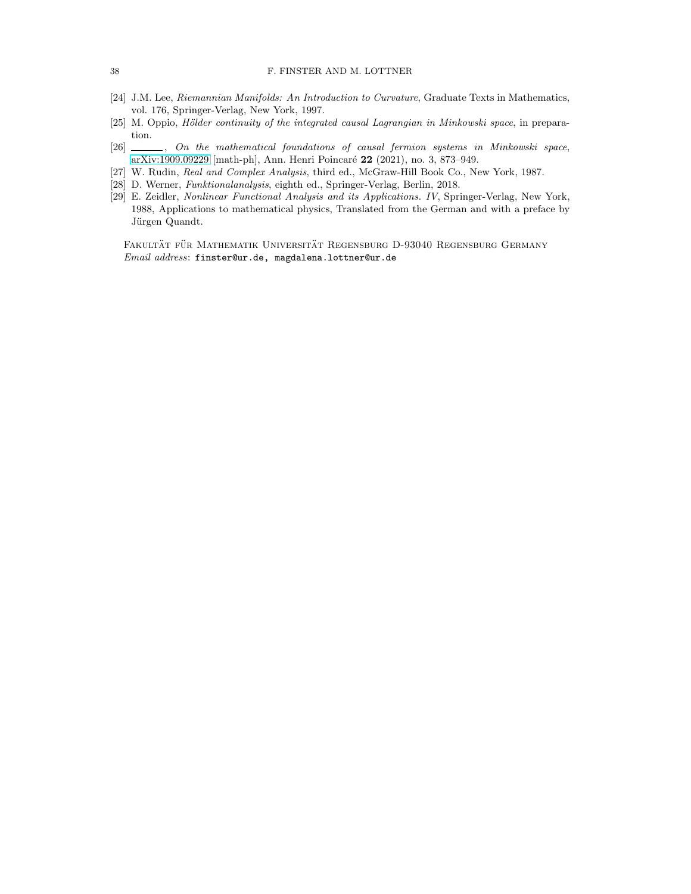[24] J.M. Lee, *Riemannian Manifolds: An Introduction to Curvature*, Graduate Texts in Mathematics, vol. 176, Springer-Verlag, New York, 1997.

[25] M. Oppio, *Hölder continuity of the integrated causal Lagrangian in Minkowski space*, in preparation.

[26] ______, *On the mathematical foundations of causal fermion systems in Minkowski space*, arXiv:1909.09229 [math-ph], Ann. Henri Poincaré **22** (2021), no. 3, 873–949.

[27] W. Rudin, *Real and Complex Analysis*, third ed., McGraw-Hill Book Co., New York, 1987.

[28] D. Werner, *Funktionalanalysis*, eighth ed., Springer-Verlag, Berlin, 2018.

[29] E. Zeidler, *Nonlinear Functional Analysis and its Applications. IV*, Springer-Verlag, New York, 1988, Applications to mathematical physics, Translated from the German and with a preface by Jürgen Quandt.

Fakultät für Mathematik Universität Regensburg D-93040 Regensburg Germany
*Email address*: `finster@ur.de, magdalena.lottner@ur.de`